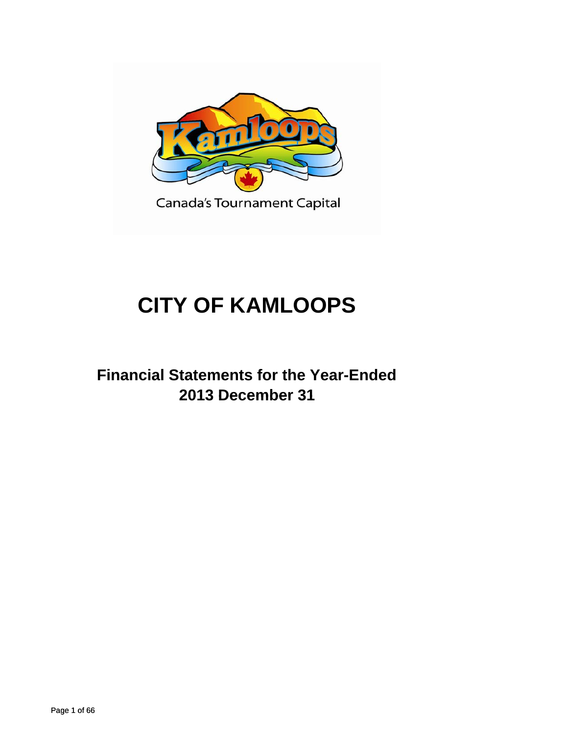# CITY OF KAMLOOPS

## Financial Statements for the Year-Ended 2013 December 31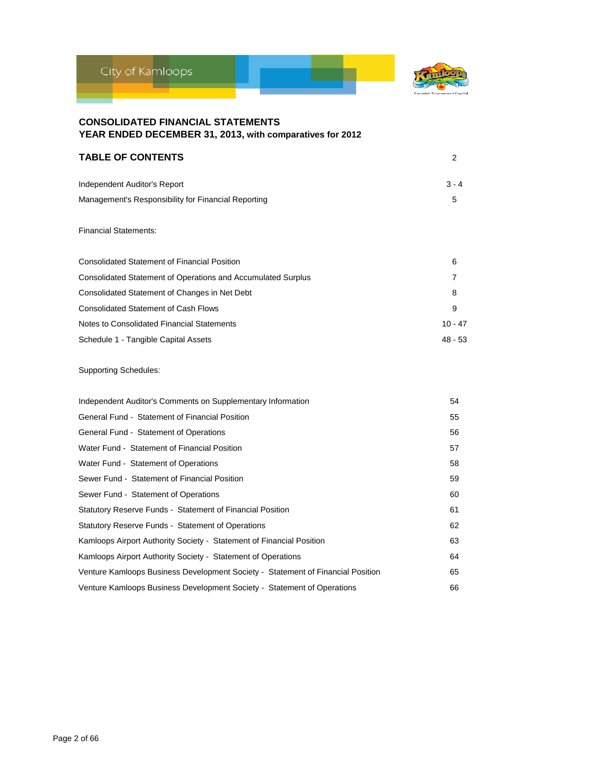City of Kamloops

# CONSOLIDATED FINANCIAL STATEMENTS
## YEAR ENDED DECEMBER 31, 2013, with comparatives for 2012

## TABLE OF CONTENTS 2

| | |
|---|---|
| Independent Auditor's Report | 3 - 4 |
| Management's Responsibility for Financial Reporting | 5 |

Financial Statements:

| | |
|---|---|
| Consolidated Statement of Financial Position | 6 |
| Consolidated Statement of Operations and Accumulated Surplus | 7 |
| Consolidated Statement of Changes in Net Debt | 8 |
| Consolidated Statement of Cash Flows | 9 |
| Notes to Consolidated Financial Statements | 10 - 47 |
| Schedule 1 - Tangible Capital Assets | 48 - 53 |

Supporting Schedules:

| | |
|---|---|
| Independent Auditor's Comments on Supplementary Information | 54 |
| General Fund - Statement of Financial Position | 55 |
| General Fund - Statement of Operations | 56 |
| Water Fund - Statement of Financial Position | 57 |
| Water Fund - Statement of Operations | 58 |
| Sewer Fund - Statement of Financial Position | 59 |
| Sewer Fund - Statement of Operations | 60 |
| Statutory Reserve Funds - Statement of Financial Position | 61 |
| Statutory Reserve Funds - Statement of Operations | 62 |
| Kamloops Airport Authority Society - Statement of Financial Position | 63 |
| Kamloops Airport Authority Society - Statement of Operations | 64 |
| Venture Kamloops Business Development Society - Statement of Financial Position | 65 |
| Venture Kamloops Business Development Society - Statement of Operations | 66 |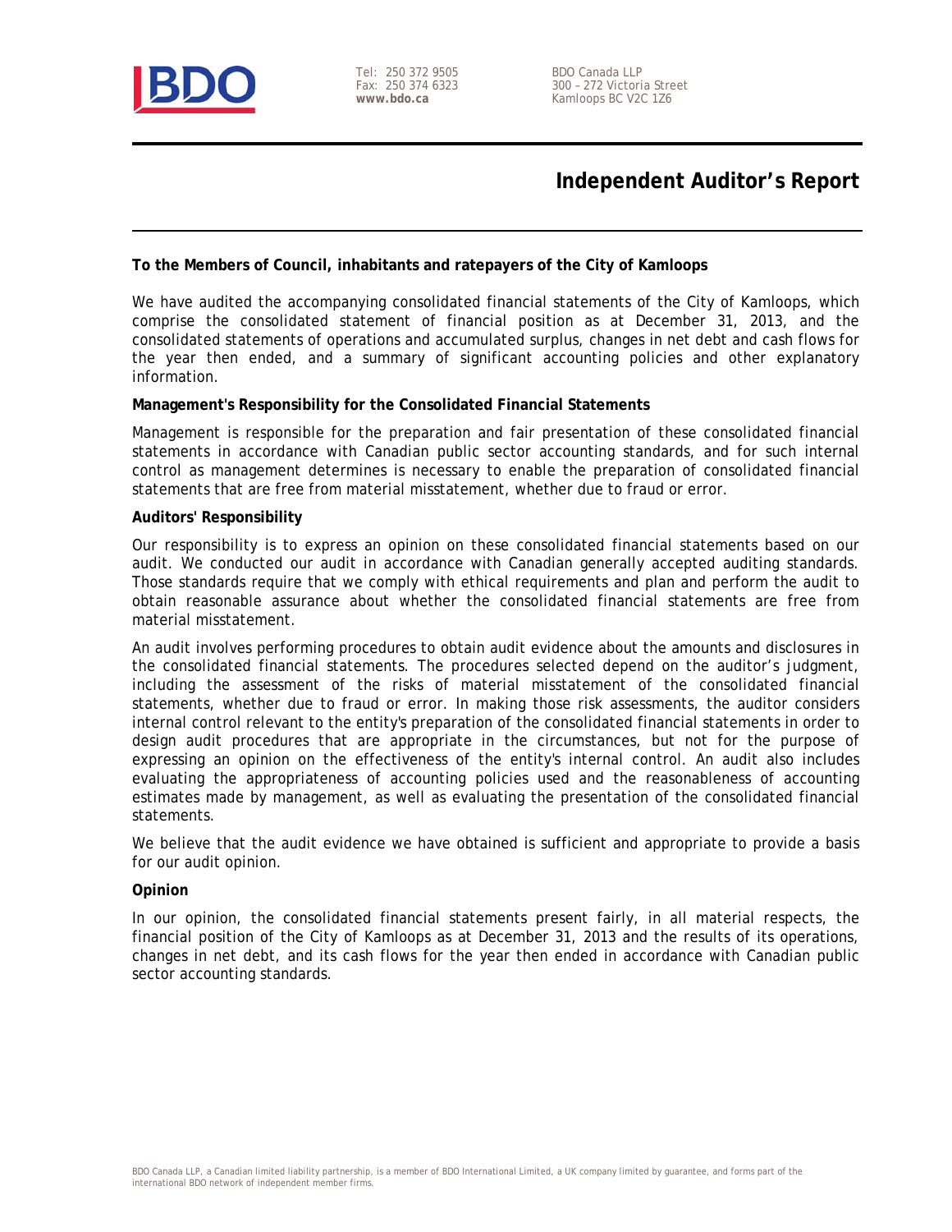BDO

Tel: 250 372 9505
Fax: 250 374 6323
**www.bdo.ca**

BDO Canada LLP
300 – 272 Victoria Street
Kamloops BC V2C 1Z6

# Independent Auditor's Report

**To the Members of Council, inhabitants and ratepayers of the City of Kamloops**

We have audited the accompanying consolidated financial statements of the City of Kamloops, which comprise the consolidated statement of financial position as at December 31, 2013, and the consolidated statements of operations and accumulated surplus, changes in net debt and cash flows for the year then ended, and a summary of significant accounting policies and other explanatory information.

**Management's Responsibility for the Consolidated Financial Statements**

Management is responsible for the preparation and fair presentation of these consolidated financial statements in accordance with Canadian public sector accounting standards, and for such internal control as management determines is necessary to enable the preparation of consolidated financial statements that are free from material misstatement, whether due to fraud or error.

**Auditors' Responsibility**

Our responsibility is to express an opinion on these consolidated financial statements based on our audit. We conducted our audit in accordance with Canadian generally accepted auditing standards. Those standards require that we comply with ethical requirements and plan and perform the audit to obtain reasonable assurance about whether the consolidated financial statements are free from material misstatement.

An audit involves performing procedures to obtain audit evidence about the amounts and disclosures in the consolidated financial statements. The procedures selected depend on the auditor's judgment, including the assessment of the risks of material misstatement of the consolidated financial statements, whether due to fraud or error. In making those risk assessments, the auditor considers internal control relevant to the entity's preparation of the consolidated financial statements in order to design audit procedures that are appropriate in the circumstances, but not for the purpose of expressing an opinion on the effectiveness of the entity's internal control. An audit also includes evaluating the appropriateness of accounting policies used and the reasonableness of accounting estimates made by management, as well as evaluating the presentation of the consolidated financial statements.

We believe that the audit evidence we have obtained is sufficient and appropriate to provide a basis for our audit opinion.

**Opinion**

In our opinion, the consolidated financial statements present fairly, in all material respects, the financial position of the City of Kamloops as at December 31, 2013 and the results of its operations, changes in net debt, and its cash flows for the year then ended in accordance with Canadian public sector accounting standards.

BDO Canada LLP, a Canadian limited liability partnership, is a member of BDO International Limited, a UK company limited by guarantee, and forms part of the international BDO network of independent member firms.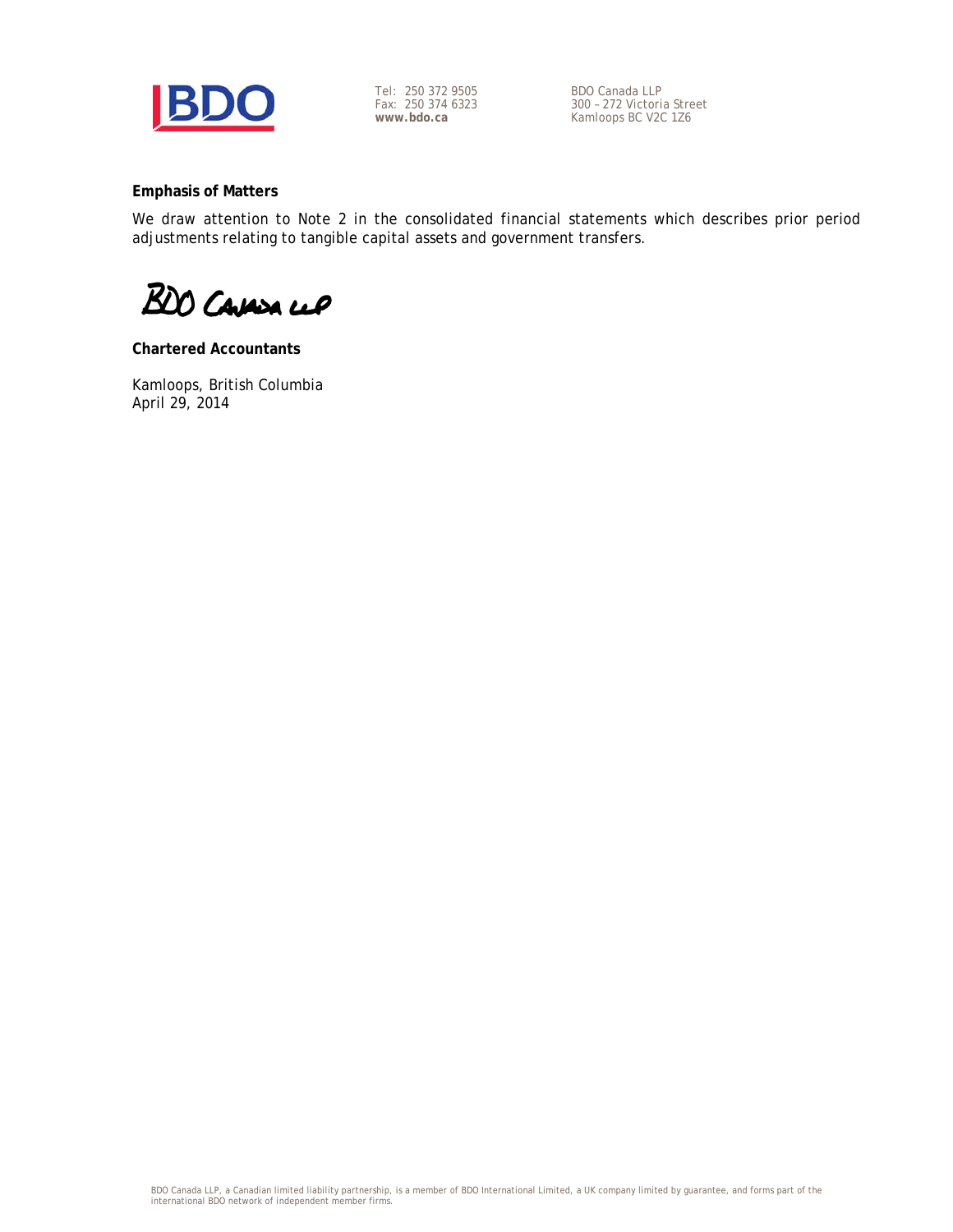Tel: 250 372 9505
Fax: 250 374 6323
**www.bdo.ca**

BDO Canada LLP
300 – 272 Victoria Street
Kamloops BC V2C 1Z6

**Emphasis of Matters**

We draw attention to Note 2 in the consolidated financial statements which describes prior period adjustments relating to tangible capital assets and government transfers.

BDO Canada LLP

**Chartered Accountants**

Kamloops, British Columbia
April 29, 2014

BDO Canada LLP, a Canadian limited liability partnership, is a member of BDO International Limited, a UK company limited by guarantee, and forms part of the international BDO network of independent member firms.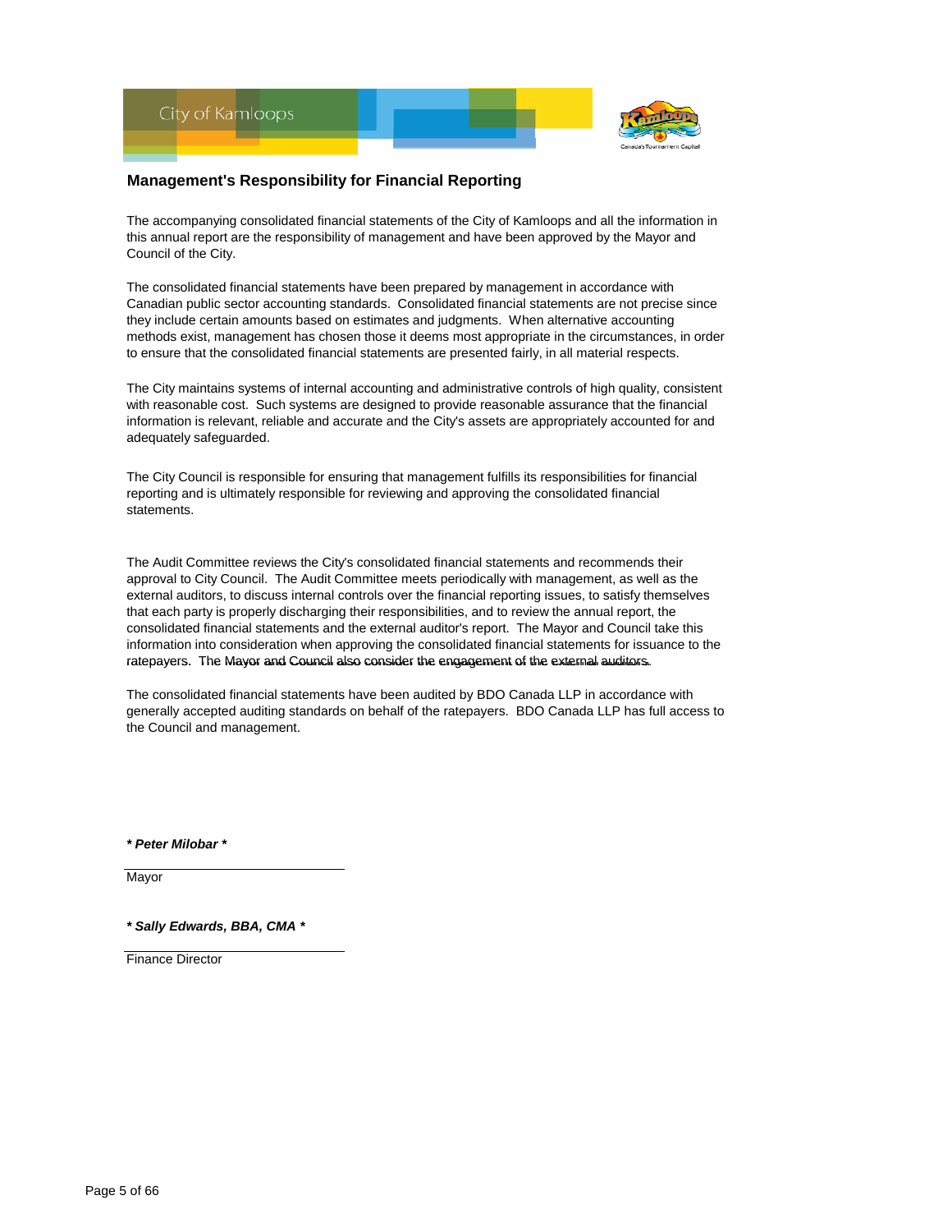City of Kamloops

## Management's Responsibility for Financial Reporting

The accompanying consolidated financial statements of the City of Kamloops and all the information in this annual report are the responsibility of management and have been approved by the Mayor and Council of the City.

The consolidated financial statements have been prepared by management in accordance with Canadian public sector accounting standards. Consolidated financial statements are not precise since they include certain amounts based on estimates and judgments. When alternative accounting methods exist, management has chosen those it deems most appropriate in the circumstances, in order to ensure that the consolidated financial statements are presented fairly, in all material respects.

The City maintains systems of internal accounting and administrative controls of high quality, consistent with reasonable cost. Such systems are designed to provide reasonable assurance that the financial information is relevant, reliable and accurate and the City's assets are appropriately accounted for and adequately safeguarded.

The City Council is responsible for ensuring that management fulfills its responsibilities for financial reporting and is ultimately responsible for reviewing and approving the consolidated financial statements.

The Audit Committee reviews the City's consolidated financial statements and recommends their approval to City Council. The Audit Committee meets periodically with management, as well as the external auditors, to discuss internal controls over the financial reporting issues, to satisfy themselves that each party is properly discharging their responsibilities, and to review the annual report, the consolidated financial statements and the external auditor's report. The Mayor and Council take this information into consideration when approving the consolidated financial statements for issuance to the ratepayers. The Mayor and Council also consider the engagement of the external auditors.

The consolidated financial statements have been audited by BDO Canada LLP in accordance with generally accepted auditing standards on behalf of the ratepayers. BDO Canada LLP has full access to the Council and management.

***Peter Milobar***

Mayor

***Sally Edwards, BBA, CMA***

Finance Director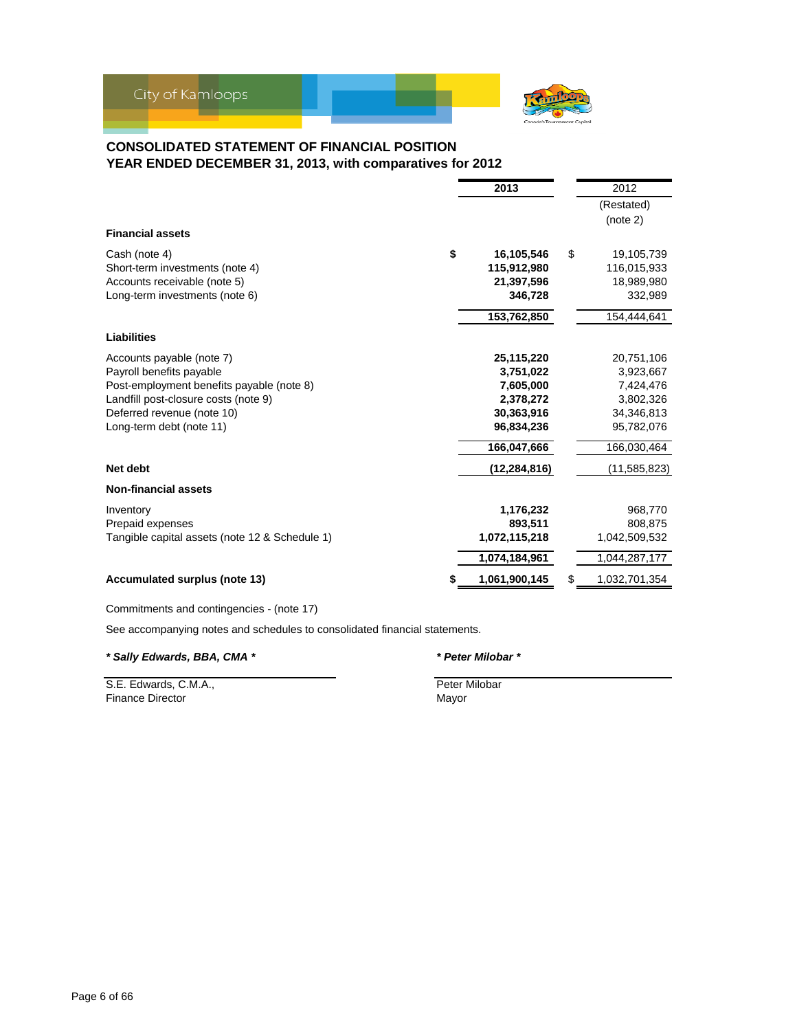City of Kamloops

## CONSOLIDATED STATEMENT OF FINANCIAL POSITION
## YEAR ENDED DECEMBER 31, 2013, with comparatives for 2012

| | 2013 | 2012 (Restated) (note 2) |
|---|---|---|
| **Financial assets** | | |
| Cash (note 4) | $ **16,105,546** | $ 19,105,739 |
| Short-term investments (note 4) | **115,912,980** | 116,015,933 |
| Accounts receivable (note 5) | **21,397,596** | 18,989,980 |
| Long-term investments (note 6) | **346,728** | 332,989 |
| | **153,762,850** | 154,444,641 |
| **Liabilities** | | |
| Accounts payable (note 7) | **25,115,220** | 20,751,106 |
| Payroll benefits payable | **3,751,022** | 3,923,667 |
| Post-employment benefits payable (note 8) | **7,605,000** | 7,424,476 |
| Landfill post-closure costs (note 9) | **2,378,272** | 3,802,326 |
| Deferred revenue (note 10) | **30,363,916** | 34,346,813 |
| Long-term debt (note 11) | **96,834,236** | 95,782,076 |
| | **166,047,666** | 166,030,464 |
| **Net debt** | **(12,284,816)** | (11,585,823) |
| **Non-financial assets** | | |
| Inventory | **1,176,232** | 968,770 |
| Prepaid expenses | **893,511** | 808,875 |
| Tangible capital assets (note 12 & Schedule 1) | **1,072,115,218** | 1,042,509,532 |
| | **1,074,184,961** | 1,044,287,177 |
| **Accumulated surplus (note 13)** | $ **1,061,900,145** | $ 1,032,701,354 |

Commitments and contingencies - (note 17)

See accompanying notes and schedules to consolidated financial statements.

***Sally Edwards, BBA, CMA***

S.E. Edwards, C.M.A.,
Finance Director

***Peter Milobar***

Peter Milobar
Mayor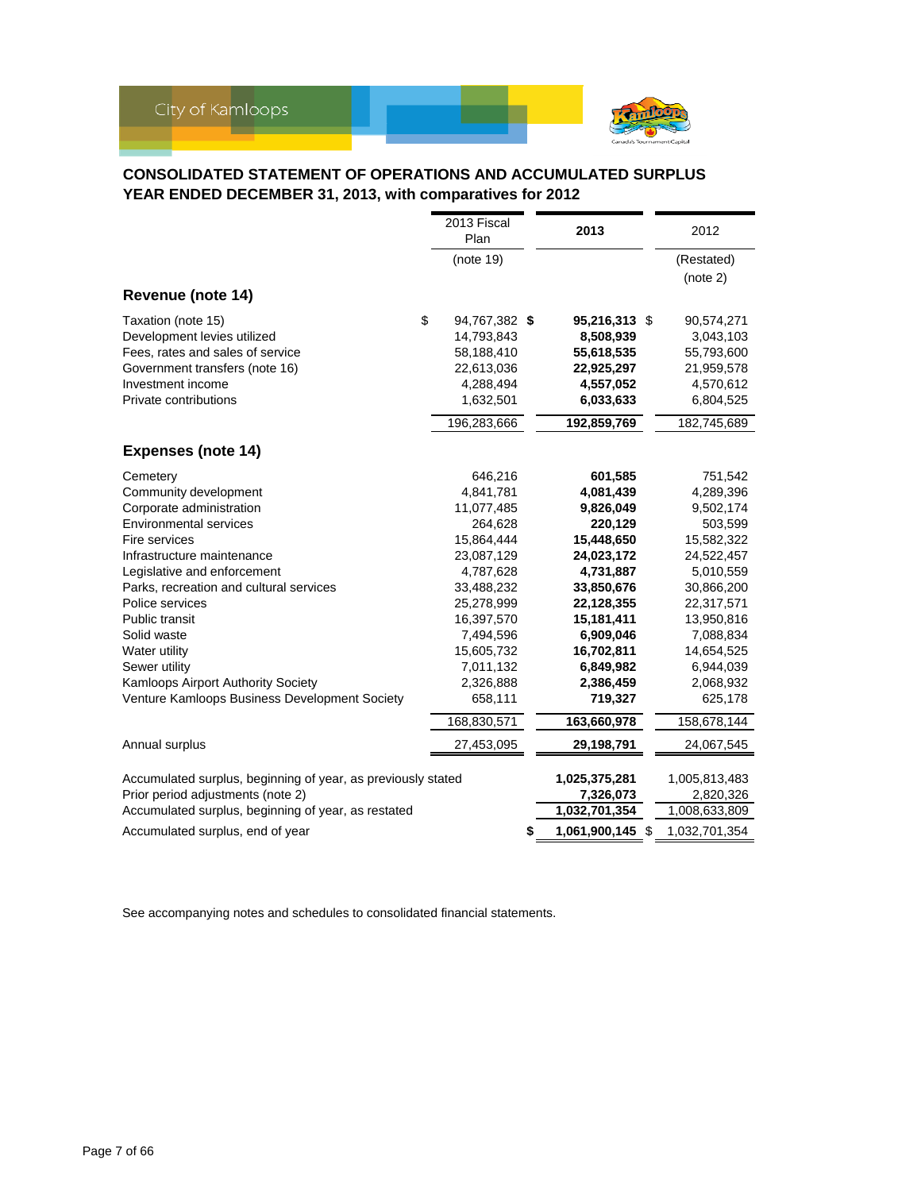City of Kamloops

# CONSOLIDATED STATEMENT OF OPERATIONS AND ACCUMULATED SURPLUS
## YEAR ENDED DECEMBER 31, 2013, with comparatives for 2012

| | 2013 Fiscal Plan (note 19) | **2013** | 2012 (Restated) (note 2) |
|---|---|---|---|
| **Revenue (note 14)** | | | |
| Taxation (note 15) | $ 94,767,382 | **$ 95,216,313** | $ 90,574,271 |
| Development levies utilized | 14,793,843 | **8,508,939** | 3,043,103 |
| Fees, rates and sales of service | 58,188,410 | **55,618,535** | 55,793,600 |
| Government transfers (note 16) | 22,613,036 | **22,925,297** | 21,959,578 |
| Investment income | 4,288,494 | **4,557,052** | 4,570,612 |
| Private contributions | 1,632,501 | **6,033,633** | 6,804,525 |
| | 196,283,666 | **192,859,769** | 182,745,689 |
| **Expenses (note 14)** | | | |
| Cemetery | 646,216 | **601,585** | 751,542 |
| Community development | 4,841,781 | **4,081,439** | 4,289,396 |
| Corporate administration | 11,077,485 | **9,826,049** | 9,502,174 |
| Environmental services | 264,628 | **220,129** | 503,599 |
| Fire services | 15,864,444 | **15,448,650** | 15,582,322 |
| Infrastructure maintenance | 23,087,129 | **24,023,172** | 24,522,457 |
| Legislative and enforcement | 4,787,628 | **4,731,887** | 5,010,559 |
| Parks, recreation and cultural services | 33,488,232 | **33,850,676** | 30,866,200 |
| Police services | 25,278,999 | **22,128,355** | 22,317,571 |
| Public transit | 16,397,570 | **15,181,411** | 13,950,816 |
| Solid waste | 7,494,596 | **6,909,046** | 7,088,834 |
| Water utility | 15,605,732 | **16,702,811** | 14,654,525 |
| Sewer utility | 7,011,132 | **6,849,982** | 6,944,039 |
| Kamloops Airport Authority Society | 2,326,888 | **2,386,459** | 2,068,932 |
| Venture Kamloops Business Development Society | 658,111 | **719,327** | 625,178 |
| | 168,830,571 | **163,660,978** | 158,678,144 |
| Annual surplus | 27,453,095 | **29,198,791** | 24,067,545 |
| Accumulated surplus, beginning of year, as previously stated | | **1,025,375,281** | 1,005,813,483 |
| Prior period adjustments (note 2) | | **7,326,073** | 2,820,326 |
| Accumulated surplus, beginning of year, as restated | | **1,032,701,354** | 1,008,633,809 |
| Accumulated surplus, end of year | | **$ 1,061,900,145** | $ 1,032,701,354 |

See accompanying notes and schedules to consolidated financial statements.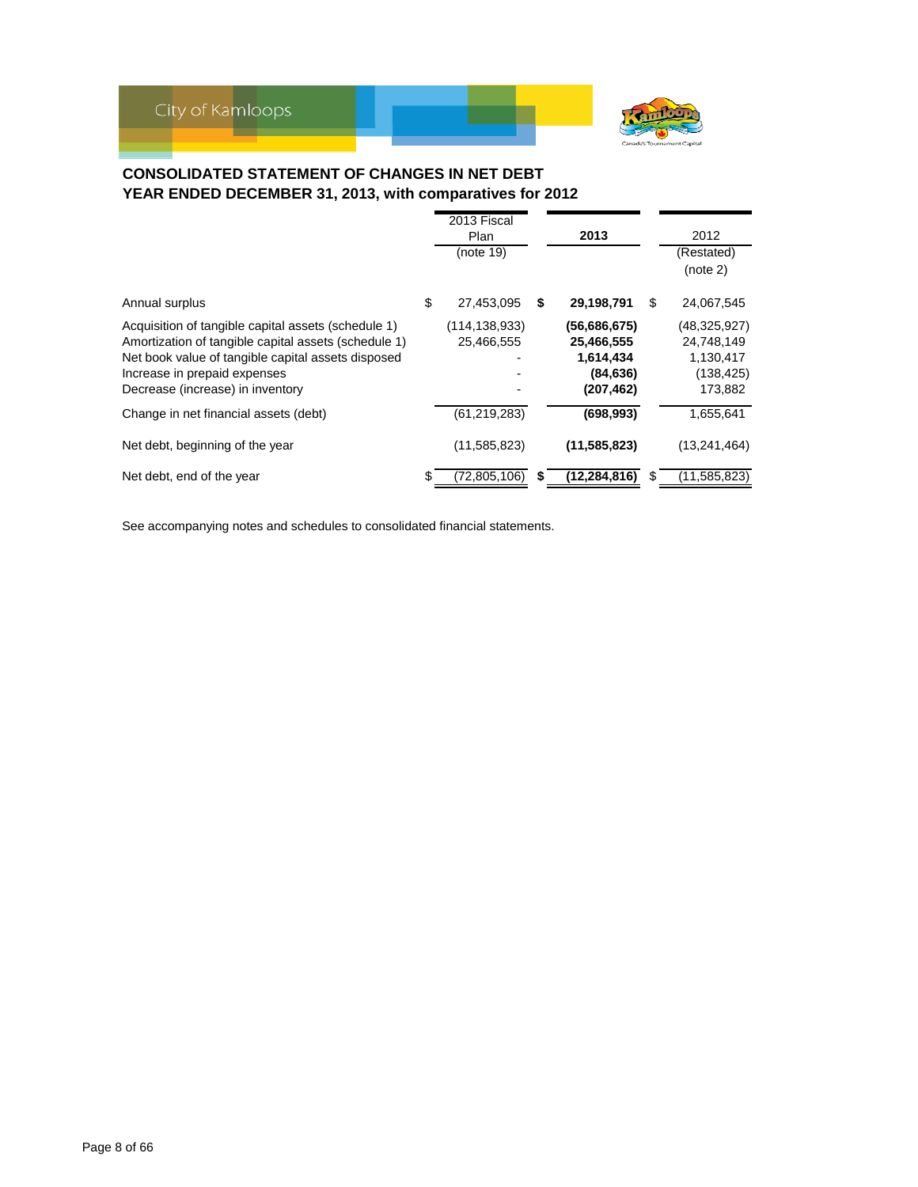City of Kamloops

## CONSOLIDATED STATEMENT OF CHANGES IN NET DEBT
## YEAR ENDED DECEMBER 31, 2013, with comparatives for 2012

| | 2013 Fiscal Plan (note 19) | **2013** | 2012 (Restated) (note 2) |
|---|---|---|---|
| Annual surplus | $ 27,453,095 | **$ 29,198,791** | $ 24,067,545 |
| Acquisition of tangible capital assets (schedule 1) | (114,138,933) | **(56,686,675)** | (48,325,927) |
| Amortization of tangible capital assets (schedule 1) | 25,466,555 | **25,466,555** | 24,748,149 |
| Net book value of tangible capital assets disposed | - | **1,614,434** | 1,130,417 |
| Increase in prepaid expenses | - | **(84,636)** | (138,425) |
| Decrease (increase) in inventory | - | **(207,462)** | 173,882 |
| Change in net financial assets (debt) | (61,219,283) | **(698,993)** | 1,655,641 |
| Net debt, beginning of the year | (11,585,823) | **(11,585,823)** | (13,241,464) |
| Net debt, end of the year | $ (72,805,106) | **$ (12,284,816)** | $ (11,585,823) |

See accompanying notes and schedules to consolidated financial statements.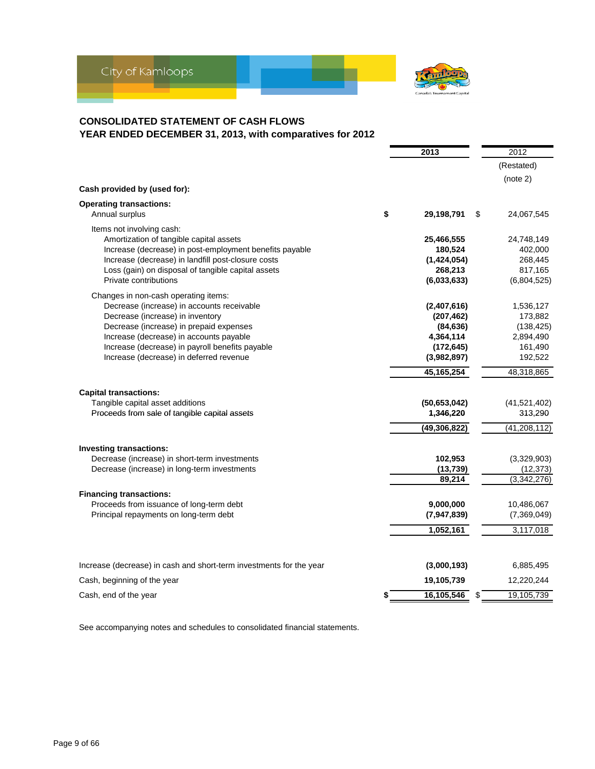City of Kamloops

## CONSOLIDATED STATEMENT OF CASH FLOWS
## YEAR ENDED DECEMBER 31, 2013, with comparatives for 2012

| | 2013 | 2012 (Restated) (note 2) |
|---|---|---|
| **Cash provided by (used for):** | | |
| **Operating transactions:** | | |
| Annual surplus | $ **29,198,791** | $ 24,067,545 |
| Items not involving cash: | | |
| Amortization of tangible capital assets | **25,466,555** | 24,748,149 |
| Increase (decrease) in post-employment benefits payable | **180,524** | 402,000 |
| Increase (decrease) in landfill post-closure costs | **(1,424,054)** | 268,445 |
| Loss (gain) on disposal of tangible capital assets | **268,213** | 817,165 |
| Private contributions | **(6,033,633)** | (6,804,525) |
| Changes in non-cash operating items: | | |
| Decrease (increase) in accounts receivable | **(2,407,616)** | 1,536,127 |
| Decrease (increase) in inventory | **(207,462)** | 173,882 |
| Decrease (increase) in prepaid expenses | **(84,636)** | (138,425) |
| Increase (decrease) in accounts payable | **4,364,114** | 2,894,490 |
| Increase (decrease) in payroll benefits payable | **(172,645)** | 161,490 |
| Increase (decrease) in deferred revenue | **(3,982,897)** | 192,522 |
| | **45,165,254** | 48,318,865 |
| **Capital transactions:** | | |
| Tangible capital asset additions | **(50,653,042)** | (41,521,402) |
| Proceeds from sale of tangible capital assets | **1,346,220** | 313,290 |
| | **(49,306,822)** | (41,208,112) |
| **Investing transactions:** | | |
| Decrease (increase) in short-term investments | **102,953** | (3,329,903) |
| Decrease (increase) in long-term investments | **(13,739)** | (12,373) |
| | **89,214** | (3,342,276) |
| **Financing transactions:** | | |
| Proceeds from issuance of long-term debt | **9,000,000** | 10,486,067 |
| Principal repayments on long-term debt | **(7,947,839)** | (7,369,049) |
| | **1,052,161** | 3,117,018 |
| Increase (decrease) in cash and short-term investments for the year | **(3,000,193)** | 6,885,495 |
| Cash, beginning of the year | **19,105,739** | 12,220,244 |
| Cash, end of the year | $ **16,105,546** | $ 19,105,739 |

See accompanying notes and schedules to consolidated financial statements.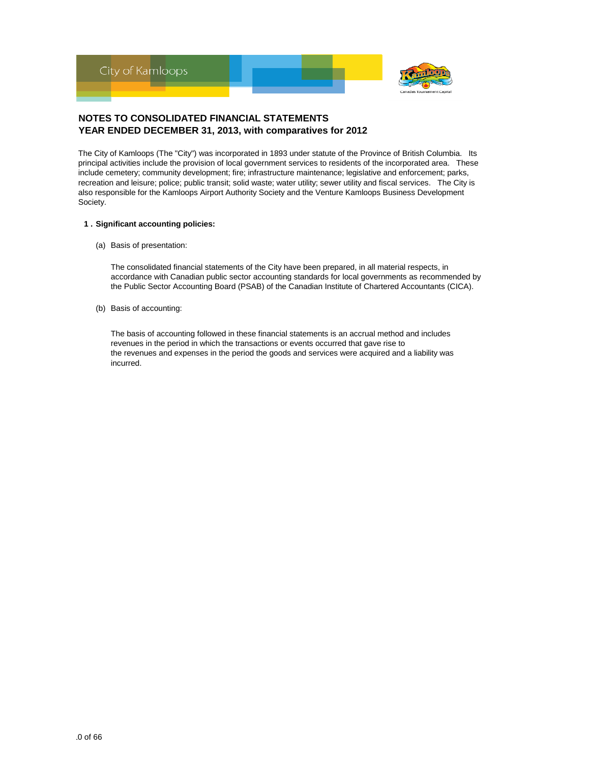## NOTES TO CONSOLIDATED FINANCIAL STATEMENTS
## YEAR ENDED DECEMBER 31, 2013, with comparatives for 2012

The City of Kamloops (The "City") was incorporated in 1893 under statute of the Province of British Columbia. Its principal activities include the provision of local government services to residents of the incorporated area. These include cemetery; community development; fire; infrastructure maintenance; legislative and enforcement; parks, recreation and leisure; police; public transit; solid waste; water utility; sewer utility and fiscal services. The City is also responsible for the Kamloops Airport Authority Society and the Venture Kamloops Business Development Society.

**1 . Significant accounting policies:**

(a) Basis of presentation:

The consolidated financial statements of the City have been prepared, in all material respects, in accordance with Canadian public sector accounting standards for local governments as recommended by the Public Sector Accounting Board (PSAB) of the Canadian Institute of Chartered Accountants (CICA).

(b) Basis of accounting:

The basis of accounting followed in these financial statements is an accrual method and includes revenues in the period in which the transactions or events occurred that gave rise to the revenues and expenses in the period the goods and services were acquired and a liability was incurred.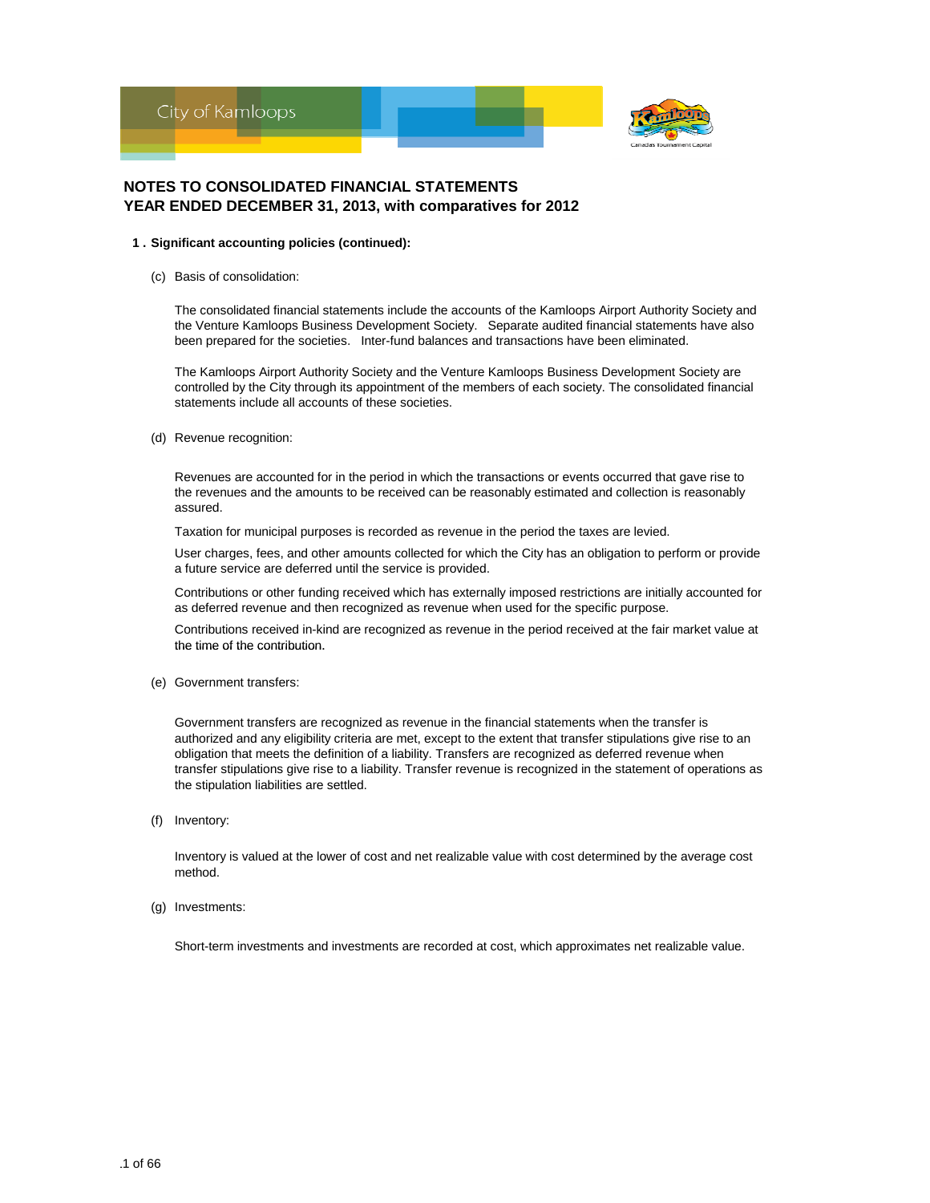## NOTES TO CONSOLIDATED FINANCIAL STATEMENTS
## YEAR ENDED DECEMBER 31, 2013, with comparatives for 2012

**1 . Significant accounting policies (continued):**

(c) Basis of consolidation:

The consolidated financial statements include the accounts of the Kamloops Airport Authority Society and the Venture Kamloops Business Development Society. Separate audited financial statements have also been prepared for the societies. Inter-fund balances and transactions have been eliminated.

The Kamloops Airport Authority Society and the Venture Kamloops Business Development Society are controlled by the City through its appointment of the members of each society. The consolidated financial statements include all accounts of these societies.

(d) Revenue recognition:

Revenues are accounted for in the period in which the transactions or events occurred that gave rise to the revenues and the amounts to be received can be reasonably estimated and collection is reasonably assured.

Taxation for municipal purposes is recorded as revenue in the period the taxes are levied.

User charges, fees, and other amounts collected for which the City has an obligation to perform or provide a future service are deferred until the service is provided.

Contributions or other funding received which has externally imposed restrictions are initially accounted for as deferred revenue and then recognized as revenue when used for the specific purpose.

Contributions received in-kind are recognized as revenue in the period received at the fair market value at the time of the contribution.

(e) Government transfers:

Government transfers are recognized as revenue in the financial statements when the transfer is authorized and any eligibility criteria are met, except to the extent that transfer stipulations give rise to an obligation that meets the definition of a liability. Transfers are recognized as deferred revenue when transfer stipulations give rise to a liability. Transfer revenue is recognized in the statement of operations as the stipulation liabilities are settled.

(f) Inventory:

Inventory is valued at the lower of cost and net realizable value with cost determined by the average cost method.

(g) Investments:

Short-term investments and investments are recorded at cost, which approximates net realizable value.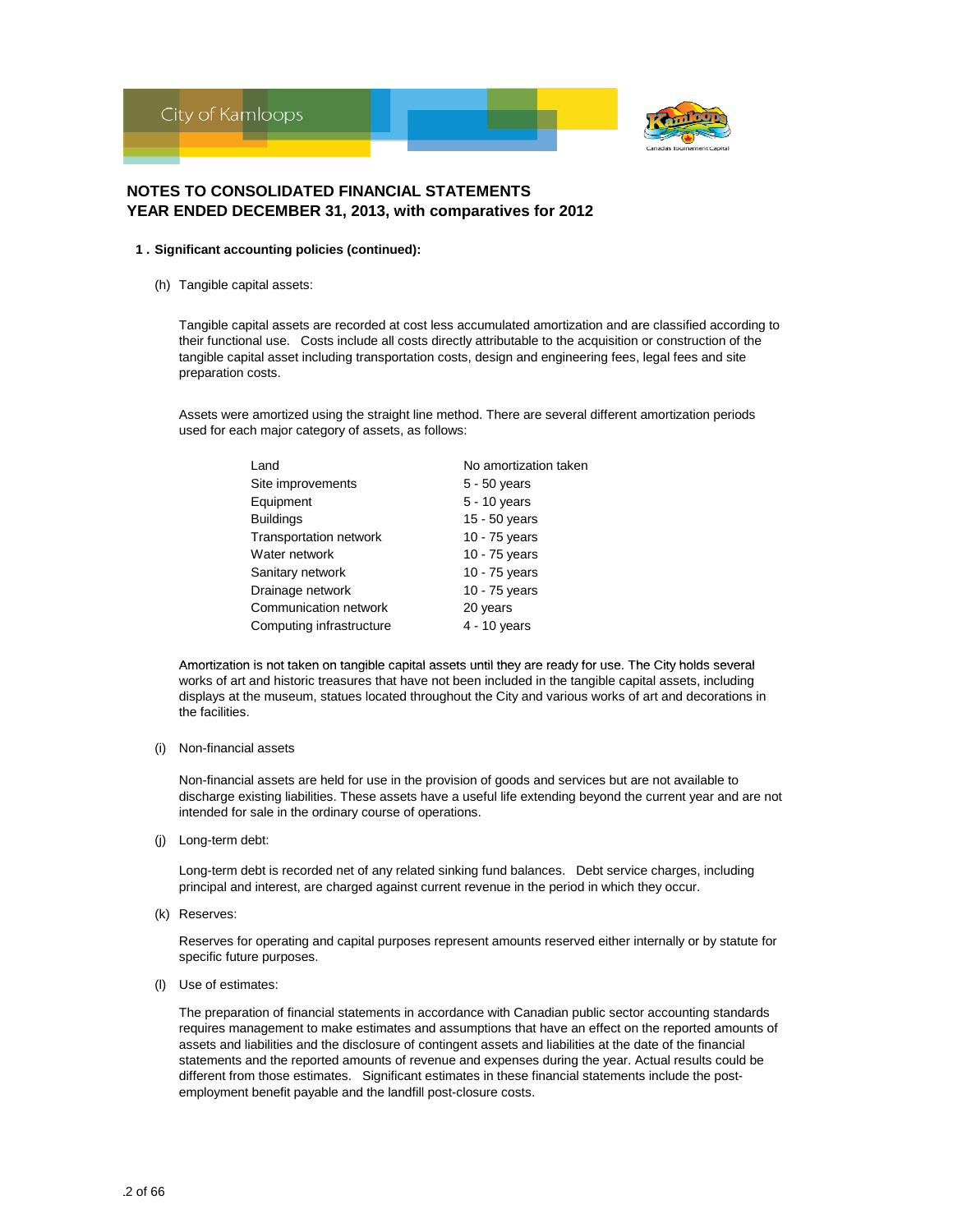# NOTES TO CONSOLIDATED FINANCIAL STATEMENTS
# YEAR ENDED DECEMBER 31, 2013, with comparatives for 2012

**1 . Significant accounting policies (continued):**

(h) Tangible capital assets:

Tangible capital assets are recorded at cost less accumulated amortization and are classified according to their functional use. Costs include all costs directly attributable to the acquisition or construction of the tangible capital asset including transportation costs, design and engineering fees, legal fees and site preparation costs.

Assets were amortized using the straight line method. There are several different amortization periods used for each major category of assets, as follows:

| | |
|---|---|
| Land | No amortization taken |
| Site improvements | 5 - 50 years |
| Equipment | 5 - 10 years |
| Buildings | 15 - 50 years |
| Transportation network | 10 - 75 years |
| Water network | 10 - 75 years |
| Sanitary network | 10 - 75 years |
| Drainage network | 10 - 75 years |
| Communication network | 20 years |
| Computing infrastructure | 4 - 10 years |

Amortization is not taken on tangible capital assets until they are ready for use. The City holds several works of art and historic treasures that have not been included in the tangible capital assets, including displays at the museum, statues located throughout the City and various works of art and decorations in the facilities.

(i) Non-financial assets

Non-financial assets are held for use in the provision of goods and services but are not available to discharge existing liabilities. These assets have a useful life extending beyond the current year and are not intended for sale in the ordinary course of operations.

(j) Long-term debt:

Long-term debt is recorded net of any related sinking fund balances. Debt service charges, including principal and interest, are charged against current revenue in the period in which they occur.

(k) Reserves:

Reserves for operating and capital purposes represent amounts reserved either internally or by statute for specific future purposes.

(l) Use of estimates:

The preparation of financial statements in accordance with Canadian public sector accounting standards requires management to make estimates and assumptions that have an effect on the reported amounts of assets and liabilities and the disclosure of contingent assets and liabilities at the date of the financial statements and the reported amounts of revenue and expenses during the year. Actual results could be different from those estimates. Significant estimates in these financial statements include the post-employment benefit payable and the landfill post-closure costs.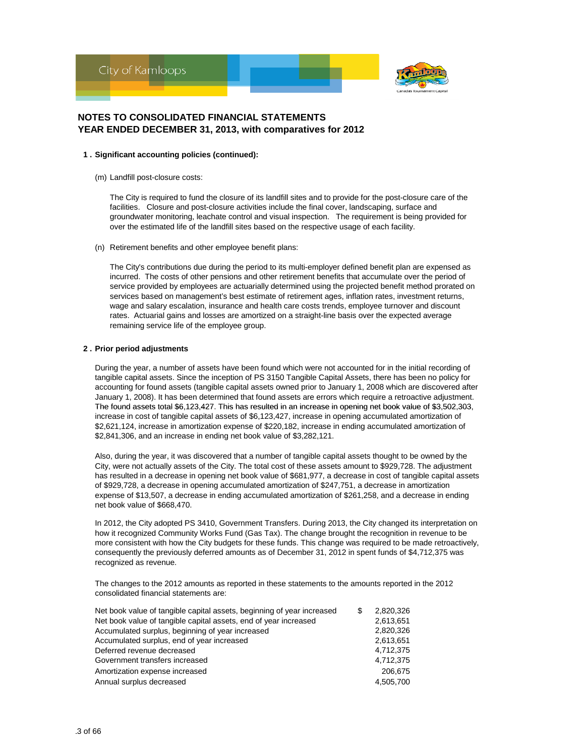# NOTES TO CONSOLIDATED FINANCIAL STATEMENTS
# YEAR ENDED DECEMBER 31, 2013, with comparatives for 2012

**1 . Significant accounting policies (continued):**

(m) Landfill post-closure costs:

The City is required to fund the closure of its landfill sites and to provide for the post-closure care of the facilities. Closure and post-closure activities include the final cover, landscaping, surface and groundwater monitoring, leachate control and visual inspection. The requirement is being provided for over the estimated life of the landfill sites based on the respective usage of each facility.

(n) Retirement benefits and other employee benefit plans:

The City's contributions due during the period to its multi-employer defined benefit plan are expensed as incurred. The costs of other pensions and other retirement benefits that accumulate over the period of service provided by employees are actuarially determined using the projected benefit method prorated on services based on management's best estimate of retirement ages, inflation rates, investment returns, wage and salary escalation, insurance and health care costs trends, employee turnover and discount rates. Actuarial gains and losses are amortized on a straight-line basis over the expected average remaining service life of the employee group.

**2 . Prior period adjustments**

During the year, a number of assets have been found which were not accounted for in the initial recording of tangible capital assets. Since the inception of PS 3150 Tangible Capital Assets, there has been no policy for accounting for found assets (tangible capital assets owned prior to January 1, 2008 which are discovered after January 1, 2008). It has been determined that found assets are errors which require a retroactive adjustment. The found assets total $6,123,427. This has resulted in an increase in opening net book value of $3,502,303, increase in cost of tangible capital assets of $6,123,427, increase in opening accumulated amortization of $2,621,124, increase in amortization expense of $220,182, increase in ending accumulated amortization of $2,841,306, and an increase in ending net book value of $3,282,121.

Also, during the year, it was discovered that a number of tangible capital assets thought to be owned by the City, were not actually assets of the City. The total cost of these assets amount to $929,728. The adjustment has resulted in a decrease in opening net book value of $681,977, a decrease in cost of tangible capital assets of $929,728, a decrease in opening accumulated amortization of $247,751, a decrease in amortization expense of $13,507, a decrease in ending accumulated amortization of $261,258, and a decrease in ending net book value of $668,470.

In 2012, the City adopted PS 3410, Government Transfers. During 2013, the City changed its interpretation on how it recognized Community Works Fund (Gas Tax). The change brought the recognition in revenue to be more consistent with how the City budgets for these funds. This change was required to be made retroactively, consequently the previously deferred amounts as of December 31, 2012 in spent funds of $4,712,375 was recognized as revenue.

The changes to the 2012 amounts as reported in these statements to the amounts reported in the 2012 consolidated financial statements are:

| | |
|---|---|
| Net book value of tangible capital assets, beginning of year increased | $ 2,820,326 |
| Net book value of tangible capital assets, end of year increased | 2,613,651 |
| Accumulated surplus, beginning of year increased | 2,820,326 |
| Accumulated surplus, end of year increased | 2,613,651 |
| Deferred revenue decreased | 4,712,375 |
| Government transfers increased | 4,712,375 |
| Amortization expense increased | 206,675 |
| Annual surplus decreased | 4,505,700 |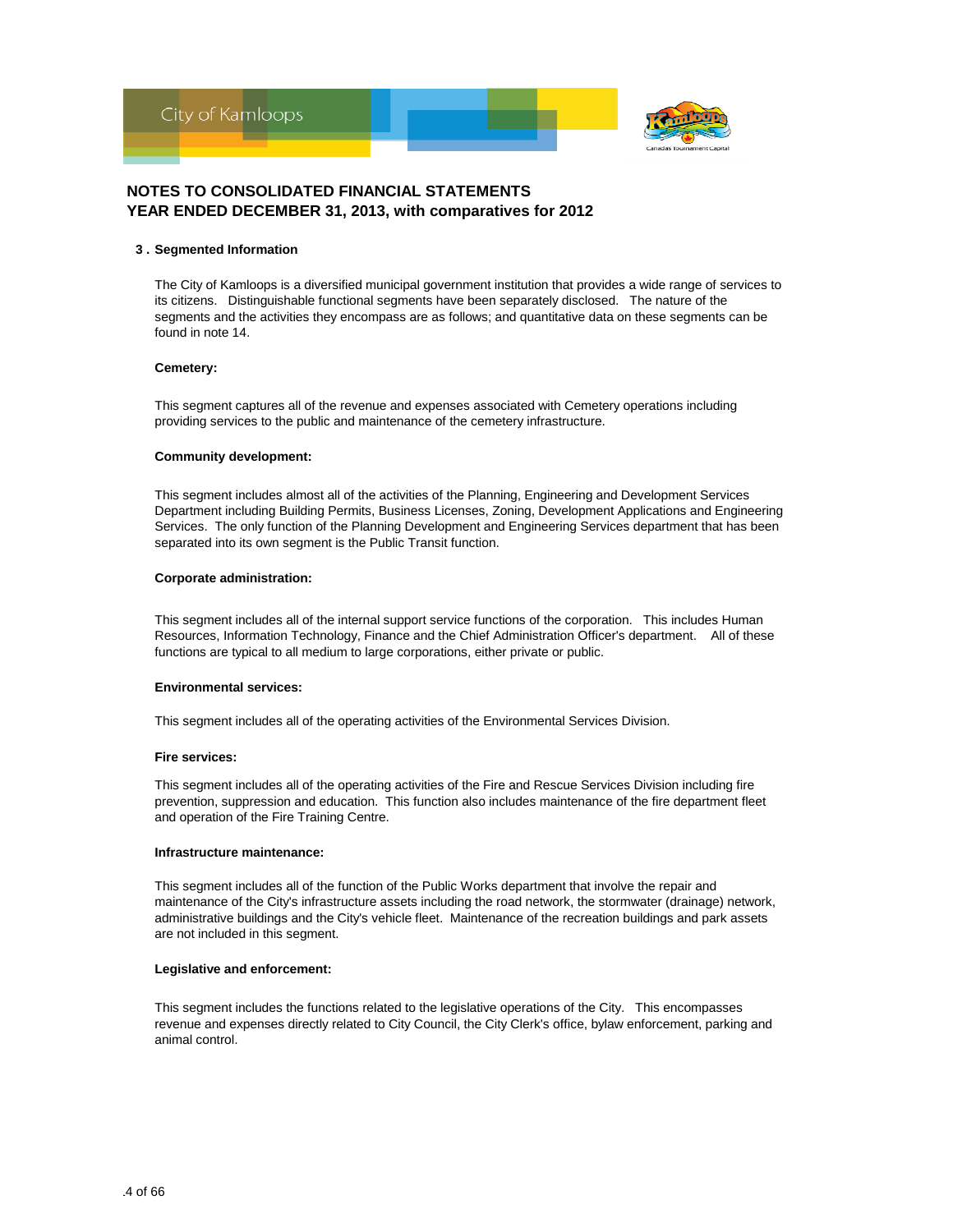## NOTES TO CONSOLIDATED FINANCIAL STATEMENTS
## YEAR ENDED DECEMBER 31, 2013, with comparatives for 2012

### 3 . Segmented Information

The City of Kamloops is a diversified municipal government institution that provides a wide range of services to its citizens. Distinguishable functional segments have been separately disclosed. The nature of the segments and the activities they encompass are as follows; and quantitative data on these segments can be found in note 14.

**Cemetery:**

This segment captures all of the revenue and expenses associated with Cemetery operations including providing services to the public and maintenance of the cemetery infrastructure.

**Community development:**

This segment includes almost all of the activities of the Planning, Engineering and Development Services Department including Building Permits, Business Licenses, Zoning, Development Applications and Engineering Services. The only function of the Planning Development and Engineering Services department that has been separated into its own segment is the Public Transit function.

**Corporate administration:**

This segment includes all of the internal support service functions of the corporation. This includes Human Resources, Information Technology, Finance and the Chief Administration Officer's department. All of these functions are typical to all medium to large corporations, either private or public.

**Environmental services:**

This segment includes all of the operating activities of the Environmental Services Division.

**Fire services:**

This segment includes all of the operating activities of the Fire and Rescue Services Division including fire prevention, suppression and education. This function also includes maintenance of the fire department fleet and operation of the Fire Training Centre.

**Infrastructure maintenance:**

This segment includes all of the function of the Public Works department that involve the repair and maintenance of the City's infrastructure assets including the road network, the stormwater (drainage) network, administrative buildings and the City's vehicle fleet. Maintenance of the recreation buildings and park assets are not included in this segment.

**Legislative and enforcement:**

This segment includes the functions related to the legislative operations of the City. This encompasses revenue and expenses directly related to City Council, the City Clerk's office, bylaw enforcement, parking and animal control.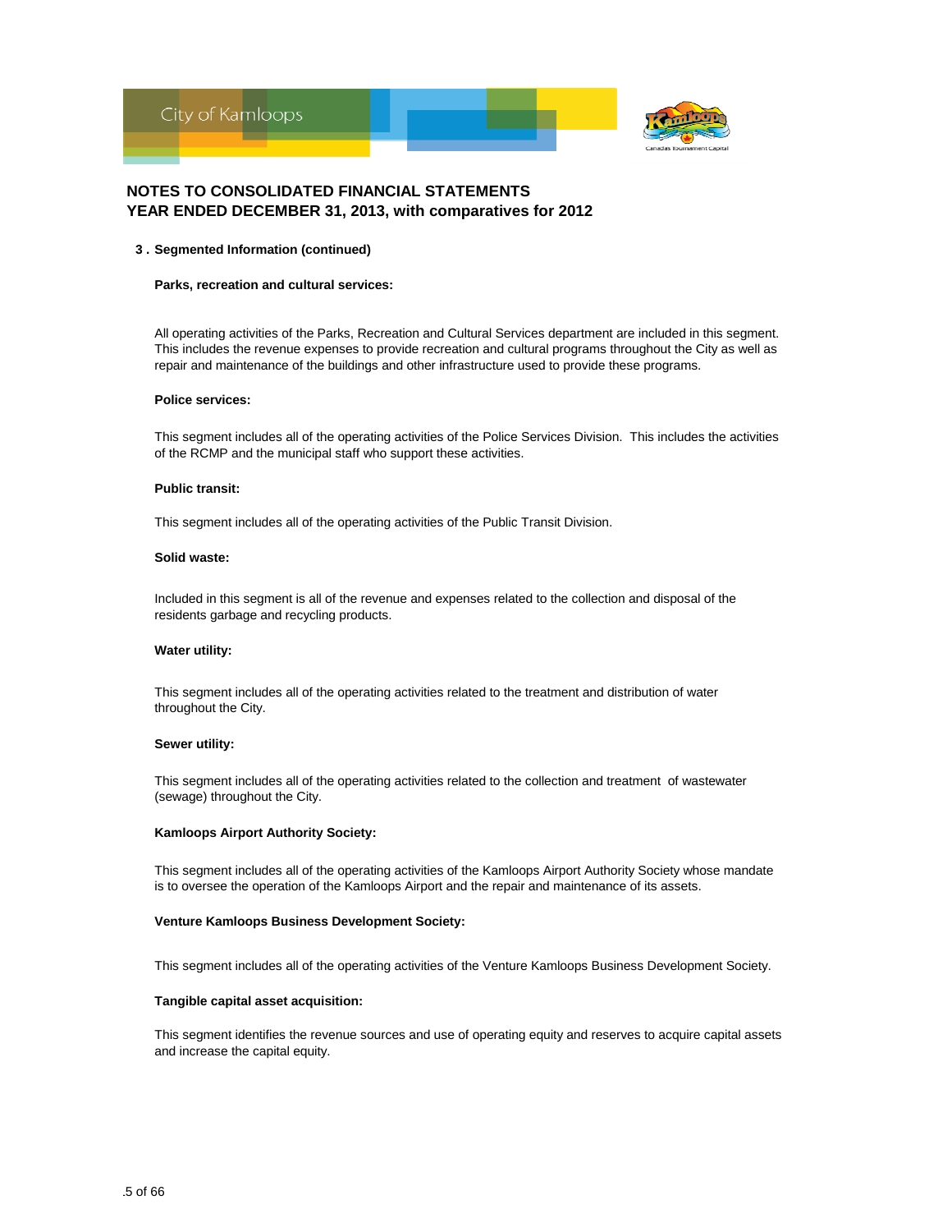# NOTES TO CONSOLIDATED FINANCIAL STATEMENTS
# YEAR ENDED DECEMBER 31, 2013, with comparatives for 2012

## 3 . Segmented Information (continued)

**Parks, recreation and cultural services:**

All operating activities of the Parks, Recreation and Cultural Services department are included in this segment. This includes the revenue expenses to provide recreation and cultural programs throughout the City as well as repair and maintenance of the buildings and other infrastructure used to provide these programs.

**Police services:**

This segment includes all of the operating activities of the Police Services Division. This includes the activities of the RCMP and the municipal staff who support these activities.

**Public transit:**

This segment includes all of the operating activities of the Public Transit Division.

**Solid waste:**

Included in this segment is all of the revenue and expenses related to the collection and disposal of the residents garbage and recycling products.

**Water utility:**

This segment includes all of the operating activities related to the treatment and distribution of water throughout the City.

**Sewer utility:**

This segment includes all of the operating activities related to the collection and treatment of wastewater (sewage) throughout the City.

**Kamloops Airport Authority Society:**

This segment includes all of the operating activities of the Kamloops Airport Authority Society whose mandate is to oversee the operation of the Kamloops Airport and the repair and maintenance of its assets.

**Venture Kamloops Business Development Society:**

This segment includes all of the operating activities of the Venture Kamloops Business Development Society.

**Tangible capital asset acquisition:**

This segment identifies the revenue sources and use of operating equity and reserves to acquire capital assets and increase the capital equity.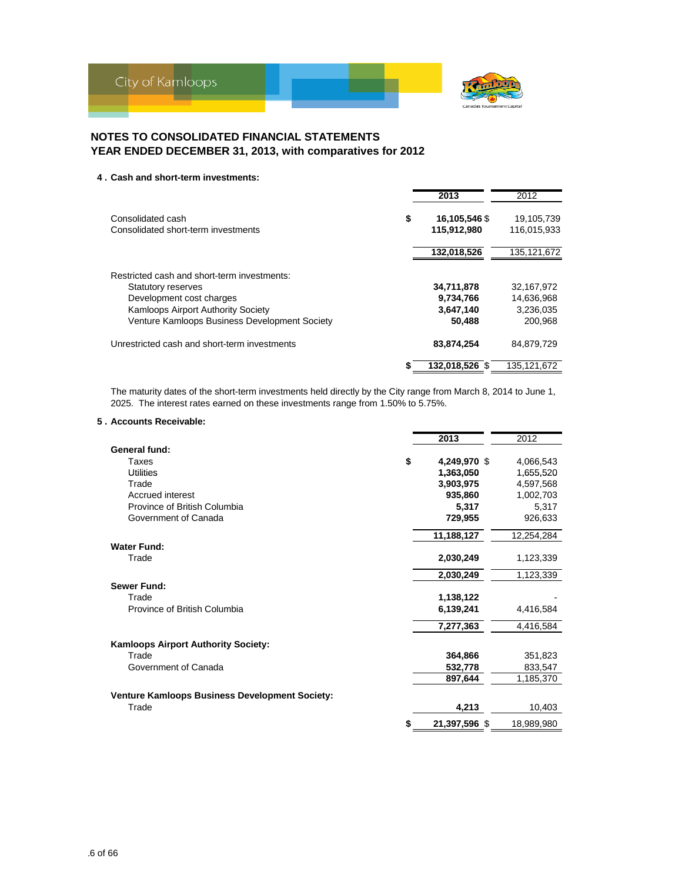# NOTES TO CONSOLIDATED FINANCIAL STATEMENTS
## YEAR ENDED DECEMBER 31, 2013, with comparatives for 2012

### 4 . Cash and short-term investments:

| | | 2013 | 2012 |
|---|---|---|---|
| Consolidated cash | $ | **16,105,546** $ | 19,105,739 |
| Consolidated short-term investments | | **115,912,980** | 116,015,933 |
| | | **132,018,526** | 135,121,672 |
| Restricted cash and short-term investments: | | | |
| Statutory reserves | | **34,711,878** | 32,167,972 |
| Development cost charges | | **9,734,766** | 14,636,968 |
| Kamloops Airport Authority Society | | **3,647,140** | 3,236,035 |
| Venture Kamloops Business Development Society | | **50,488** | 200,968 |
| Unrestricted cash and short-term investments | | **83,874,254** | 84,879,729 |
| | $ | **132,018,526** $ | 135,121,672 |

The maturity dates of the short-term investments held directly by the City range from March 8, 2014 to June 1, 2025. The interest rates earned on these investments range from 1.50% to 5.75%.

### 5 . Accounts Receivable:

| | | 2013 | 2012 |
|---|---|---|---|
| **General fund:** | | | |
| Taxes | $ | **4,249,970** $ | 4,066,543 |
| Utilities | | **1,363,050** | 1,655,520 |
| Trade | | **3,903,975** | 4,597,568 |
| Accrued interest | | **935,860** | 1,002,703 |
| Province of British Columbia | | **5,317** | 5,317 |
| Government of Canada | | **729,955** | 926,633 |
| | | **11,188,127** | 12,254,284 |
| **Water Fund:** | | | |
| Trade | | **2,030,249** | 1,123,339 |
| | | **2,030,249** | 1,123,339 |
| **Sewer Fund:** | | | |
| Trade | | **1,138,122** | - |
| Province of British Columbia | | **6,139,241** | 4,416,584 |
| | | **7,277,363** | 4,416,584 |
| **Kamloops Airport Authority Society:** | | | |
| Trade | | **364,866** | 351,823 |
| Government of Canada | | **532,778** | 833,547 |
| | | **897,644** | 1,185,370 |
| **Venture Kamloops Business Development Society:** | | | |
| Trade | | **4,213** | 10,403 |
| | $ | **21,397,596** $ | 18,989,980 |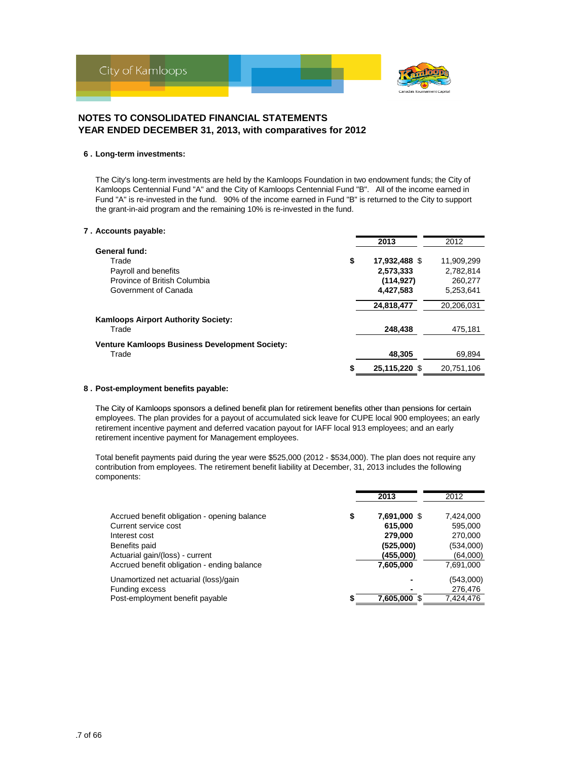# NOTES TO CONSOLIDATED FINANCIAL STATEMENTS
## YEAR ENDED DECEMBER 31, 2013, with comparatives for 2012

### 6 . Long-term investments:

The City's long-term investments are held by the Kamloops Foundation in two endowment funds; the City of Kamloops Centennial Fund "A" and the City of Kamloops Centennial Fund "B". All of the income earned in Fund "A" is re-invested in the fund. 90% of the income earned in Fund "B" is returned to the City to support the grant-in-aid program and the remaining 10% is re-invested in the fund.

### 7 . Accounts payable:

| | 2013 | 2012 |
|---|---|---|
| **General fund:** | | |
| Trade | $ **17,932,488** | $ 11,909,299 |
| Payroll and benefits | **2,573,333** | 2,782,814 |
| Province of British Columbia | **(114,927)** | 260,277 |
| Government of Canada | **4,427,583** | 5,253,641 |
| | **24,818,477** | 20,206,031 |
| **Kamloops Airport Authority Society:** | | |
| Trade | **248,438** | 475,181 |
| **Venture Kamloops Business Development Society:** | | |
| Trade | **48,305** | 69,894 |
| | $ **25,115,220** | $ 20,751,106 |

### 8 . Post-employment benefits payable:

The City of Kamloops sponsors a defined benefit plan for retirement benefits other than pensions for certain employees. The plan provides for a payout of accumulated sick leave for CUPE local 900 employees; an early retirement incentive payment and deferred vacation payout for IAFF local 913 employees; and an early retirement incentive payment for Management employees.

Total benefit payments paid during the year were $525,000 (2012 - $534,000). The plan does not require any contribution from employees. The retirement benefit liability at December, 31, 2013 includes the following components:

| | 2013 | 2012 |
|---|---|---|
| Accrued benefit obligation - opening balance | $ **7,691,000** | $ 7,424,000 |
| Current service cost | **615,000** | 595,000 |
| Interest cost | **279,000** | 270,000 |
| Benefits paid | **(525,000)** | (534,000) |
| Actuarial gain/(loss) - current | **(455,000)** | (64,000) |
| Accrued benefit obligation - ending balance | **7,605,000** | 7,691,000 |
| Unamortized net actuarial (loss)/gain | **-** | (543,000) |
| Funding excess | **-** | 276,476 |
| Post-employment benefit payable | $ **7,605,000** | $ 7,424,476 |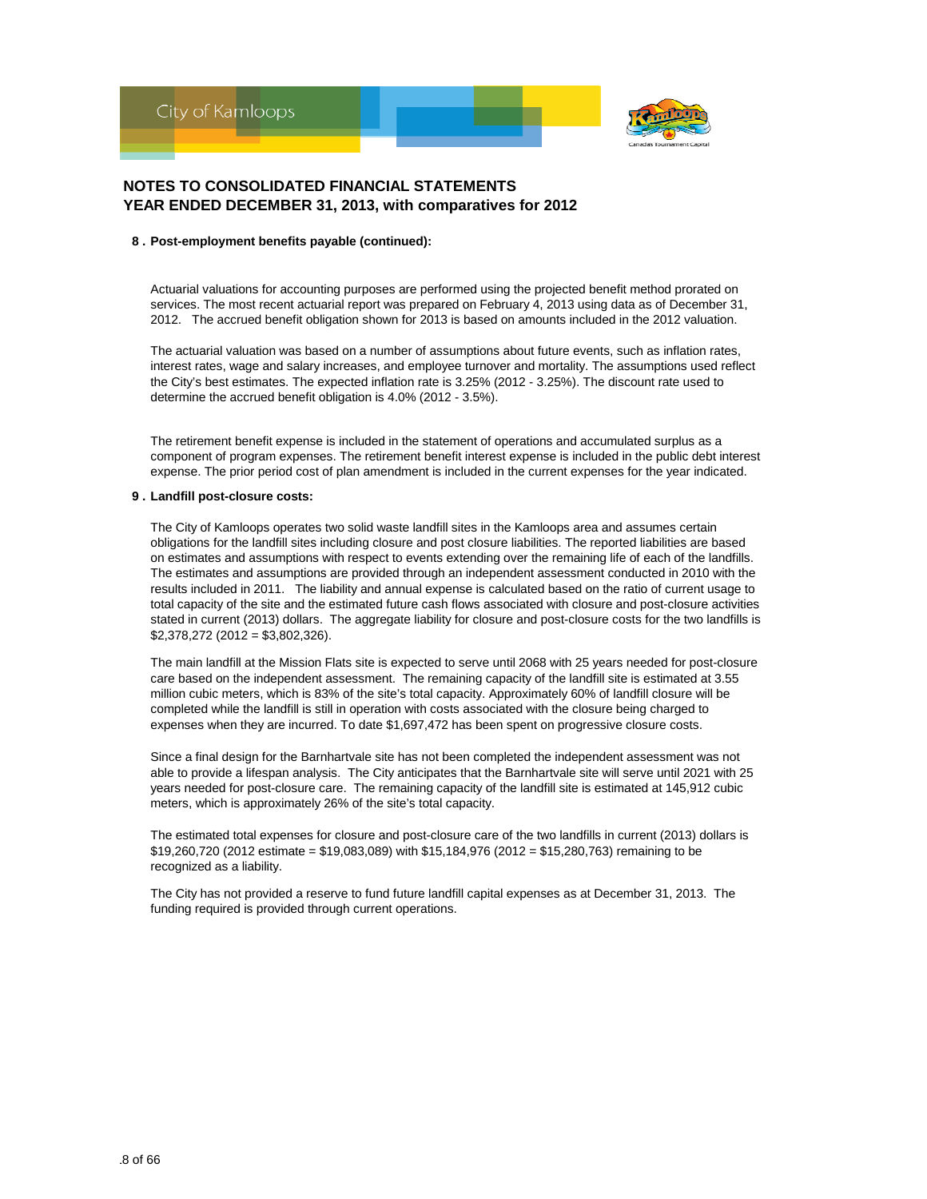# NOTES TO CONSOLIDATED FINANCIAL STATEMENTS
# YEAR ENDED DECEMBER 31, 2013, with comparatives for 2012

**8 . Post-employment benefits payable (continued):**

Actuarial valuations for accounting purposes are performed using the projected benefit method prorated on services. The most recent actuarial report was prepared on February 4, 2013 using data as of December 31, 2012. The accrued benefit obligation shown for 2013 is based on amounts included in the 2012 valuation.

The actuarial valuation was based on a number of assumptions about future events, such as inflation rates, interest rates, wage and salary increases, and employee turnover and mortality. The assumptions used reflect the City's best estimates. The expected inflation rate is 3.25% (2012 - 3.25%). The discount rate used to determine the accrued benefit obligation is 4.0% (2012 - 3.5%).

The retirement benefit expense is included in the statement of operations and accumulated surplus as a component of program expenses. The retirement benefit interest expense is included in the public debt interest expense. The prior period cost of plan amendment is included in the current expenses for the year indicated.

**9 . Landfill post-closure costs:**

The City of Kamloops operates two solid waste landfill sites in the Kamloops area and assumes certain obligations for the landfill sites including closure and post closure liabilities. The reported liabilities are based on estimates and assumptions with respect to events extending over the remaining life of each of the landfills. The estimates and assumptions are provided through an independent assessment conducted in 2010 with the results included in 2011. The liability and annual expense is calculated based on the ratio of current usage to total capacity of the site and the estimated future cash flows associated with closure and post-closure activities stated in current (2013) dollars. The aggregate liability for closure and post-closure costs for the two landfills is $2,378,272 (2012 = $3,802,326).

The main landfill at the Mission Flats site is expected to serve until 2068 with 25 years needed for post-closure care based on the independent assessment. The remaining capacity of the landfill site is estimated at 3.55 million cubic meters, which is 83% of the site's total capacity. Approximately 60% of landfill closure will be completed while the landfill is still in operation with costs associated with the closure being charged to expenses when they are incurred. To date $1,697,472 has been spent on progressive closure costs.

Since a final design for the Barnhartvale site has not been completed the independent assessment was not able to provide a lifespan analysis. The City anticipates that the Barnhartvale site will serve until 2021 with 25 years needed for post-closure care. The remaining capacity of the landfill site is estimated at 145,912 cubic meters, which is approximately 26% of the site's total capacity.

The estimated total expenses for closure and post-closure care of the two landfills in current (2013) dollars is $19,260,720 (2012 estimate = $19,083,089) with $15,184,976 (2012 = $15,280,763) remaining to be recognized as a liability.

The City has not provided a reserve to fund future landfill capital expenses as at December 31, 2013. The funding required is provided through current operations.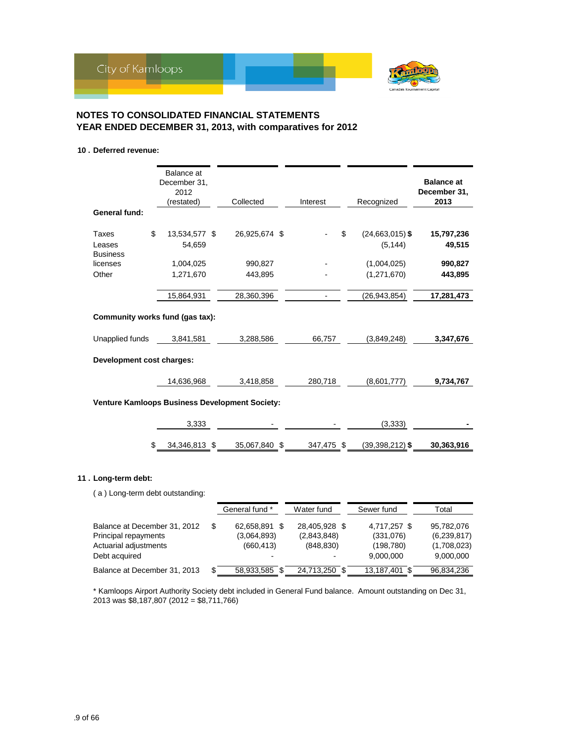## NOTES TO CONSOLIDATED FINANCIAL STATEMENTS
## YEAR ENDED DECEMBER 31, 2013, with comparatives for 2012

### 10. Deferred revenue:

| | Balance at December 31, 2012 (restated) | Collected | Interest | Recognized | **Balance at December 31, 2013** |
|---|---|---|---|---|---|
| **General fund:** | | | | | |
| Taxes | $ 13,534,577 | $ 26,925,674 | $ - | $ (24,663,015) | $ **15,797,236** |
| Leases | 54,659 | | | (5,144) | **49,515** |
| Business licenses | 1,004,025 | 990,827 | - | (1,004,025) | **990,827** |
| Other | 1,271,670 | 443,895 | - | (1,271,670) | **443,895** |
| | 15,864,931 | 28,360,396 | - | (26,943,854) | **17,281,473** |
| **Community works fund (gas tax):** | | | | | |
| Unapplied funds | 3,841,581 | 3,288,586 | 66,757 | (3,849,248) | **3,347,676** |
| **Development cost charges:** | | | | | |
| | 14,636,968 | 3,418,858 | 280,718 | (8,601,777) | **9,734,767** |
| **Venture Kamloops Business Development Society:** | | | | | |
| | 3,333 | - | - | (3,333) | **-** |
| | $ 34,346,813 | $ 35,067,840 | $ 347,475 | $ (39,398,212) | $ **30,363,916** |

### 11. Long-term debt:

( a ) Long-term debt outstanding:

| | General fund * | Water fund | Sewer fund | Total |
|---|---|---|---|---|
| Balance at December 31, 2012 | $ 62,658,891 | $ 28,405,928 | $ 4,717,257 | $ 95,782,076 |
| Principal repayments | (3,064,893) | (2,843,848) | (331,076) | (6,239,817) |
| Actuarial adjustments | (660,413) | (848,830) | (198,780) | (1,708,023) |
| Debt acquired | - | - | 9,000,000 | 9,000,000 |
| Balance at December 31, 2013 | $ 58,933,585 | $ 24,713,250 | $ 13,187,401 | $ 96,834,236 |

* Kamloops Airport Authority Society debt included in General Fund balance. Amount outstanding on Dec 31, 2013 was $8,187,807 (2012 = $8,711,766)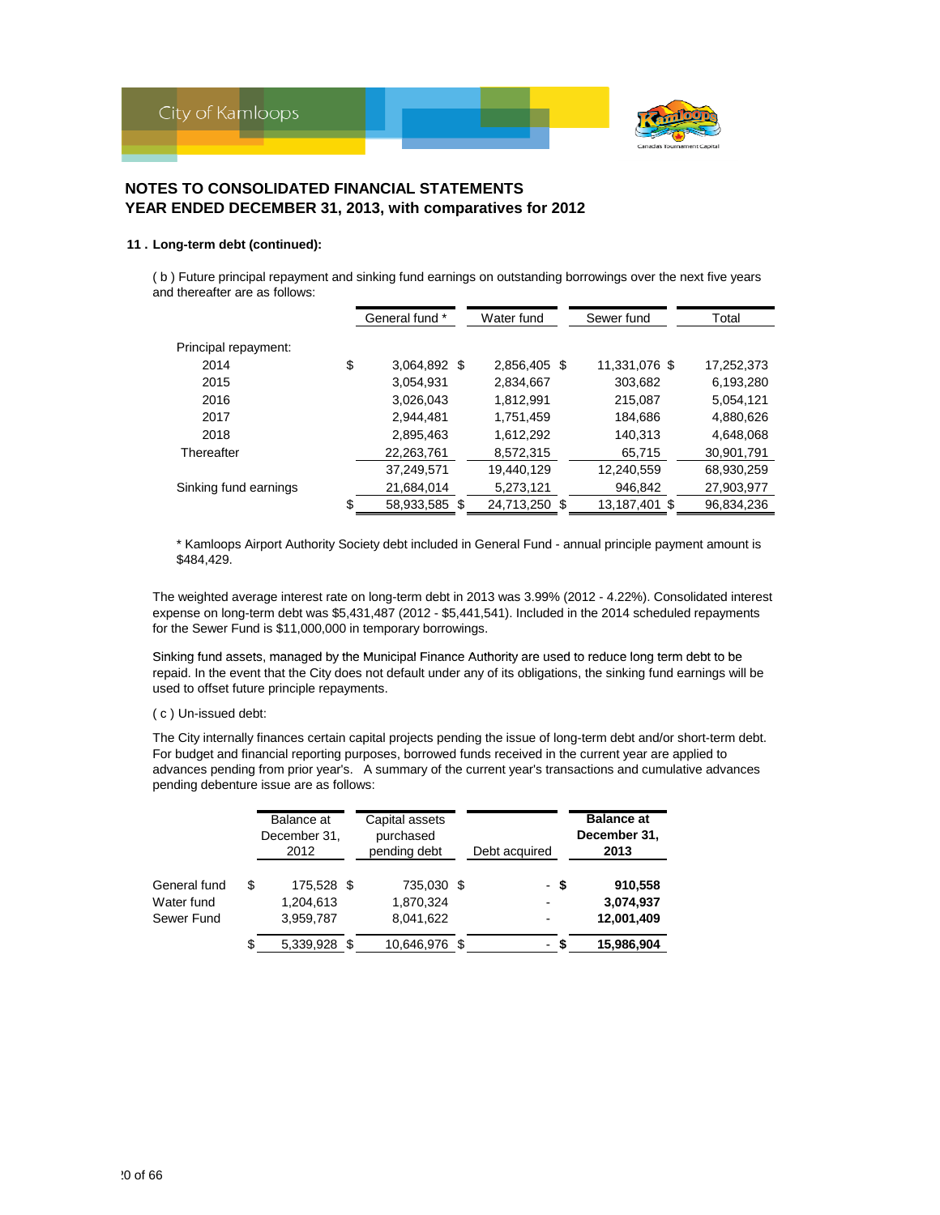## NOTES TO CONSOLIDATED FINANCIAL STATEMENTS
## YEAR ENDED DECEMBER 31, 2013, with comparatives for 2012

### 11 . Long-term debt (continued):

( b ) Future principal repayment and sinking fund earnings on outstanding borrowings over the next five years and thereafter are as follows:

| | General fund * | Water fund | Sewer fund | Total |
|---|---|---|---|---|
| Principal repayment: | | | | |
| 2014 | $ 3,064,892 | $ 2,856,405 | $ 11,331,076 | $ 17,252,373 |
| 2015 | 3,054,931 | 2,834,667 | 303,682 | 6,193,280 |
| 2016 | 3,026,043 | 1,812,991 | 215,087 | 5,054,121 |
| 2017 | 2,944,481 | 1,751,459 | 184,686 | 4,880,626 |
| 2018 | 2,895,463 | 1,612,292 | 140,313 | 4,648,068 |
| Thereafter | 22,263,761 | 8,572,315 | 65,715 | 30,901,791 |
| | 37,249,571 | 19,440,129 | 12,240,559 | 68,930,259 |
| Sinking fund earnings | 21,684,014 | 5,273,121 | 946,842 | 27,903,977 |
| | $ 58,933,585 | $ 24,713,250 | $ 13,187,401 | $ 96,834,236 |

* Kamloops Airport Authority Society debt included in General Fund - annual principle payment amount is $484,429.

The weighted average interest rate on long-term debt in 2013 was 3.99% (2012 - 4.22%). Consolidated interest expense on long-term debt was $5,431,487 (2012 - $5,441,541). Included in the 2014 scheduled repayments for the Sewer Fund is $11,000,000 in temporary borrowings.

Sinking fund assets, managed by the Municipal Finance Authority are used to reduce long term debt to be repaid. In the event that the City does not default under any of its obligations, the sinking fund earnings will be used to offset future principle repayments.

( c ) Un-issued debt:

The City internally finances certain capital projects pending the issue of long-term debt and/or short-term debt. For budget and financial reporting purposes, borrowed funds received in the current year are applied to advances pending from prior year's. A summary of the current year's transactions and cumulative advances pending debenture issue are as follows:

| | Balance at December 31, 2012 | Capital assets purchased pending debt | Debt acquired | **Balance at December 31, 2013** |
|---|---|---|---|---|
| General fund | $ 175,528 | $ 735,030 | $ - | **$ 910,558** |
| Water fund | 1,204,613 | 1,870,324 | - | **3,074,937** |
| Sewer Fund | 3,959,787 | 8,041,622 | - | **12,001,409** |
| | $ 5,339,928 | $ 10,646,976 | $ - | **$ 15,986,904** |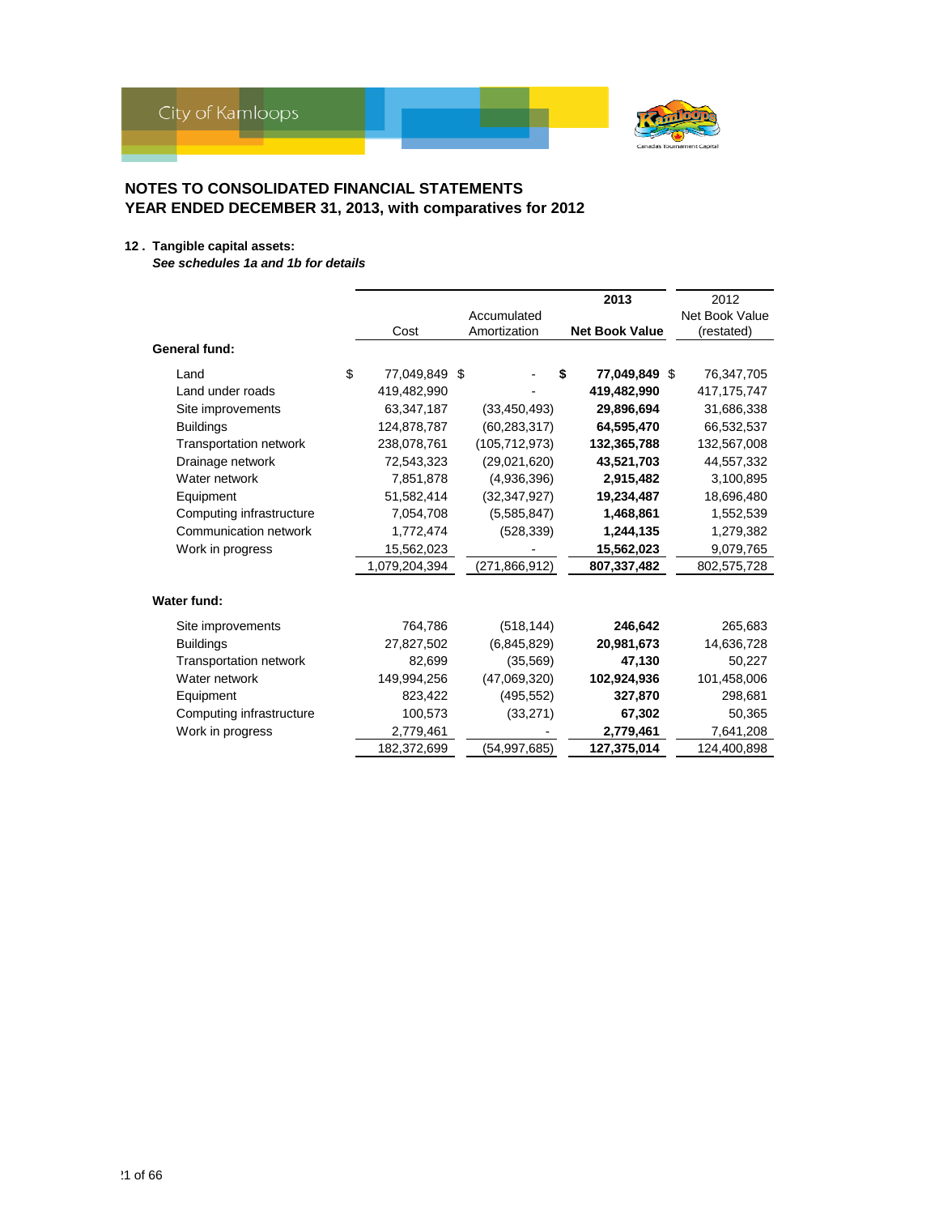## NOTES TO CONSOLIDATED FINANCIAL STATEMENTS
## YEAR ENDED DECEMBER 31, 2013, with comparatives for 2012

**12 . Tangible capital assets:**
*See schedules 1a and 1b for details*

| | Cost | Accumulated Amortization | **2013 Net Book Value** | 2012 Net Book Value (restated) |
|---|---|---|---|---|
| **General fund:** | | | | |
| Land | $ 77,049,849 | $ - | **$ 77,049,849** | $ 76,347,705 |
| Land under roads | 419,482,990 | - | **419,482,990** | 417,175,747 |
| Site improvements | 63,347,187 | (33,450,493) | **29,896,694** | 31,686,338 |
| Buildings | 124,878,787 | (60,283,317) | **64,595,470** | 66,532,537 |
| Transportation network | 238,078,761 | (105,712,973) | **132,365,788** | 132,567,008 |
| Drainage network | 72,543,323 | (29,021,620) | **43,521,703** | 44,557,332 |
| Water network | 7,851,878 | (4,936,396) | **2,915,482** | 3,100,895 |
| Equipment | 51,582,414 | (32,347,927) | **19,234,487** | 18,696,480 |
| Computing infrastructure | 7,054,708 | (5,585,847) | **1,468,861** | 1,552,539 |
| Communication network | 1,772,474 | (528,339) | **1,244,135** | 1,279,382 |
| Work in progress | 15,562,023 | - | **15,562,023** | 9,079,765 |
| | 1,079,204,394 | (271,866,912) | **807,337,482** | 802,575,728 |
| **Water fund:** | | | | |
| Site improvements | 764,786 | (518,144) | **246,642** | 265,683 |
| Buildings | 27,827,502 | (6,845,829) | **20,981,673** | 14,636,728 |
| Transportation network | 82,699 | (35,569) | **47,130** | 50,227 |
| Water network | 149,994,256 | (47,069,320) | **102,924,936** | 101,458,006 |
| Equipment | 823,422 | (495,552) | **327,870** | 298,681 |
| Computing infrastructure | 100,573 | (33,271) | **67,302** | 50,365 |
| Work in progress | 2,779,461 | - | **2,779,461** | 7,641,208 |
| | 182,372,699 | (54,997,685) | **127,375,014** | 124,400,898 |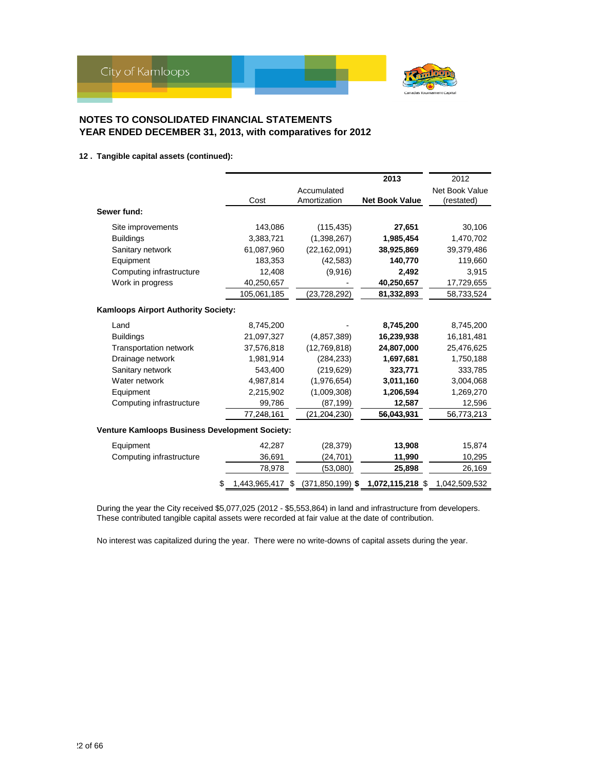## NOTES TO CONSOLIDATED FINANCIAL STATEMENTS
## YEAR ENDED DECEMBER 31, 2013, with comparatives for 2012

### 12 . Tangible capital assets (continued):

| | Cost | Accumulated Amortization | 2013 Net Book Value | 2012 Net Book Value (restated) |
|---|---|---|---|---|
| **Sewer fund:** | | | | |
| Site improvements | 143,086 | (115,435) | **27,651** | 30,106 |
| Buildings | 3,383,721 | (1,398,267) | **1,985,454** | 1,470,702 |
| Sanitary network | 61,087,960 | (22,162,091) | **38,925,869** | 39,379,486 |
| Equipment | 183,353 | (42,583) | **140,770** | 119,660 |
| Computing infrastructure | 12,408 | (9,916) | **2,492** | 3,915 |
| Work in progress | 40,250,657 | - | **40,250,657** | 17,729,655 |
| | 105,061,185 | (23,728,292) | **81,332,893** | 58,733,524 |
| **Kamloops Airport Authority Society:** | | | | |
| Land | 8,745,200 | - | **8,745,200** | 8,745,200 |
| Buildings | 21,097,327 | (4,857,389) | **16,239,938** | 16,181,481 |
| Transportation network | 37,576,818 | (12,769,818) | **24,807,000** | 25,476,625 |
| Drainage network | 1,981,914 | (284,233) | **1,697,681** | 1,750,188 |
| Sanitary network | 543,400 | (219,629) | **323,771** | 333,785 |
| Water network | 4,987,814 | (1,976,654) | **3,011,160** | 3,004,068 |
| Equipment | 2,215,902 | (1,009,308) | **1,206,594** | 1,269,270 |
| Computing infrastructure | 99,786 | (87,199) | **12,587** | 12,596 |
| | 77,248,161 | (21,204,230) | **56,043,931** | 56,773,213 |
| **Venture Kamloops Business Development Society:** | | | | |
| Equipment | 42,287 | (28,379) | **13,908** | 15,874 |
| Computing infrastructure | 36,691 | (24,701) | **11,990** | 10,295 |
| | 78,978 | (53,080) | **25,898** | 26,169 |
| | $ 1,443,965,417 | $ (371,850,199) | **$ 1,072,115,218** | $ 1,042,509,532 |

During the year the City received $5,077,025 (2012 - $5,553,864) in land and infrastructure from developers. These contributed tangible capital assets were recorded at fair value at the date of contribution.

No interest was capitalized during the year. There were no write-downs of capital assets during the year.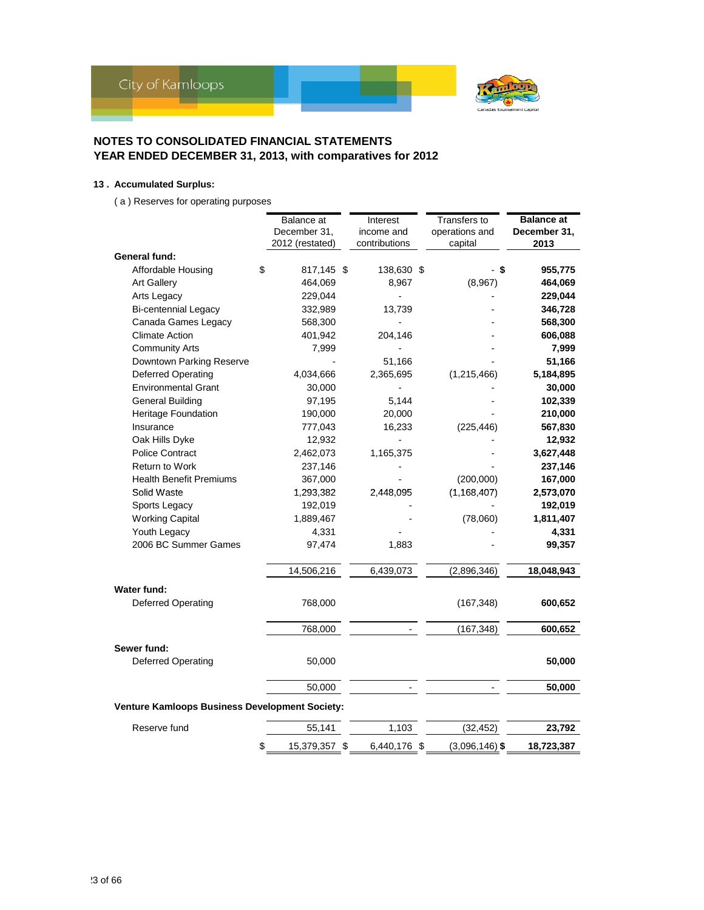## NOTES TO CONSOLIDATED FINANCIAL STATEMENTS
## YEAR ENDED DECEMBER 31, 2013, with comparatives for 2012

### 13 . Accumulated Surplus:

( a ) Reserves for operating purposes

| | Balance at December 31, 2012 (restated) | Interest income and contributions | Transfers to operations and capital | **Balance at December 31, 2013** |
|---|---|---|---|---|
| **General fund:** | | | | |
| Affordable Housing | $ 817,145 | $ 138,630 | $ - | **$ 955,775** |
| Art Gallery | 464,069 | 8,967 | (8,967) | **464,069** |
| Arts Legacy | 229,044 | - | - | **229,044** |
| Bi-centennial Legacy | 332,989 | 13,739 | - | **346,728** |
| Canada Games Legacy | 568,300 | - | - | **568,300** |
| Climate Action | 401,942 | 204,146 | - | **606,088** |
| Community Arts | 7,999 | - | - | **7,999** |
| Downtown Parking Reserve | - | 51,166 | - | **51,166** |
| Deferred Operating | 4,034,666 | 2,365,695 | (1,215,466) | **5,184,895** |
| Environmental Grant | 30,000 | - | - | **30,000** |
| General Building | 97,195 | 5,144 | - | **102,339** |
| Heritage Foundation | 190,000 | 20,000 | - | **210,000** |
| Insurance | 777,043 | 16,233 | (225,446) | **567,830** |
| Oak Hills Dyke | 12,932 | - | - | **12,932** |
| Police Contract | 2,462,073 | 1,165,375 | - | **3,627,448** |
| Return to Work | 237,146 | - | - | **237,146** |
| Health Benefit Premiums | 367,000 | - | (200,000) | **167,000** |
| Solid Waste | 1,293,382 | 2,448,095 | (1,168,407) | **2,573,070** |
| Sports Legacy | 192,019 | - | - | **192,019** |
| Working Capital | 1,889,467 | - | (78,060) | **1,811,407** |
| Youth Legacy | 4,331 | - | - | **4,331** |
| 2006 BC Summer Games | 97,474 | 1,883 | - | **99,357** |
| | 14,506,216 | 6,439,073 | (2,896,346) | **18,048,943** |
| **Water fund:** | | | | |
| Deferred Operating | 768,000 | | (167,348) | **600,652** |
| | 768,000 | - | (167,348) | **600,652** |
| **Sewer fund:** | | | | |
| Deferred Operating | 50,000 | | | **50,000** |
| | 50,000 | - | - | **50,000** |
| **Venture Kamloops Business Development Society:** | | | | |
| Reserve fund | 55,141 | 1,103 | (32,452) | **23,792** |
| | $ 15,379,357 | $ 6,440,176 | $ (3,096,146) | **$ 18,723,387** |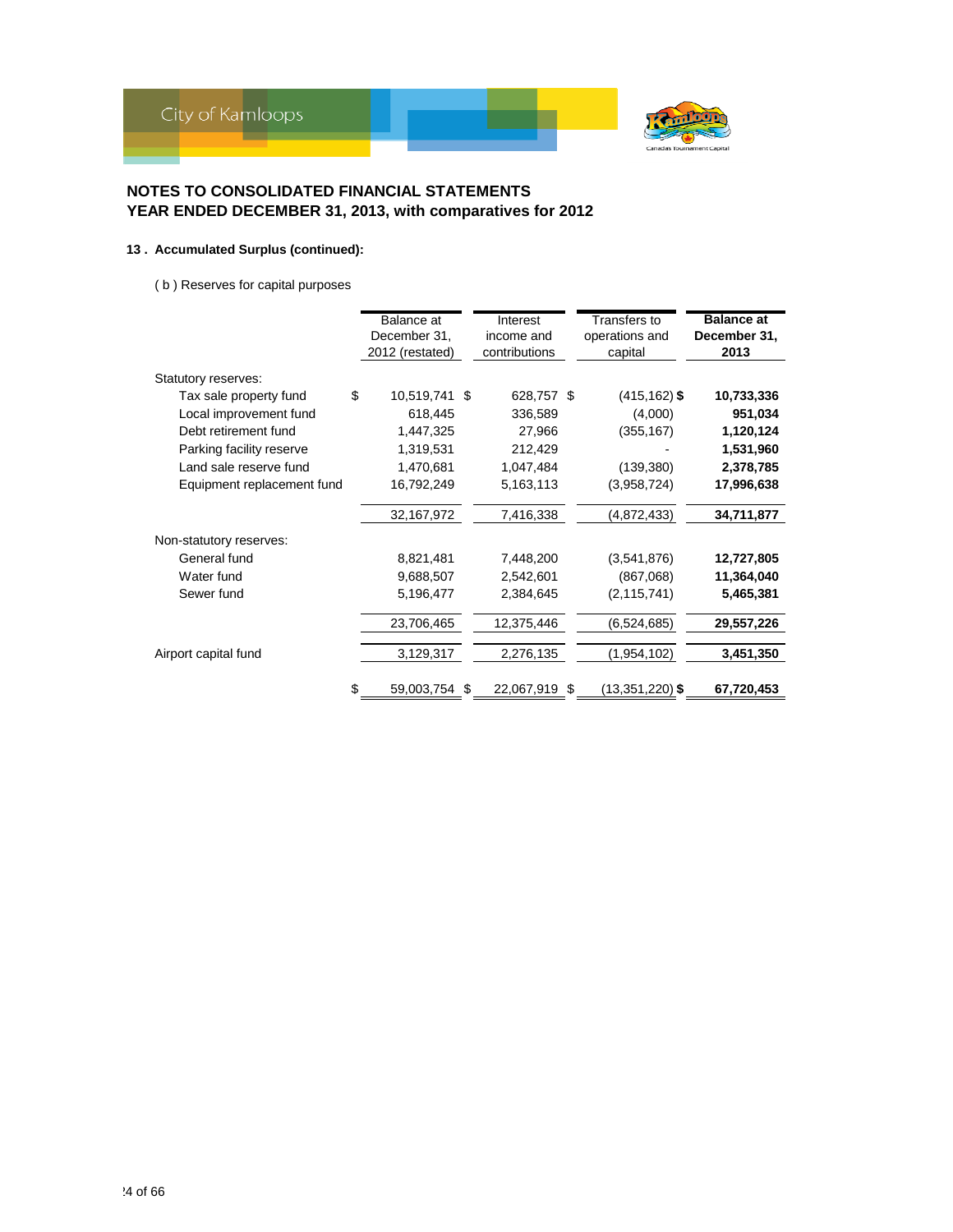## NOTES TO CONSOLIDATED FINANCIAL STATEMENTS
## YEAR ENDED DECEMBER 31, 2013, with comparatives for 2012

### 13 . Accumulated Surplus (continued):

( b ) Reserves for capital purposes

| | Balance at December 31, 2012 (restated) | Interest income and contributions | Transfers to operations and capital | **Balance at December 31, 2013** |
|---|---|---|---|---|
| Statutory reserves: | | | | |
| Tax sale property fund | $ 10,519,741 | $ 628,757 | $ (415,162) | **$ 10,733,336** |
| Local improvement fund | 618,445 | 336,589 | (4,000) | **951,034** |
| Debt retirement fund | 1,447,325 | 27,966 | (355,167) | **1,120,124** |
| Parking facility reserve | 1,319,531 | 212,429 | - | **1,531,960** |
| Land sale reserve fund | 1,470,681 | 1,047,484 | (139,380) | **2,378,785** |
| Equipment replacement fund | 16,792,249 | 5,163,113 | (3,958,724) | **17,996,638** |
| | 32,167,972 | 7,416,338 | (4,872,433) | **34,711,877** |
| Non-statutory reserves: | | | | |
| General fund | 8,821,481 | 7,448,200 | (3,541,876) | **12,727,805** |
| Water fund | 9,688,507 | 2,542,601 | (867,068) | **11,364,040** |
| Sewer fund | 5,196,477 | 2,384,645 | (2,115,741) | **5,465,381** |
| | 23,706,465 | 12,375,446 | (6,524,685) | **29,557,226** |
| Airport capital fund | 3,129,317 | 2,276,135 | (1,954,102) | **3,451,350** |
| | $ 59,003,754 | $ 22,067,919 | $ (13,351,220) | **$ 67,720,453** |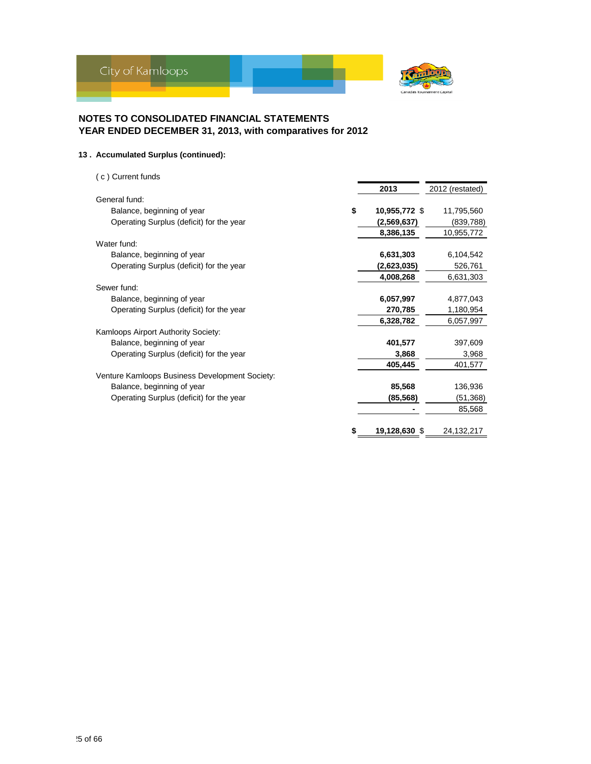## NOTES TO CONSOLIDATED FINANCIAL STATEMENTS
## YEAR ENDED DECEMBER 31, 2013, with comparatives for 2012

### 13 . Accumulated Surplus (continued):

( c ) Current funds

| | 2013 | 2012 (restated) |
|---|---|---|
| General fund: | | |
| Balance, beginning of year | $ **10,955,772** | $ 11,795,560 |
| Operating Surplus (deficit) for the year | **(2,569,637)** | (839,788) |
| | **8,386,135** | 10,955,772 |
| Water fund: | | |
| Balance, beginning of year | **6,631,303** | 6,104,542 |
| Operating Surplus (deficit) for the year | **(2,623,035)** | 526,761 |
| | **4,008,268** | 6,631,303 |
| Sewer fund: | | |
| Balance, beginning of year | **6,057,997** | 4,877,043 |
| Operating Surplus (deficit) for the year | **270,785** | 1,180,954 |
| | **6,328,782** | 6,057,997 |
| Kamloops Airport Authority Society: | | |
| Balance, beginning of year | **401,577** | 397,609 |
| Operating Surplus (deficit) for the year | **3,868** | 3,968 |
| | **405,445** | 401,577 |
| Venture Kamloops Business Development Society: | | |
| Balance, beginning of year | **85,568** | 136,936 |
| Operating Surplus (deficit) for the year | **(85,568)** | (51,368) |
| | **-** | 85,568 |
| | $ **19,128,630** | $ 24,132,217 |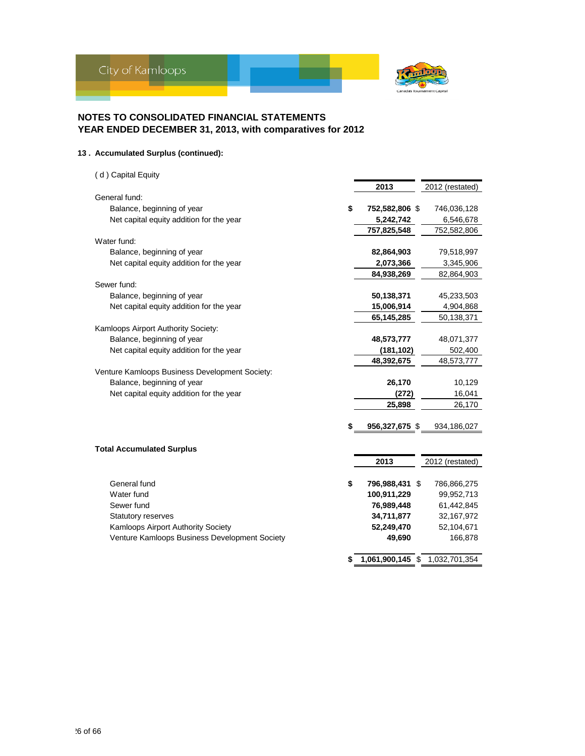## NOTES TO CONSOLIDATED FINANCIAL STATEMENTS
## YEAR ENDED DECEMBER 31, 2013, with comparatives for 2012

### 13 . Accumulated Surplus (continued):

( d ) Capital Equity

| | 2013 | 2012 (restated) |
|---|---|---|
| General fund: | | |
| Balance, beginning of year | $ 752,582,806 | $ 746,036,128 |
| Net capital equity addition for the year | 5,242,742 | 6,546,678 |
| | 757,825,548 | 752,582,806 |
| Water fund: | | |
| Balance, beginning of year | 82,864,903 | 79,518,997 |
| Net capital equity addition for the year | 2,073,366 | 3,345,906 |
| | 84,938,269 | 82,864,903 |
| Sewer fund: | | |
| Balance, beginning of year | 50,138,371 | 45,233,503 |
| Net capital equity addition for the year | 15,006,914 | 4,904,868 |
| | 65,145,285 | 50,138,371 |
| Kamloops Airport Authority Society: | | |
| Balance, beginning of year | 48,573,777 | 48,071,377 |
| Net capital equity addition for the year | (181,102) | 502,400 |
| | 48,392,675 | 48,573,777 |
| Venture Kamloops Business Development Society: | | |
| Balance, beginning of year | 26,170 | 10,129 |
| Net capital equity addition for the year | (272) | 16,041 |
| | 25,898 | 26,170 |
| | $ 956,327,675 | $ 934,186,027 |

**Total Accumulated Surplus**

| | 2013 | 2012 (restated) |
|---|---|---|
| General fund | $ 796,988,431 | $ 786,866,275 |
| Water fund | 100,911,229 | 99,952,713 |
| Sewer fund | 76,989,448 | 61,442,845 |
| Statutory reserves | 34,711,877 | 32,167,972 |
| Kamloops Airport Authority Society | 52,249,470 | 52,104,671 |
| Venture Kamloops Business Development Society | 49,690 | 166,878 |
| | $ 1,061,900,145 | $ 1,032,701,354 |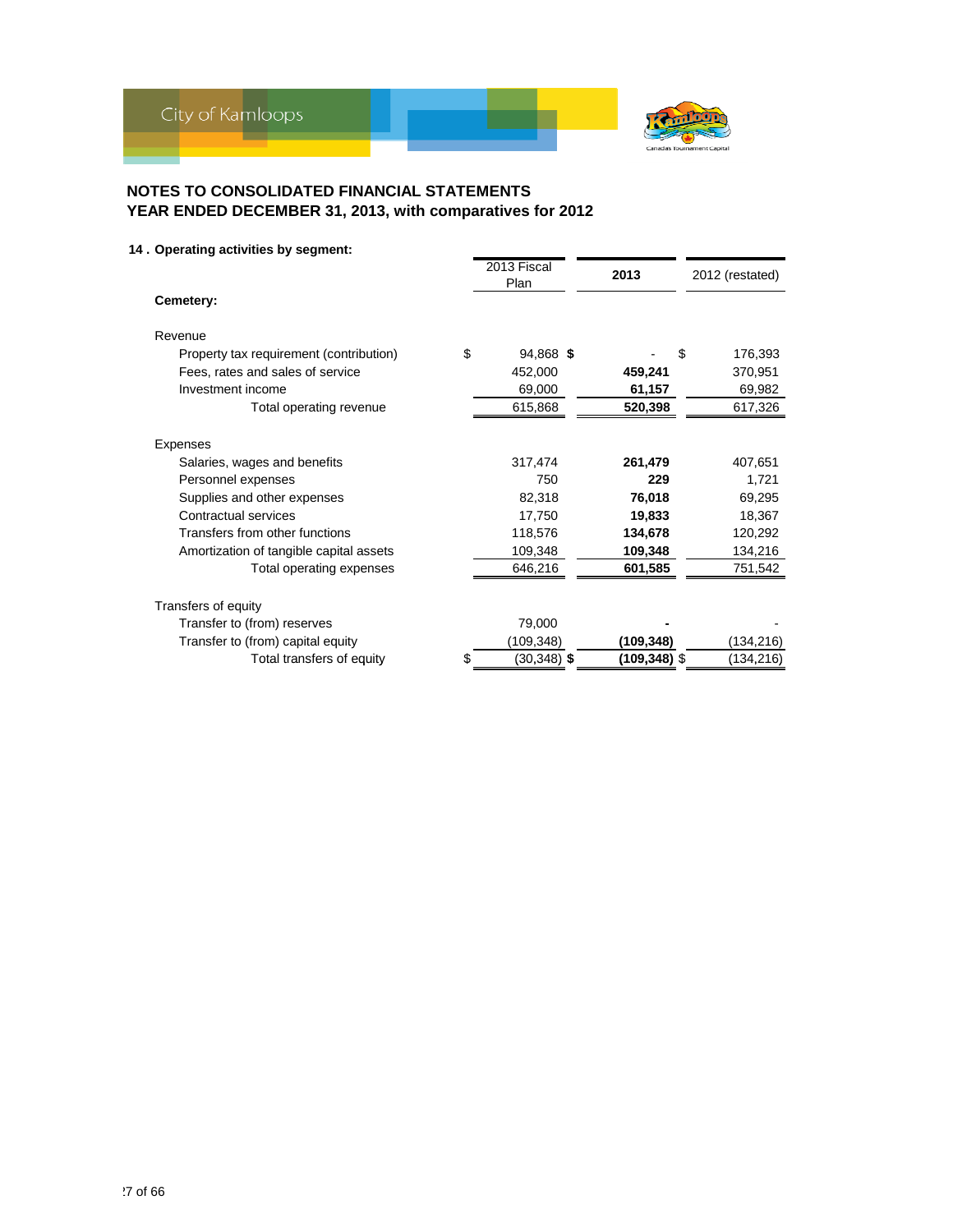## NOTES TO CONSOLIDATED FINANCIAL STATEMENTS
## YEAR ENDED DECEMBER 31, 2013, with comparatives for 2012

### 14 . Operating activities by segment:

| | 2013 Fiscal Plan | **2013** | 2012 (restated) |
|---|---|---|---|
| **Cemetery:** | | | |
| Revenue | | | |
| Property tax requirement (contribution) | $ 94,868 | **$ -** | $ 176,393 |
| Fees, rates and sales of service | 452,000 | **459,241** | 370,951 |
| Investment income | 69,000 | **61,157** | 69,982 |
| Total operating revenue | 615,868 | **520,398** | 617,326 |
| Expenses | | | |
| Salaries, wages and benefits | 317,474 | **261,479** | 407,651 |
| Personnel expenses | 750 | **229** | 1,721 |
| Supplies and other expenses | 82,318 | **76,018** | 69,295 |
| Contractual services | 17,750 | **19,833** | 18,367 |
| Transfers from other functions | 118,576 | **134,678** | 120,292 |
| Amortization of tangible capital assets | 109,348 | **109,348** | 134,216 |
| Total operating expenses | 646,216 | **601,585** | 751,542 |
| Transfers of equity | | | |
| Transfer to (from) reserves | 79,000 | **-** | - |
| Transfer to (from) capital equity | (109,348) | **(109,348)** | (134,216) |
| Total transfers of equity | $ (30,348) | **$ (109,348)** | $ (134,216) |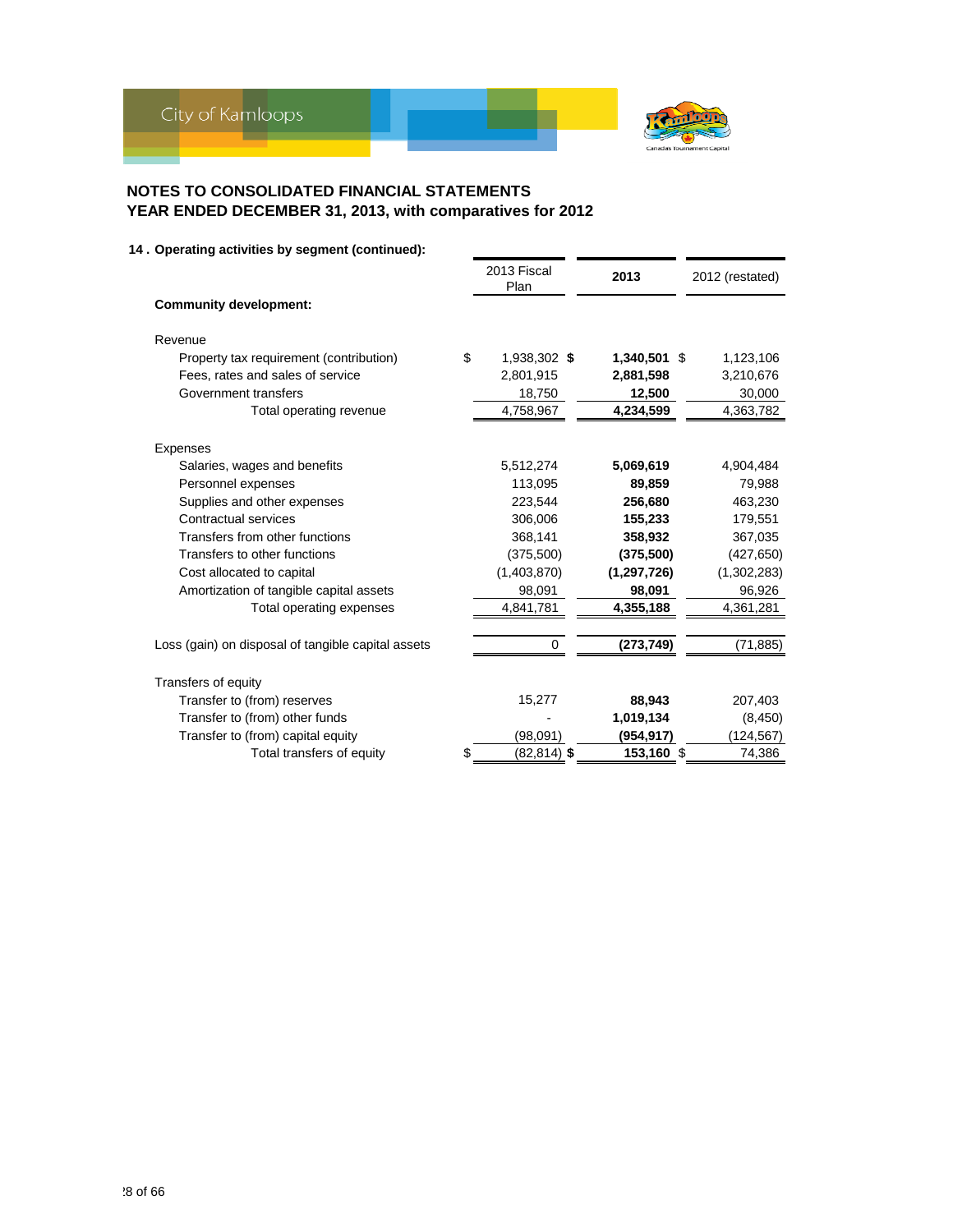## NOTES TO CONSOLIDATED FINANCIAL STATEMENTS
## YEAR ENDED DECEMBER 31, 2013, with comparatives for 2012

**14 . Operating activities by segment (continued):**

| | 2013 Fiscal Plan | **2013** | 2012 (restated) |
|---|---|---|---|
| **Community development:** | | | |
| Revenue | | | |
| Property tax requirement (contribution) | $ 1,938,302 | **$ 1,340,501** | $ 1,123,106 |
| Fees, rates and sales of service | 2,801,915 | **2,881,598** | 3,210,676 |
| Government transfers | 18,750 | **12,500** | 30,000 |
| Total operating revenue | 4,758,967 | **4,234,599** | 4,363,782 |
| Expenses | | | |
| Salaries, wages and benefits | 5,512,274 | **5,069,619** | 4,904,484 |
| Personnel expenses | 113,095 | **89,859** | 79,988 |
| Supplies and other expenses | 223,544 | **256,680** | 463,230 |
| Contractual services | 306,006 | **155,233** | 179,551 |
| Transfers from other functions | 368,141 | **358,932** | 367,035 |
| Transfers to other functions | (375,500) | **(375,500)** | (427,650) |
| Cost allocated to capital | (1,403,870) | **(1,297,726)** | (1,302,283) |
| Amortization of tangible capital assets | 98,091 | **98,091** | 96,926 |
| Total operating expenses | 4,841,781 | **4,355,188** | 4,361,281 |
| Loss (gain) on disposal of tangible capital assets | 0 | **(273,749)** | (71,885) |
| Transfers of equity | | | |
| Transfer to (from) reserves | 15,277 | **88,943** | 207,403 |
| Transfer to (from) other funds | - | **1,019,134** | (8,450) |
| Transfer to (from) capital equity | (98,091) | **(954,917)** | (124,567) |
| Total transfers of equity | $ (82,814) | **$ 153,160** | $ 74,386 |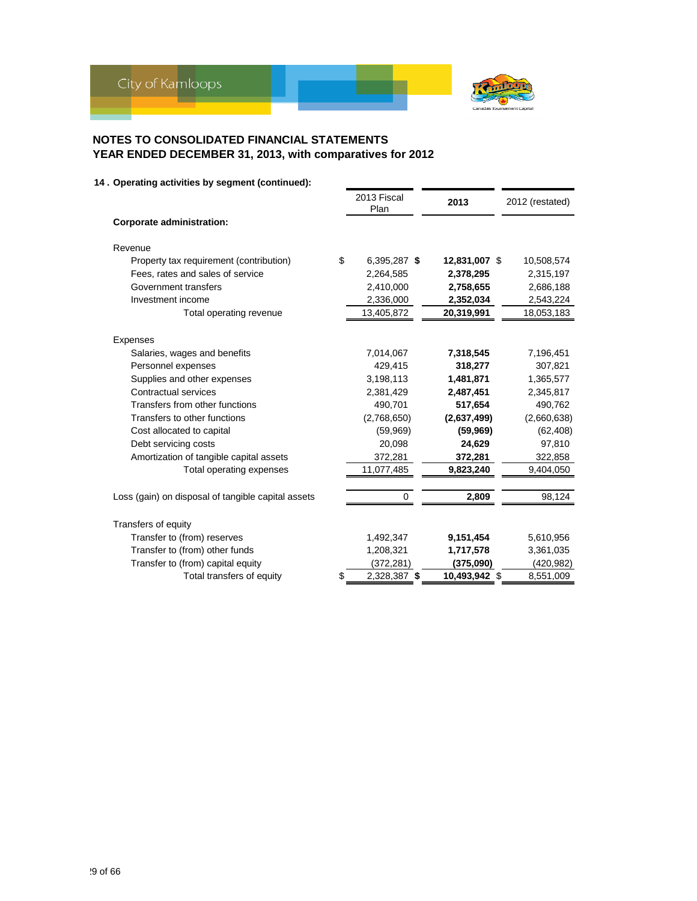# NOTES TO CONSOLIDATED FINANCIAL STATEMENTS
# YEAR ENDED DECEMBER 31, 2013, with comparatives for 2012

### 14 . Operating activities by segment (continued):

| | 2013 Fiscal Plan | 2013 | 2012 (restated) |
|---|---|---|---|
| **Corporate administration:** | | | |
| Revenue | | | |
| Property tax requirement (contribution) | $ 6,395,287 | **$ 12,831,007** | $ 10,508,574 |
| Fees, rates and sales of service | 2,264,585 | **2,378,295** | 2,315,197 |
| Government transfers | 2,410,000 | **2,758,655** | 2,686,188 |
| Investment income | 2,336,000 | **2,352,034** | 2,543,224 |
| Total operating revenue | 13,405,872 | **20,319,991** | 18,053,183 |
| Expenses | | | |
| Salaries, wages and benefits | 7,014,067 | **7,318,545** | 7,196,451 |
| Personnel expenses | 429,415 | **318,277** | 307,821 |
| Supplies and other expenses | 3,198,113 | **1,481,871** | 1,365,577 |
| Contractual services | 2,381,429 | **2,487,451** | 2,345,817 |
| Transfers from other functions | 490,701 | **517,654** | 490,762 |
| Transfers to other functions | (2,768,650) | **(2,637,499)** | (2,660,638) |
| Cost allocated to capital | (59,969) | **(59,969)** | (62,408) |
| Debt servicing costs | 20,098 | **24,629** | 97,810 |
| Amortization of tangible capital assets | 372,281 | **372,281** | 322,858 |
| Total operating expenses | 11,077,485 | **9,823,240** | 9,404,050 |
| Loss (gain) on disposal of tangible capital assets | 0 | **2,809** | 98,124 |
| Transfers of equity | | | |
| Transfer to (from) reserves | 1,492,347 | **9,151,454** | 5,610,956 |
| Transfer to (from) other funds | 1,208,321 | **1,717,578** | 3,361,035 |
| Transfer to (from) capital equity | (372,281) | **(375,090)** | (420,982) |
| Total transfers of equity | $ 2,328,387 | **$ 10,493,942** | $ 8,551,009 |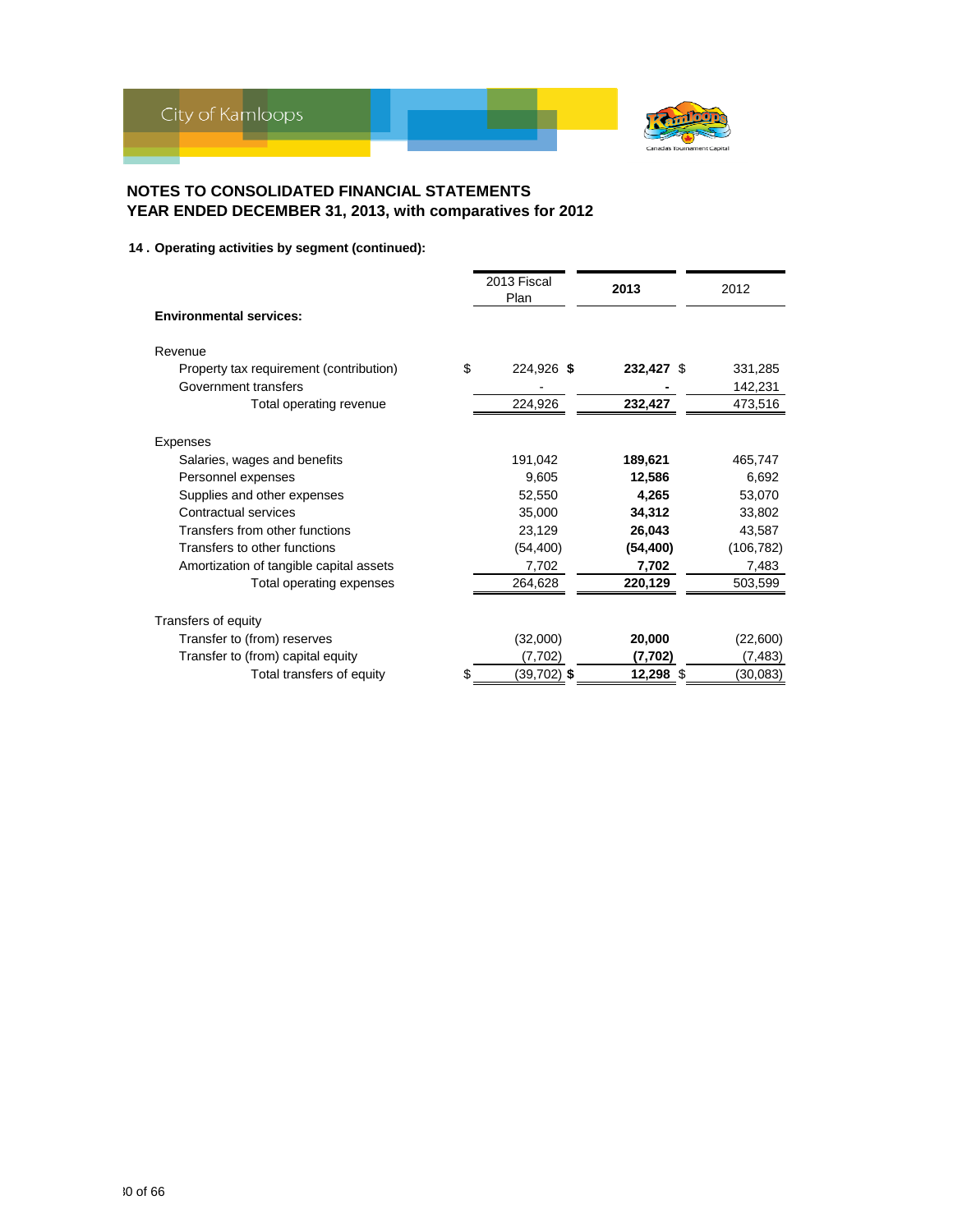## NOTES TO CONSOLIDATED FINANCIAL STATEMENTS
## YEAR ENDED DECEMBER 31, 2013, with comparatives for 2012

### 14 . Operating activities by segment (continued):

| | 2013 Fiscal Plan | **2013** | 2012 |
|---|---|---|---|
| **Environmental services:** | | | |
| Revenue | | | |
| Property tax requirement (contribution) | $ 224,926 | **$ 232,427** | $ 331,285 |
| Government transfers | - | **-** | 142,231 |
| Total operating revenue | 224,926 | **232,427** | 473,516 |
| Expenses | | | |
| Salaries, wages and benefits | 191,042 | **189,621** | 465,747 |
| Personnel expenses | 9,605 | **12,586** | 6,692 |
| Supplies and other expenses | 52,550 | **4,265** | 53,070 |
| Contractual services | 35,000 | **34,312** | 33,802 |
| Transfers from other functions | 23,129 | **26,043** | 43,587 |
| Transfers to other functions | (54,400) | **(54,400)** | (106,782) |
| Amortization of tangible capital assets | 7,702 | **7,702** | 7,483 |
| Total operating expenses | 264,628 | **220,129** | 503,599 |
| Transfers of equity | | | |
| Transfer to (from) reserves | (32,000) | **20,000** | (22,600) |
| Transfer to (from) capital equity | (7,702) | **(7,702)** | (7,483) |
| Total transfers of equity | $ (39,702) | **$ 12,298** | $ (30,083) |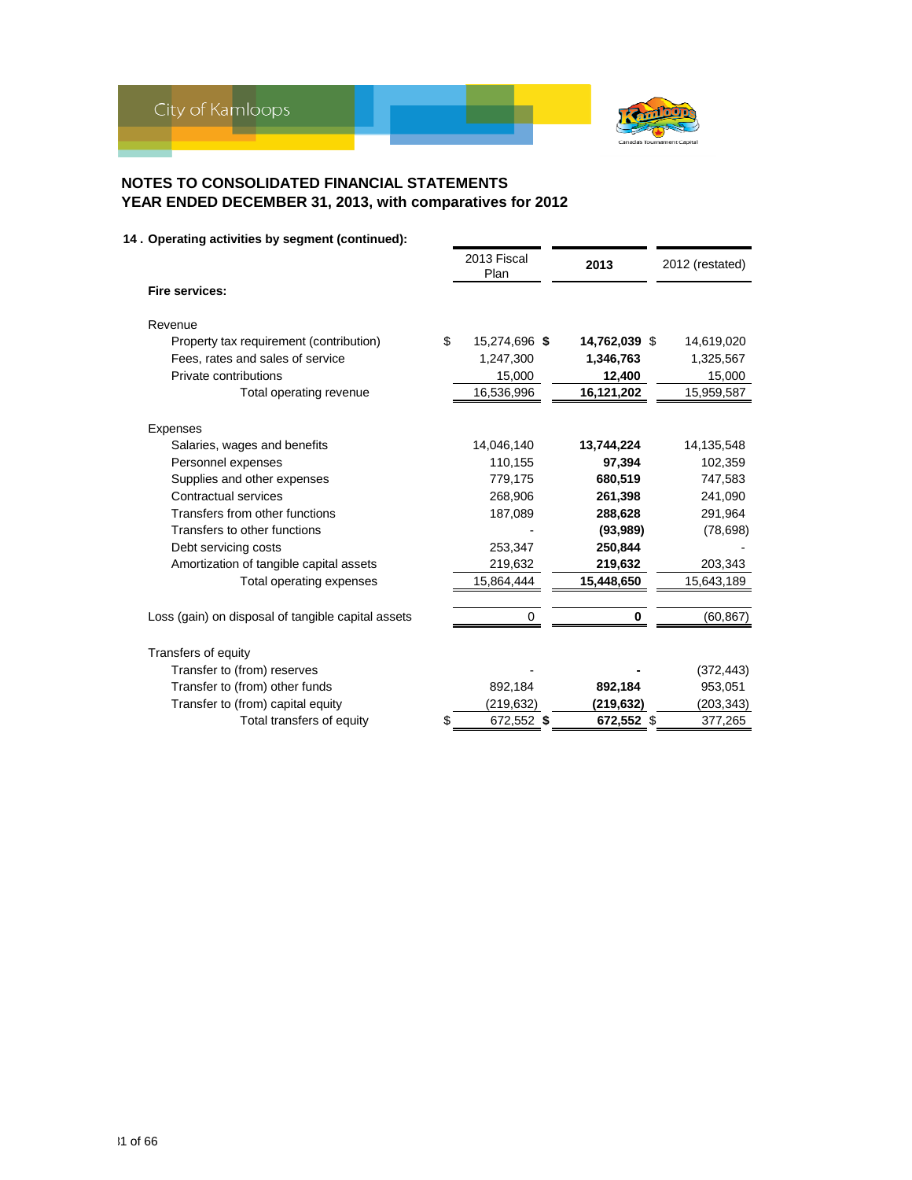## NOTES TO CONSOLIDATED FINANCIAL STATEMENTS
## YEAR ENDED DECEMBER 31, 2013, with comparatives for 2012

### 14 . Operating activities by segment (continued):

| | 2013 Fiscal Plan | **2013** | 2012 (restated) |
|---|---|---|---|
| **Fire services:** | | | |
| Revenue | | | |
| Property tax requirement (contribution) | $ 15,274,696 | **$ 14,762,039** | $ 14,619,020 |
| Fees, rates and sales of service | 1,247,300 | **1,346,763** | 1,325,567 |
| Private contributions | 15,000 | **12,400** | 15,000 |
| Total operating revenue | 16,536,996 | **16,121,202** | 15,959,587 |
| Expenses | | | |
| Salaries, wages and benefits | 14,046,140 | **13,744,224** | 14,135,548 |
| Personnel expenses | 110,155 | **97,394** | 102,359 |
| Supplies and other expenses | 779,175 | **680,519** | 747,583 |
| Contractual services | 268,906 | **261,398** | 241,090 |
| Transfers from other functions | 187,089 | **288,628** | 291,964 |
| Transfers to other functions | - | **(93,989)** | (78,698) |
| Debt servicing costs | 253,347 | **250,844** | - |
| Amortization of tangible capital assets | 219,632 | **219,632** | 203,343 |
| Total operating expenses | 15,864,444 | **15,448,650** | 15,643,189 |
| Loss (gain) on disposal of tangible capital assets | 0 | **0** | (60,867) |
| Transfers of equity | | | |
| Transfer to (from) reserves | - | **-** | (372,443) |
| Transfer to (from) other funds | 892,184 | **892,184** | 953,051 |
| Transfer to (from) capital equity | (219,632) | **(219,632)** | (203,343) |
| Total transfers of equity | $ 672,552 | **$ 672,552** | $ 377,265 |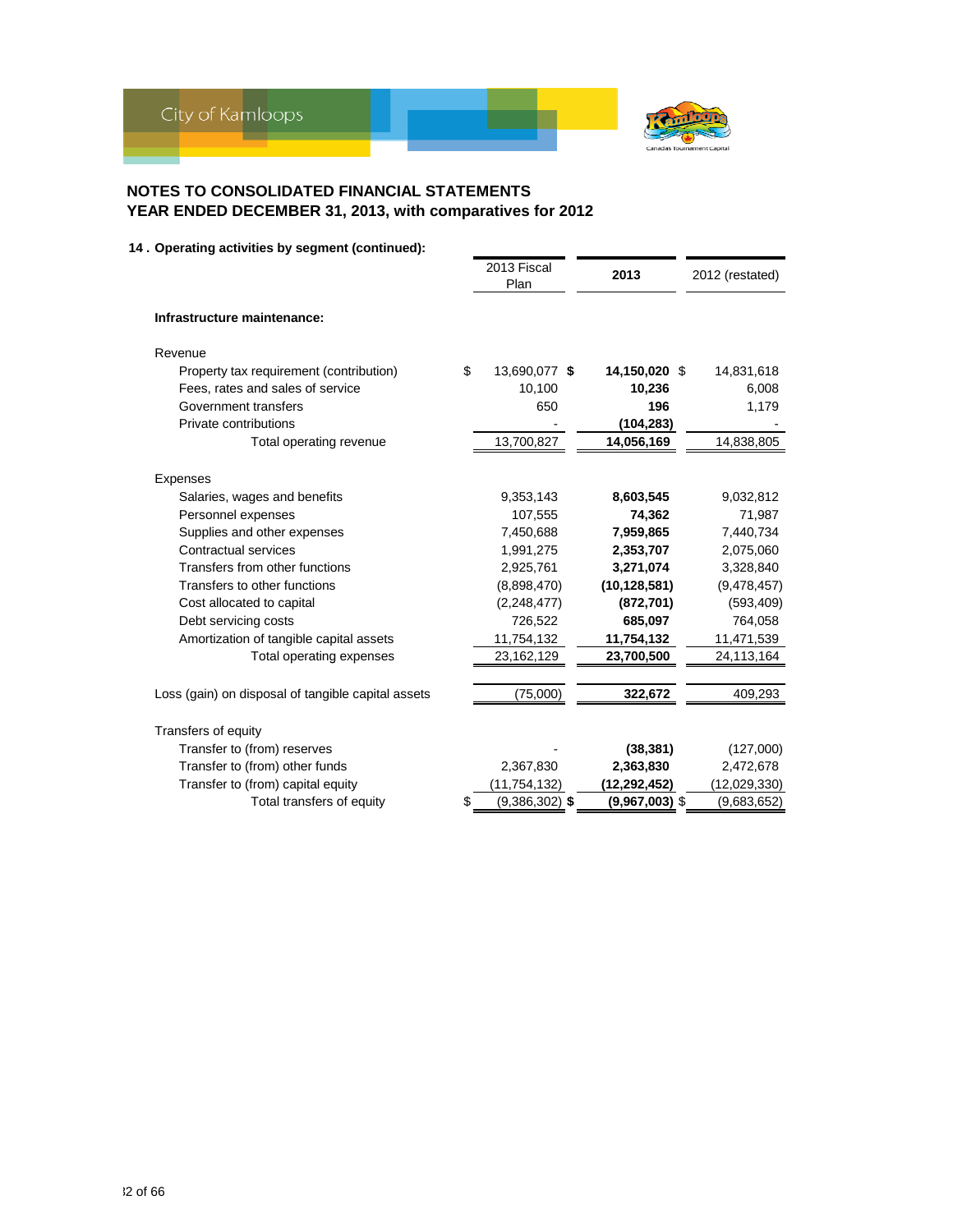## NOTES TO CONSOLIDATED FINANCIAL STATEMENTS
## YEAR ENDED DECEMBER 31, 2013, with comparatives for 2012

**14 . Operating activities by segment (continued):**

| | 2013 Fiscal Plan | 2013 | 2012 (restated) |
|---|---|---|---|
| **Infrastructure maintenance:** | | | |
| Revenue | | | |
| Property tax requirement (contribution) | $ 13,690,077 | **$ 14,150,020** | $ 14,831,618 |
| Fees, rates and sales of service | 10,100 | **10,236** | 6,008 |
| Government transfers | 650 | **196** | 1,179 |
| Private contributions | - | **(104,283)** | - |
| Total operating revenue | 13,700,827 | **14,056,169** | 14,838,805 |
| Expenses | | | |
| Salaries, wages and benefits | 9,353,143 | **8,603,545** | 9,032,812 |
| Personnel expenses | 107,555 | **74,362** | 71,987 |
| Supplies and other expenses | 7,450,688 | **7,959,865** | 7,440,734 |
| Contractual services | 1,991,275 | **2,353,707** | 2,075,060 |
| Transfers from other functions | 2,925,761 | **3,271,074** | 3,328,840 |
| Transfers to other functions | (8,898,470) | **(10,128,581)** | (9,478,457) |
| Cost allocated to capital | (2,248,477) | **(872,701)** | (593,409) |
| Debt servicing costs | 726,522 | **685,097** | 764,058 |
| Amortization of tangible capital assets | 11,754,132 | **11,754,132** | 11,471,539 |
| Total operating expenses | 23,162,129 | **23,700,500** | 24,113,164 |
| Loss (gain) on disposal of tangible capital assets | (75,000) | **322,672** | 409,293 |
| Transfers of equity | | | |
| Transfer to (from) reserves | - | **(38,381)** | (127,000) |
| Transfer to (from) other funds | 2,367,830 | **2,363,830** | 2,472,678 |
| Transfer to (from) capital equity | (11,754,132) | **(12,292,452)** | (12,029,330) |
| Total transfers of equity | $ (9,386,302) | **$ (9,967,003)** | $ (9,683,652) |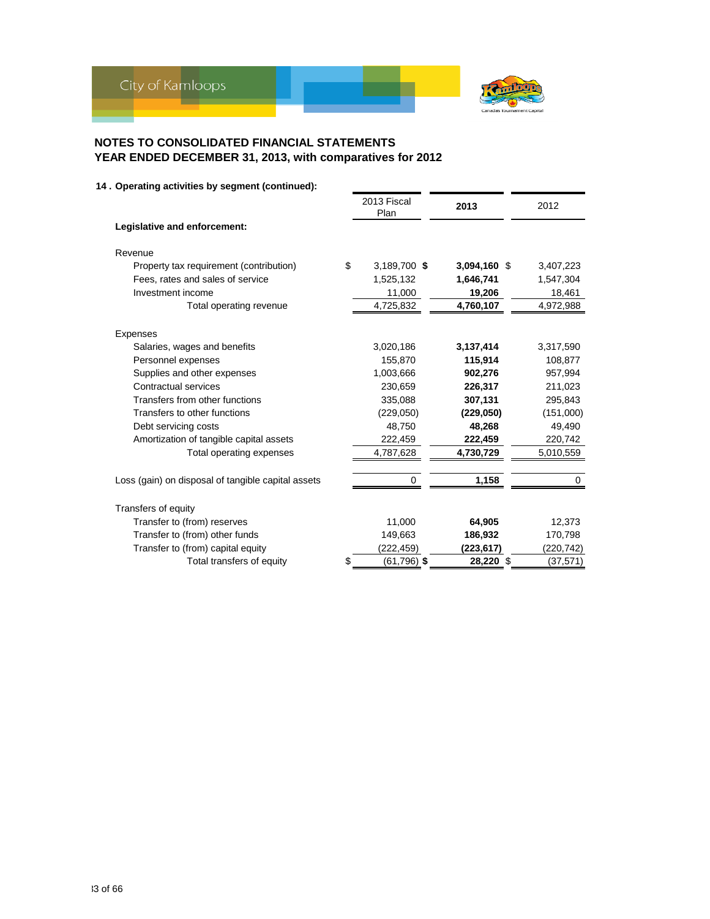## NOTES TO CONSOLIDATED FINANCIAL STATEMENTS
## YEAR ENDED DECEMBER 31, 2013, with comparatives for 2012

**14 . Operating activities by segment (continued):**

| | 2013 Fiscal Plan | **2013** | 2012 |
|---|---|---|---|
| **Legislative and enforcement:** | | | |
| Revenue | | | |
| Property tax requirement (contribution) | $ 3,189,700 | **$ 3,094,160** | $ 3,407,223 |
| Fees, rates and sales of service | 1,525,132 | **1,646,741** | 1,547,304 |
| Investment income | 11,000 | **19,206** | 18,461 |
| Total operating revenue | 4,725,832 | **4,760,107** | 4,972,988 |
| Expenses | | | |
| Salaries, wages and benefits | 3,020,186 | **3,137,414** | 3,317,590 |
| Personnel expenses | 155,870 | **115,914** | 108,877 |
| Supplies and other expenses | 1,003,666 | **902,276** | 957,994 |
| Contractual services | 230,659 | **226,317** | 211,023 |
| Transfers from other functions | 335,088 | **307,131** | 295,843 |
| Transfers to other functions | (229,050) | **(229,050)** | (151,000) |
| Debt servicing costs | 48,750 | **48,268** | 49,490 |
| Amortization of tangible capital assets | 222,459 | **222,459** | 220,742 |
| Total operating expenses | 4,787,628 | **4,730,729** | 5,010,559 |
| Loss (gain) on disposal of tangible capital assets | 0 | **1,158** | 0 |
| Transfers of equity | | | |
| Transfer to (from) reserves | 11,000 | **64,905** | 12,373 |
| Transfer to (from) other funds | 149,663 | **186,932** | 170,798 |
| Transfer to (from) capital equity | (222,459) | **(223,617)** | (220,742) |
| Total transfers of equity | $ (61,796) | **$ 28,220** | $ (37,571) |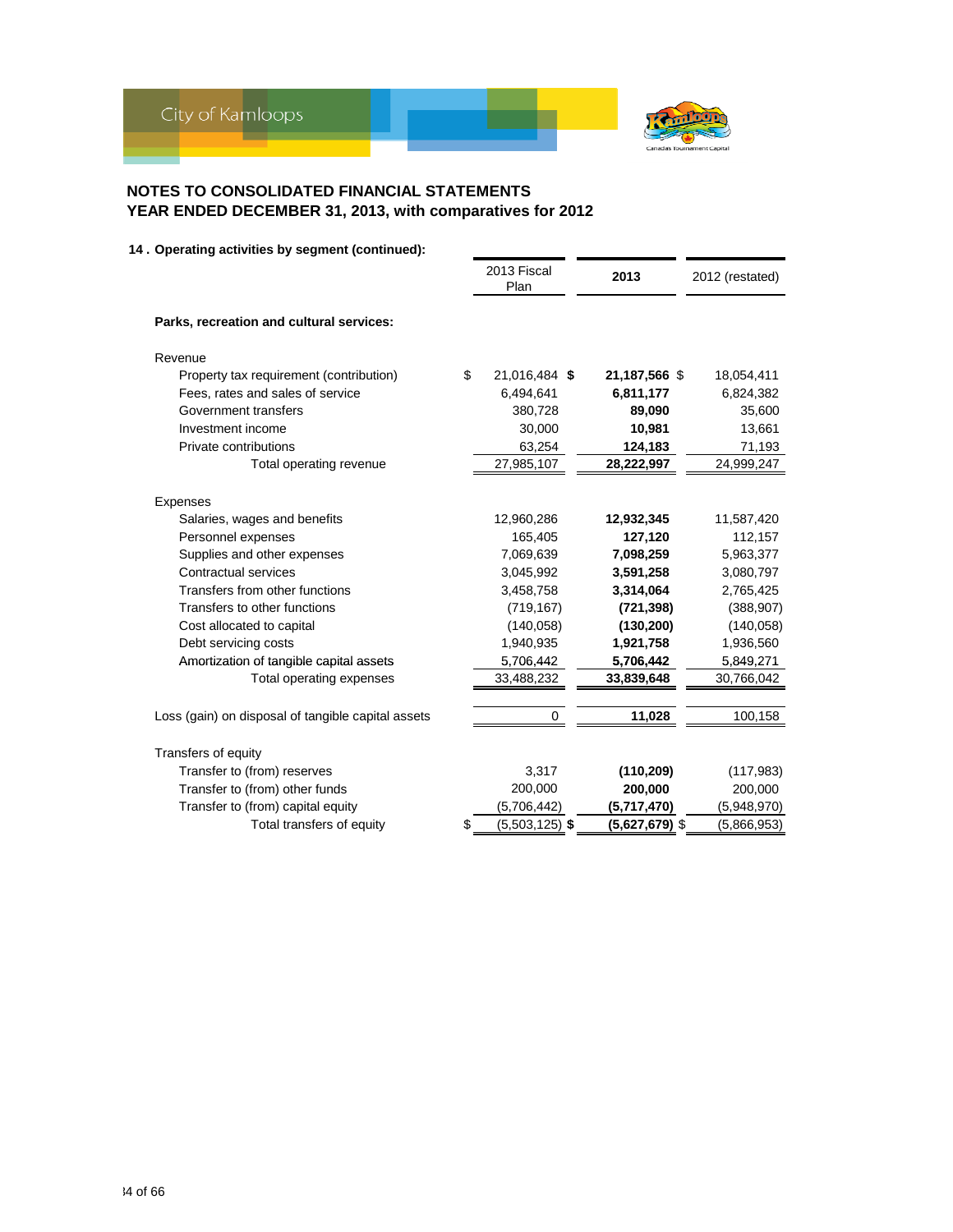## NOTES TO CONSOLIDATED FINANCIAL STATEMENTS
## YEAR ENDED DECEMBER 31, 2013, with comparatives for 2012

### 14 . Operating activities by segment (continued):

| | 2013 Fiscal Plan | 2013 | 2012 (restated) |
|---|---|---|---|
| **Parks, recreation and cultural services:** | | | |
| Revenue | | | |
| Property tax requirement (contribution) | $ 21,016,484 | **$ 21,187,566** | $ 18,054,411 |
| Fees, rates and sales of service | 6,494,641 | **6,811,177** | 6,824,382 |
| Government transfers | 380,728 | **89,090** | 35,600 |
| Investment income | 30,000 | **10,981** | 13,661 |
| Private contributions | 63,254 | **124,183** | 71,193 |
| Total operating revenue | 27,985,107 | **28,222,997** | 24,999,247 |
| Expenses | | | |
| Salaries, wages and benefits | 12,960,286 | **12,932,345** | 11,587,420 |
| Personnel expenses | 165,405 | **127,120** | 112,157 |
| Supplies and other expenses | 7,069,639 | **7,098,259** | 5,963,377 |
| Contractual services | 3,045,992 | **3,591,258** | 3,080,797 |
| Transfers from other functions | 3,458,758 | **3,314,064** | 2,765,425 |
| Transfers to other functions | (719,167) | **(721,398)** | (388,907) |
| Cost allocated to capital | (140,058) | **(130,200)** | (140,058) |
| Debt servicing costs | 1,940,935 | **1,921,758** | 1,936,560 |
| Amortization of tangible capital assets | 5,706,442 | **5,706,442** | 5,849,271 |
| Total operating expenses | 33,488,232 | **33,839,648** | 30,766,042 |
| Loss (gain) on disposal of tangible capital assets | 0 | **11,028** | 100,158 |
| Transfers of equity | | | |
| Transfer to (from) reserves | 3,317 | **(110,209)** | (117,983) |
| Transfer to (from) other funds | 200,000 | **200,000** | 200,000 |
| Transfer to (from) capital equity | (5,706,442) | **(5,717,470)** | (5,948,970) |
| Total transfers of equity | $ (5,503,125) | **$ (5,627,679)** | $ (5,866,953) |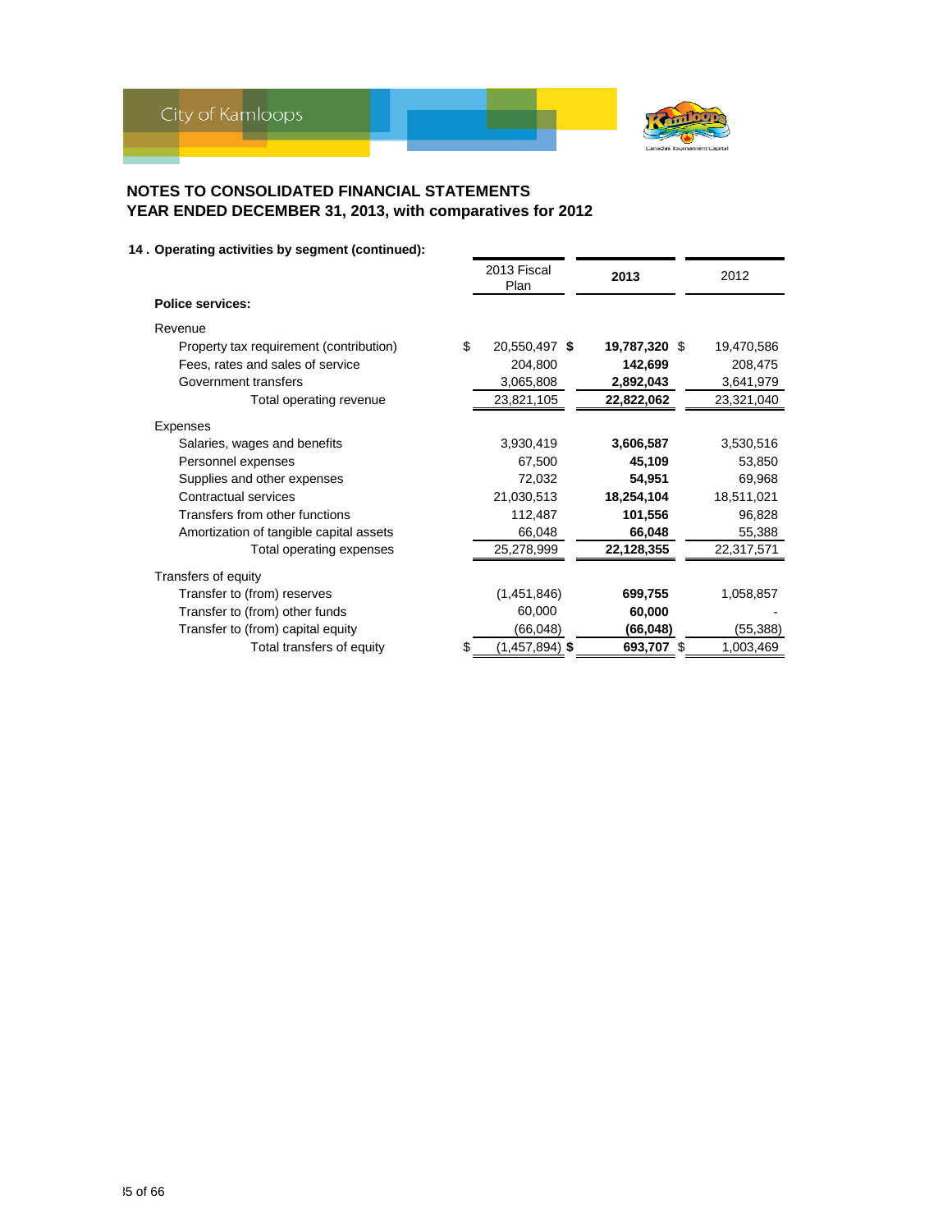## NOTES TO CONSOLIDATED FINANCIAL STATEMENTS
## YEAR ENDED DECEMBER 31, 2013, with comparatives for 2012

**14 . Operating activities by segment (continued):**

| | 2013 Fiscal Plan | **2013** | 2012 |
|---|---|---|---|
| **Police services:** | | | |
| Revenue | | | |
| Property tax requirement (contribution) | $ 20,550,497 | **$ 19,787,320** | $ 19,470,586 |
| Fees, rates and sales of service | 204,800 | **142,699** | 208,475 |
| Government transfers | 3,065,808 | **2,892,043** | 3,641,979 |
| Total operating revenue | 23,821,105 | **22,822,062** | 23,321,040 |
| Expenses | | | |
| Salaries, wages and benefits | 3,930,419 | **3,606,587** | 3,530,516 |
| Personnel expenses | 67,500 | **45,109** | 53,850 |
| Supplies and other expenses | 72,032 | **54,951** | 69,968 |
| Contractual services | 21,030,513 | **18,254,104** | 18,511,021 |
| Transfers from other functions | 112,487 | **101,556** | 96,828 |
| Amortization of tangible capital assets | 66,048 | **66,048** | 55,388 |
| Total operating expenses | 25,278,999 | **22,128,355** | 22,317,571 |
| Transfers of equity | | | |
| Transfer to (from) reserves | (1,451,846) | **699,755** | 1,058,857 |
| Transfer to (from) other funds | 60,000 | **60,000** | - |
| Transfer to (from) capital equity | (66,048) | **(66,048)** | (55,388) |
| Total transfers of equity | $ (1,457,894) | **$ 693,707** | $ 1,003,469 |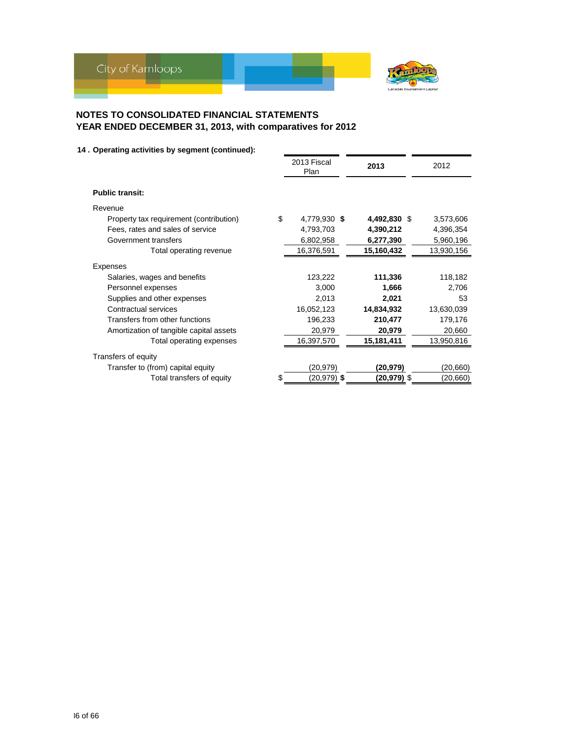## NOTES TO CONSOLIDATED FINANCIAL STATEMENTS
## YEAR ENDED DECEMBER 31, 2013, with comparatives for 2012

### 14 . Operating activities by segment (continued):

| | 2013 Fiscal Plan | 2013 | 2012 |
|---|---|---|---|
| **Public transit:** | | | |
| Revenue | | | |
| Property tax requirement (contribution) | $ 4,779,930 | **$ 4,492,830** | $ 3,573,606 |
| Fees, rates and sales of service | 4,793,703 | **4,390,212** | 4,396,354 |
| Government transfers | 6,802,958 | **6,277,390** | 5,960,196 |
| Total operating revenue | 16,376,591 | **15,160,432** | 13,930,156 |
| Expenses | | | |
| Salaries, wages and benefits | 123,222 | **111,336** | 118,182 |
| Personnel expenses | 3,000 | **1,666** | 2,706 |
| Supplies and other expenses | 2,013 | **2,021** | 53 |
| Contractual services | 16,052,123 | **14,834,932** | 13,630,039 |
| Transfers from other functions | 196,233 | **210,477** | 179,176 |
| Amortization of tangible capital assets | 20,979 | **20,979** | 20,660 |
| Total operating expenses | 16,397,570 | **15,181,411** | 13,950,816 |
| Transfers of equity | | | |
| Transfer to (from) capital equity | (20,979) | **(20,979)** | (20,660) |
| Total transfers of equity | $ (20,979) | **$ (20,979)** | $ (20,660) |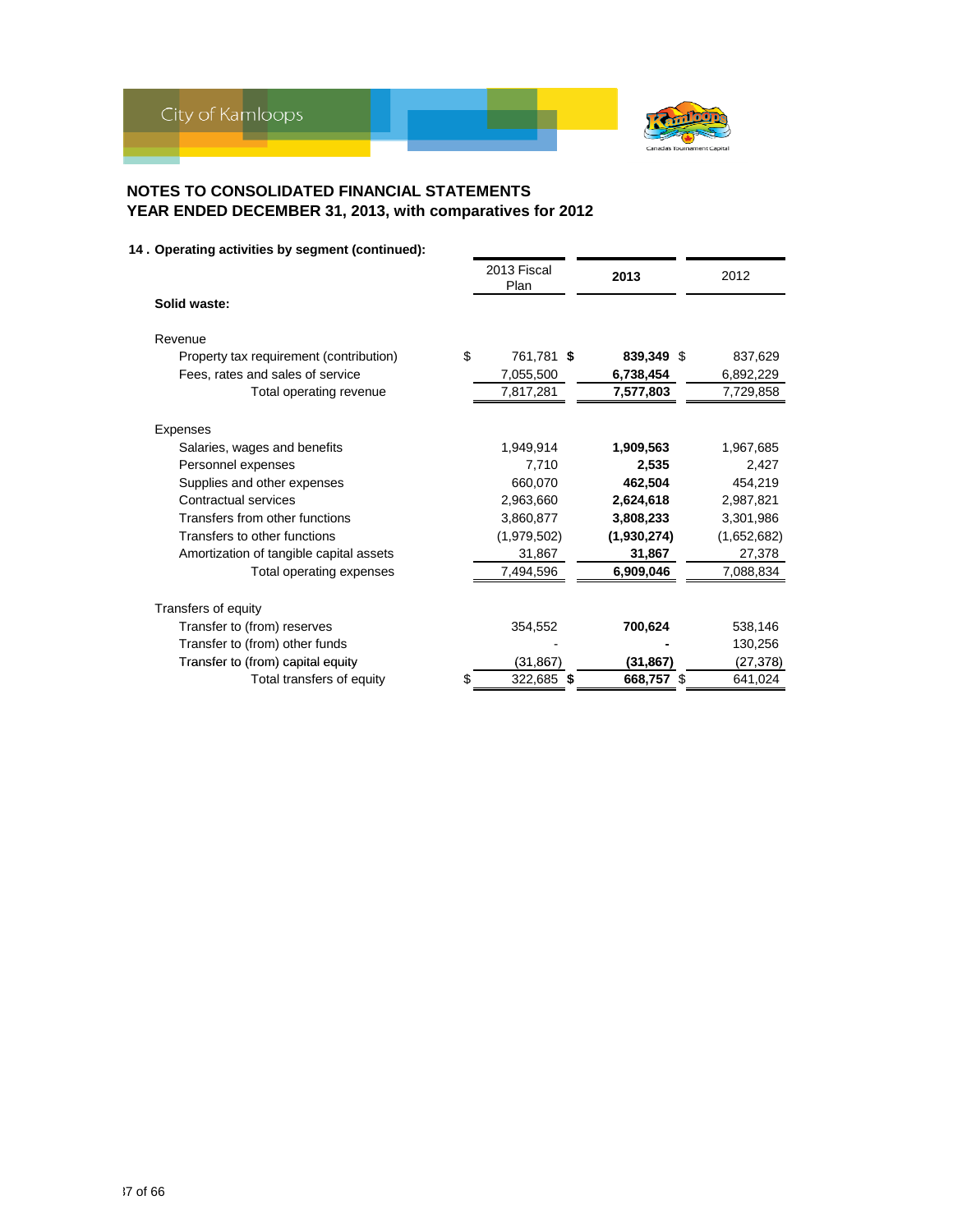## NOTES TO CONSOLIDATED FINANCIAL STATEMENTS
## YEAR ENDED DECEMBER 31, 2013, with comparatives for 2012

### 14 . Operating activities by segment (continued):

| | 2013 Fiscal Plan | 2013 | 2012 |
|---|---|---|---|
| **Solid waste:** | | | |
| Revenue | | | |
| Property tax requirement (contribution) | $ 761,781 | **$ 839,349** | $ 837,629 |
| Fees, rates and sales of service | 7,055,500 | **6,738,454** | 6,892,229 |
| Total operating revenue | 7,817,281 | **7,577,803** | 7,729,858 |
| Expenses | | | |
| Salaries, wages and benefits | 1,949,914 | **1,909,563** | 1,967,685 |
| Personnel expenses | 7,710 | **2,535** | 2,427 |
| Supplies and other expenses | 660,070 | **462,504** | 454,219 |
| Contractual services | 2,963,660 | **2,624,618** | 2,987,821 |
| Transfers from other functions | 3,860,877 | **3,808,233** | 3,301,986 |
| Transfers to other functions | (1,979,502) | **(1,930,274)** | (1,652,682) |
| Amortization of tangible capital assets | 31,867 | **31,867** | 27,378 |
| Total operating expenses | 7,494,596 | **6,909,046** | 7,088,834 |
| Transfers of equity | | | |
| Transfer to (from) reserves | 354,552 | **700,624** | 538,146 |
| Transfer to (from) other funds | - | **-** | 130,256 |
| Transfer to (from) capital equity | (31,867) | **(31,867)** | (27,378) |
| Total transfers of equity | $ 322,685 | **$ 668,757** | $ 641,024 |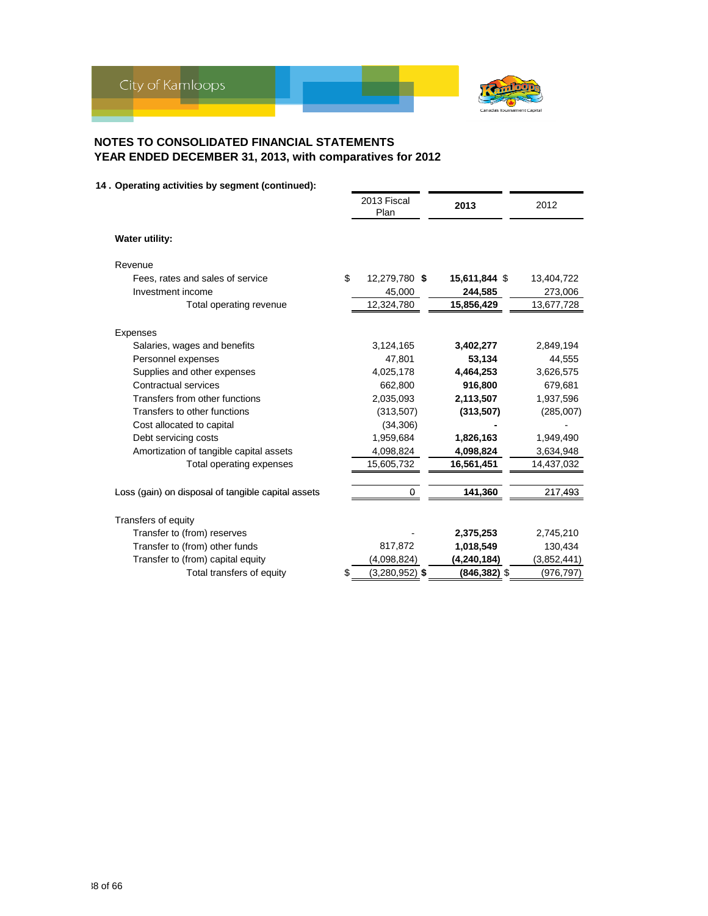# NOTES TO CONSOLIDATED FINANCIAL STATEMENTS
## YEAR ENDED DECEMBER 31, 2013, with comparatives for 2012

### 14 . Operating activities by segment (continued):

| | 2013 Fiscal Plan | **2013** | 2012 |
|---|---|---|---|
| **Water utility:** | | | |
| Revenue | | | |
| Fees, rates and sales of service | $ 12,279,780 | **$ 15,611,844** | $ 13,404,722 |
| Investment income | 45,000 | **244,585** | 273,006 |
| Total operating revenue | 12,324,780 | **15,856,429** | 13,677,728 |
| Expenses | | | |
| Salaries, wages and benefits | 3,124,165 | **3,402,277** | 2,849,194 |
| Personnel expenses | 47,801 | **53,134** | 44,555 |
| Supplies and other expenses | 4,025,178 | **4,464,253** | 3,626,575 |
| Contractual services | 662,800 | **916,800** | 679,681 |
| Transfers from other functions | 2,035,093 | **2,113,507** | 1,937,596 |
| Transfers to other functions | (313,507) | **(313,507)** | (285,007) |
| Cost allocated to capital | (34,306) | **-** | - |
| Debt servicing costs | 1,959,684 | **1,826,163** | 1,949,490 |
| Amortization of tangible capital assets | 4,098,824 | **4,098,824** | 3,634,948 |
| Total operating expenses | 15,605,732 | **16,561,451** | 14,437,032 |
| Loss (gain) on disposal of tangible capital assets | 0 | **141,360** | 217,493 |
| Transfers of equity | | | |
| Transfer to (from) reserves | - | **2,375,253** | 2,745,210 |
| Transfer to (from) other funds | 817,872 | **1,018,549** | 130,434 |
| Transfer to (from) capital equity | (4,098,824) | **(4,240,184)** | (3,852,441) |
| Total transfers of equity | $ (3,280,952) | **$ (846,382)** | $ (976,797) |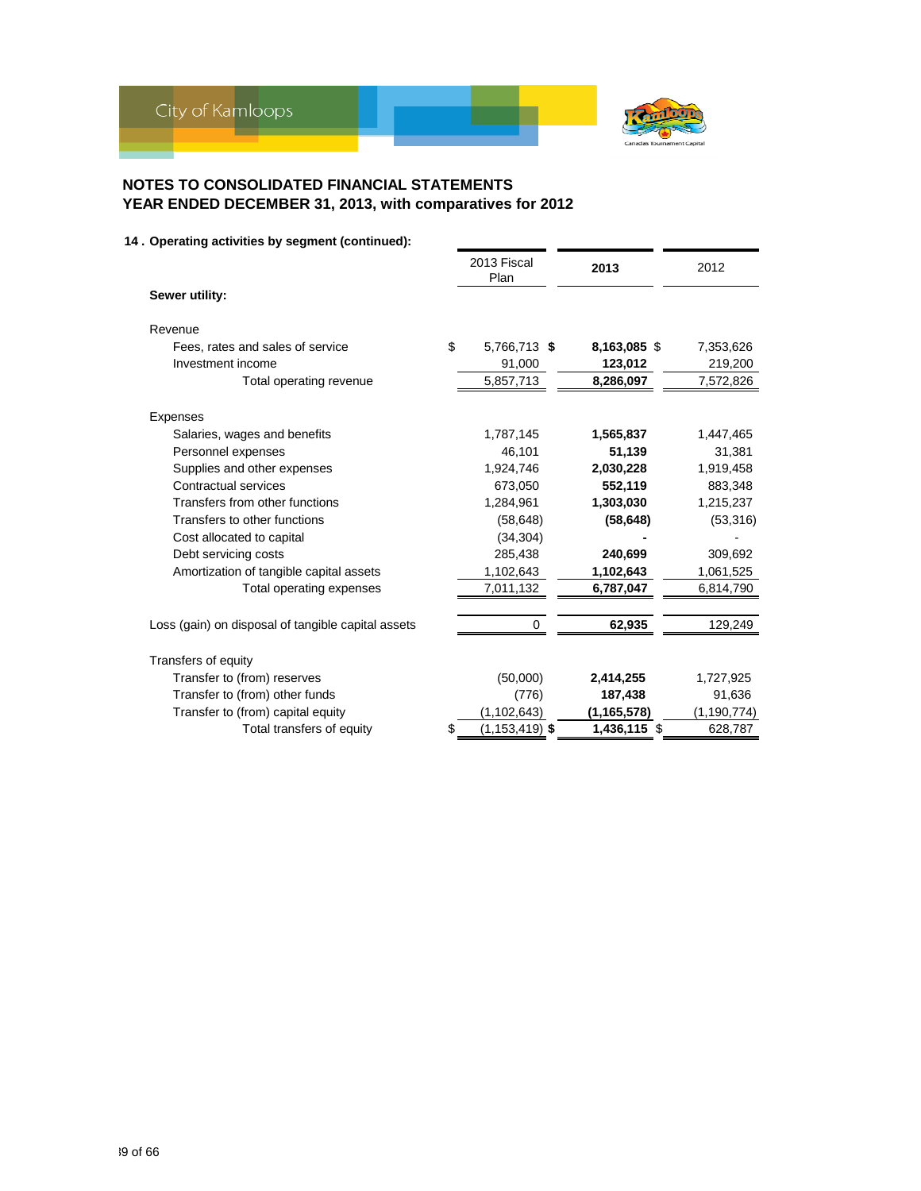## NOTES TO CONSOLIDATED FINANCIAL STATEMENTS
## YEAR ENDED DECEMBER 31, 2013, with comparatives for 2012

### 14 . Operating activities by segment (continued):

| | 2013 Fiscal Plan | **2013** | 2012 |
|---|---|---|---|
| **Sewer utility:** | | | |
| Revenue | | | |
| Fees, rates and sales of service | $ 5,766,713 | **$ 8,163,085** | $ 7,353,626 |
| Investment income | 91,000 | **123,012** | 219,200 |
| Total operating revenue | 5,857,713 | **8,286,097** | 7,572,826 |
| Expenses | | | |
| Salaries, wages and benefits | 1,787,145 | **1,565,837** | 1,447,465 |
| Personnel expenses | 46,101 | **51,139** | 31,381 |
| Supplies and other expenses | 1,924,746 | **2,030,228** | 1,919,458 |
| Contractual services | 673,050 | **552,119** | 883,348 |
| Transfers from other functions | 1,284,961 | **1,303,030** | 1,215,237 |
| Transfers to other functions | (58,648) | **(58,648)** | (53,316) |
| Cost allocated to capital | (34,304) | **-** | - |
| Debt servicing costs | 285,438 | **240,699** | 309,692 |
| Amortization of tangible capital assets | 1,102,643 | **1,102,643** | 1,061,525 |
| Total operating expenses | 7,011,132 | **6,787,047** | 6,814,790 |
| Loss (gain) on disposal of tangible capital assets | 0 | **62,935** | 129,249 |
| Transfers of equity | | | |
| Transfer to (from) reserves | (50,000) | **2,414,255** | 1,727,925 |
| Transfer to (from) other funds | (776) | **187,438** | 91,636 |
| Transfer to (from) capital equity | (1,102,643) | **(1,165,578)** | (1,190,774) |
| Total transfers of equity | $ (1,153,419) | **$ 1,436,115** | $ 628,787 |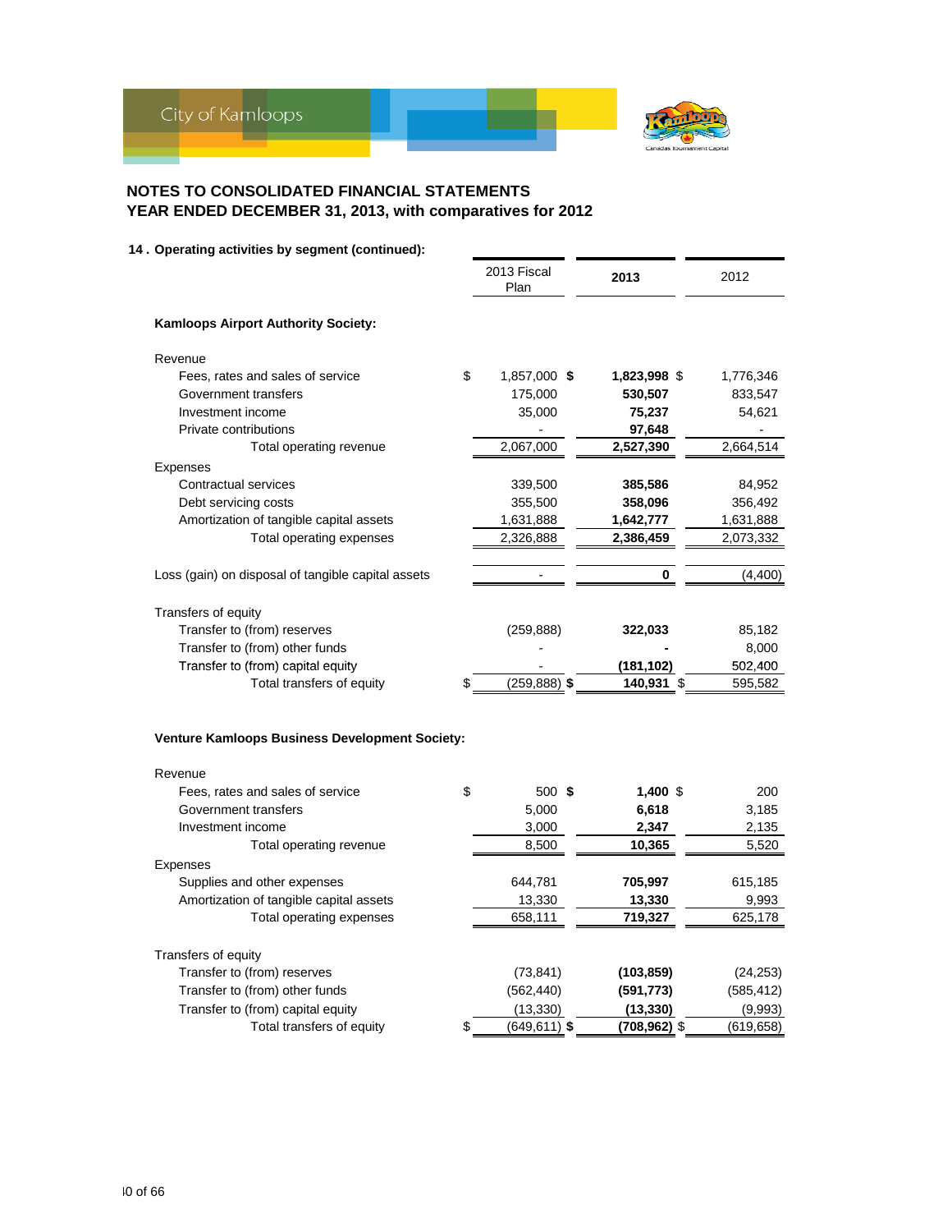## NOTES TO CONSOLIDATED FINANCIAL STATEMENTS
## YEAR ENDED DECEMBER 31, 2013, with comparatives for 2012

### 14 . Operating activities by segment (continued):

| | 2013 Fiscal Plan | 2013 | 2012 |
|---|---|---|---|
| **Kamloops Airport Authority Society:** | | | |
| Revenue | | | |
| Fees, rates and sales of service | $ 1,857,000 | **$ 1,823,998** | $ 1,776,346 |
| Government transfers | 175,000 | **530,507** | 833,547 |
| Investment income | 35,000 | **75,237** | 54,621 |
| Private contributions | - | **97,648** | - |
| Total operating revenue | 2,067,000 | **2,527,390** | 2,664,514 |
| Expenses | | | |
| Contractual services | 339,500 | **385,586** | 84,952 |
| Debt servicing costs | 355,500 | **358,096** | 356,492 |
| Amortization of tangible capital assets | 1,631,888 | **1,642,777** | 1,631,888 |
| Total operating expenses | 2,326,888 | **2,386,459** | 2,073,332 |
| Loss (gain) on disposal of tangible capital assets | - | **0** | (4,400) |
| Transfers of equity | | | |
| Transfer to (from) reserves | (259,888) | **322,033** | 85,182 |
| Transfer to (from) other funds | - | **-** | 8,000 |
| Transfer to (from) capital equity | - | **(181,102)** | 502,400 |
| Total transfers of equity | $ (259,888) | **$ 140,931** | $ 595,582 |

| | 2013 Fiscal Plan | 2013 | 2012 |
|---|---|---|---|
| **Venture Kamloops Business Development Society:** | | | |
| Revenue | | | |
| Fees, rates and sales of service | $ 500 | **$ 1,400** | $ 200 |
| Government transfers | 5,000 | **6,618** | 3,185 |
| Investment income | 3,000 | **2,347** | 2,135 |
| Total operating revenue | 8,500 | **10,365** | 5,520 |
| Expenses | | | |
| Supplies and other expenses | 644,781 | **705,997** | 615,185 |
| Amortization of tangible capital assets | 13,330 | **13,330** | 9,993 |
| Total operating expenses | 658,111 | **719,327** | 625,178 |
| Transfers of equity | | | |
| Transfer to (from) reserves | (73,841) | **(103,859)** | (24,253) |
| Transfer to (from) other funds | (562,440) | **(591,773)** | (585,412) |
| Transfer to (from) capital equity | (13,330) | **(13,330)** | (9,993) |
| Total transfers of equity | $ (649,611) | **$ (708,962)** | $ (619,658) |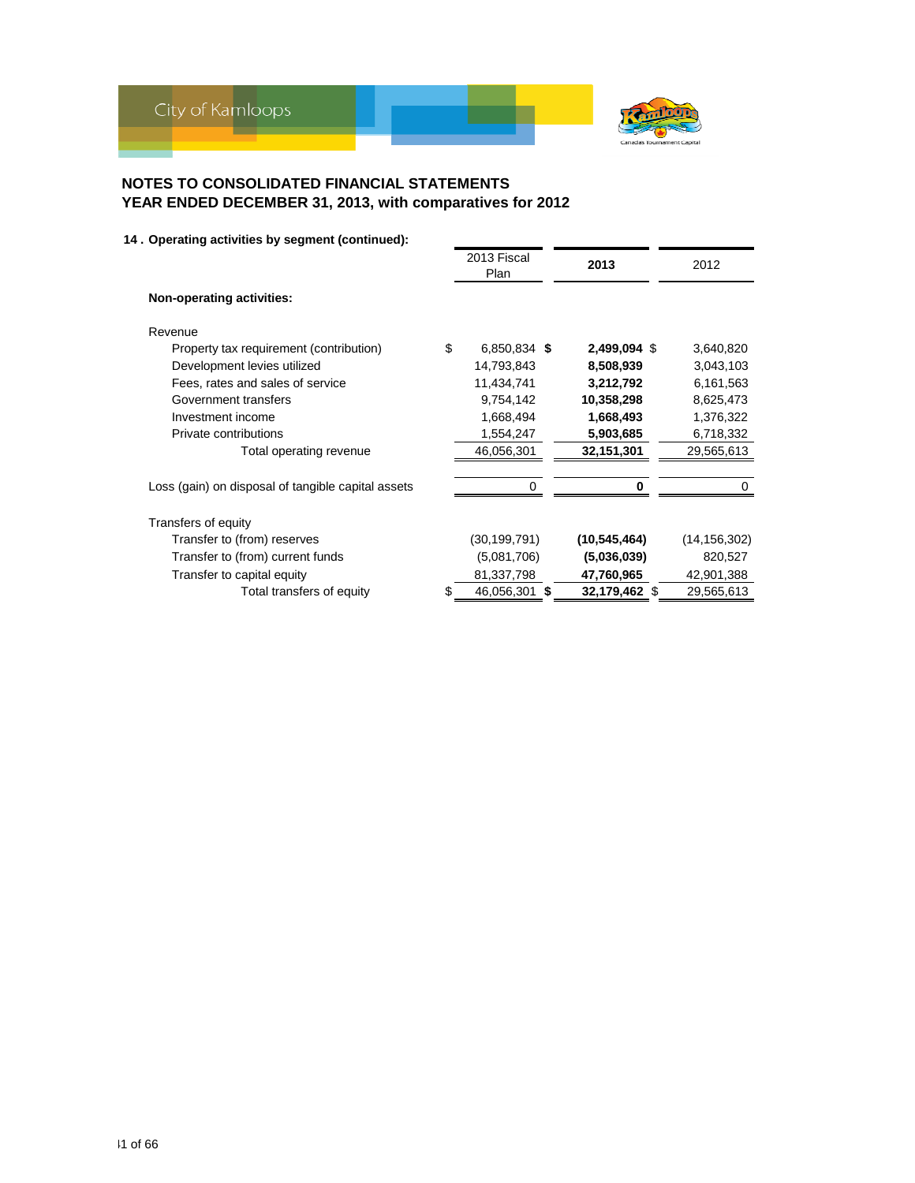**NOTES TO CONSOLIDATED FINANCIAL STATEMENTS**
**YEAR ENDED DECEMBER 31, 2013, with comparatives for 2012**

**14 . Operating activities by segment (continued):**

| | 2013 Fiscal Plan | **2013** | 2012 |
|---|---|---|---|
| **Non-operating activities:** | | | |
| Revenue | | | |
| Property tax requirement (contribution) | $ 6,850,834 | **$ 2,499,094** | $ 3,640,820 |
| Development levies utilized | 14,793,843 | **8,508,939** | 3,043,103 |
| Fees, rates and sales of service | 11,434,741 | **3,212,792** | 6,161,563 |
| Government transfers | 9,754,142 | **10,358,298** | 8,625,473 |
| Investment income | 1,668,494 | **1,668,493** | 1,376,322 |
| Private contributions | 1,554,247 | **5,903,685** | 6,718,332 |
| Total operating revenue | 46,056,301 | **32,151,301** | 29,565,613 |
| Loss (gain) on disposal of tangible capital assets | 0 | **0** | 0 |
| Transfers of equity | | | |
| Transfer to (from) reserves | (30,199,791) | **(10,545,464)** | (14,156,302) |
| Transfer to (from) current funds | (5,081,706) | **(5,036,039)** | 820,527 |
| Transfer to capital equity | 81,337,798 | **47,760,965** | 42,901,388 |
| Total transfers of equity | $ 46,056,301 | **$ 32,179,462** | $ 29,565,613 |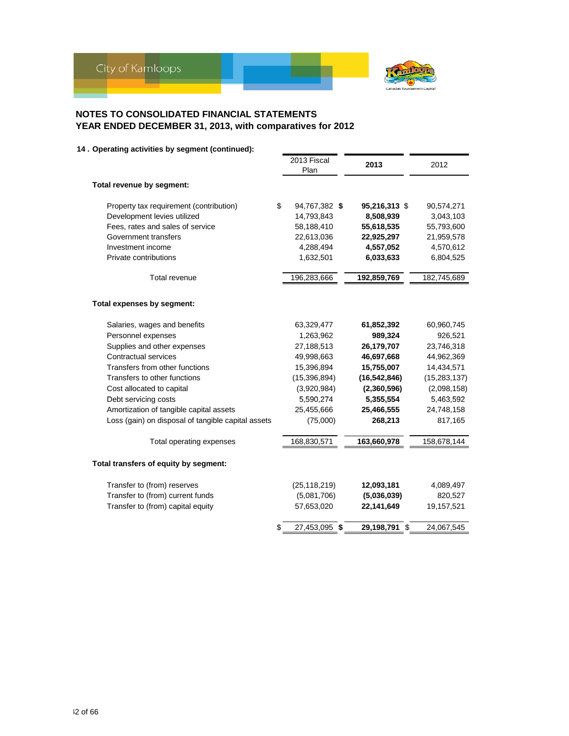## NOTES TO CONSOLIDATED FINANCIAL STATEMENTS
## YEAR ENDED DECEMBER 31, 2013, with comparatives for 2012

### 14 . Operating activities by segment (continued):

| | 2013 Fiscal Plan | 2013 | 2012 |
|---|---|---|---|
| **Total revenue by segment:** | | | |
| Property tax requirement (contribution) | $ 94,767,382 | **$ 95,216,313** | $ 90,574,271 |
| Development levies utilized | 14,793,843 | **8,508,939** | 3,043,103 |
| Fees, rates and sales of service | 58,188,410 | **55,618,535** | 55,793,600 |
| Government transfers | 22,613,036 | **22,925,297** | 21,959,578 |
| Investment income | 4,288,494 | **4,557,052** | 4,570,612 |
| Private contributions | 1,632,501 | **6,033,633** | 6,804,525 |
| Total revenue | 196,283,666 | **192,859,769** | 182,745,689 |
| **Total expenses by segment:** | | | |
| Salaries, wages and benefits | 63,329,477 | **61,852,392** | 60,960,745 |
| Personnel expenses | 1,263,962 | **989,324** | 926,521 |
| Supplies and other expenses | 27,188,513 | **26,179,707** | 23,746,318 |
| Contractual services | 49,998,663 | **46,697,668** | 44,962,369 |
| Transfers from other functions | 15,396,894 | **15,755,007** | 14,434,571 |
| Transfers to other functions | (15,396,894) | **(16,542,846)** | (15,283,137) |
| Cost allocated to capital | (3,920,984) | **(2,360,596)** | (2,098,158) |
| Debt servicing costs | 5,590,274 | **5,355,554** | 5,463,592 |
| Amortization of tangible capital assets | 25,455,666 | **25,466,555** | 24,748,158 |
| Loss (gain) on disposal of tangible capital assets | (75,000) | **268,213** | 817,165 |
| Total operating expenses | 168,830,571 | **163,660,978** | 158,678,144 |
| **Total transfers of equity by segment:** | | | |
| Transfer to (from) reserves | (25,118,219) | **12,093,181** | 4,089,497 |
| Transfer to (from) current funds | (5,081,706) | **(5,036,039)** | 820,527 |
| Transfer to (from) capital equity | 57,653,020 | **22,141,649** | 19,157,521 |
| | $ 27,453,095 | **$ 29,198,791** | $ 24,067,545 |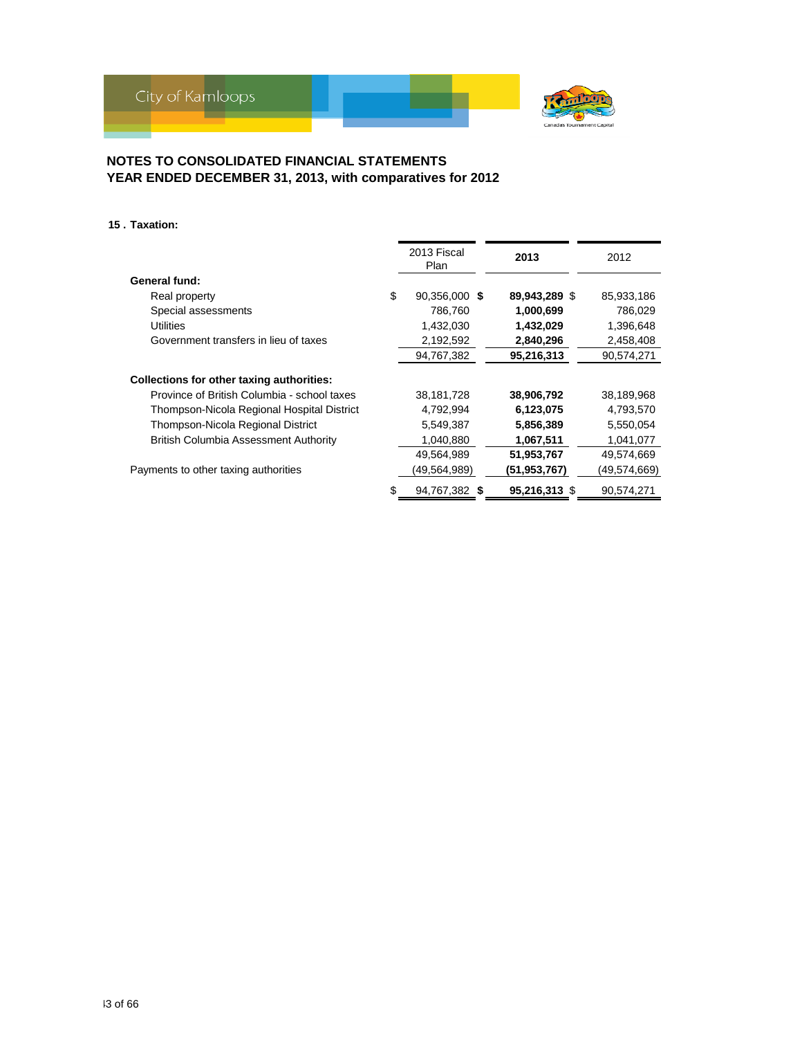## NOTES TO CONSOLIDATED FINANCIAL STATEMENTS
## YEAR ENDED DECEMBER 31, 2013, with comparatives for 2012

**15 . Taxation:**

| | 2013 Fiscal Plan | **2013** | 2012 |
|---|---|---|---|
| **General fund:** | | | |
| Real property | $ 90,356,000 | **$ 89,943,289** | $ 85,933,186 |
| Special assessments | 786,760 | **1,000,699** | 786,029 |
| Utilities | 1,432,030 | **1,432,029** | 1,396,648 |
| Government transfers in lieu of taxes | 2,192,592 | **2,840,296** | 2,458,408 |
| | 94,767,382 | **95,216,313** | 90,574,271 |
| **Collections for other taxing authorities:** | | | |
| Province of British Columbia - school taxes | 38,181,728 | **38,906,792** | 38,189,968 |
| Thompson-Nicola Regional Hospital District | 4,792,994 | **6,123,075** | 4,793,570 |
| Thompson-Nicola Regional District | 5,549,387 | **5,856,389** | 5,550,054 |
| British Columbia Assessment Authority | 1,040,880 | **1,067,511** | 1,041,077 |
| | 49,564,989 | **51,953,767** | 49,574,669 |
| Payments to other taxing authorities | (49,564,989) | **(51,953,767)** | (49,574,669) |
| | $ 94,767,382 | **$ 95,216,313** | $ 90,574,271 |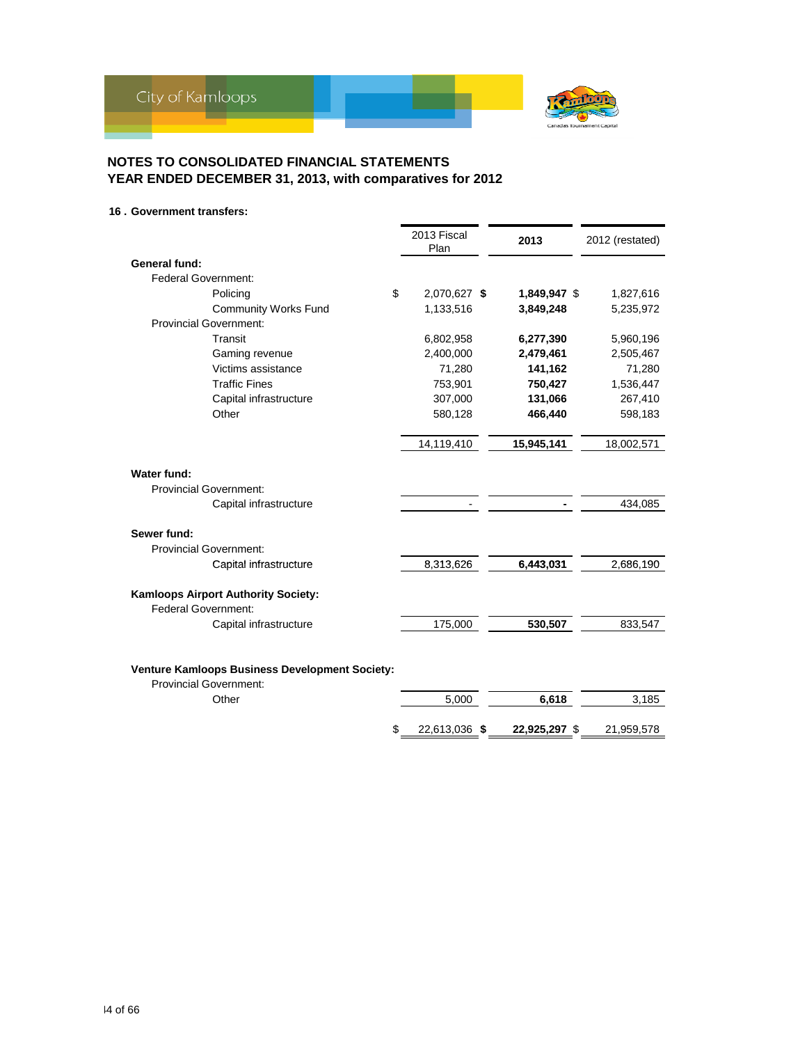# NOTES TO CONSOLIDATED FINANCIAL STATEMENTS
# YEAR ENDED DECEMBER 31, 2013, with comparatives for 2012

## 16 . Government transfers:

| | 2013 Fiscal Plan | 2013 | 2012 (restated) |
|---|---|---|---|
| **General fund:** | | | |
| Federal Government: | | | |
| Policing | $ 2,070,627 | **$ 1,849,947** | $ 1,827,616 |
| Community Works Fund | 1,133,516 | **3,849,248** | 5,235,972 |
| Provincial Government: | | | |
| Transit | 6,802,958 | **6,277,390** | 5,960,196 |
| Gaming revenue | 2,400,000 | **2,479,461** | 2,505,467 |
| Victims assistance | 71,280 | **141,162** | 71,280 |
| Traffic Fines | 753,901 | **750,427** | 1,536,447 |
| Capital infrastructure | 307,000 | **131,066** | 267,410 |
| Other | 580,128 | **466,440** | 598,183 |
| | 14,119,410 | **15,945,141** | 18,002,571 |
| **Water fund:** | | | |
| Provincial Government: | | | |
| Capital infrastructure | - | **-** | 434,085 |
| **Sewer fund:** | | | |
| Provincial Government: | | | |
| Capital infrastructure | 8,313,626 | **6,443,031** | 2,686,190 |
| **Kamloops Airport Authority Society:** | | | |
| Federal Government: | | | |
| Capital infrastructure | 175,000 | **530,507** | 833,547 |
| **Venture Kamloops Business Development Society:** | | | |
| Provincial Government: | | | |
| Other | 5,000 | **6,618** | 3,185 |
| | $ 22,613,036 | **$ 22,925,297** | $ 21,959,578 |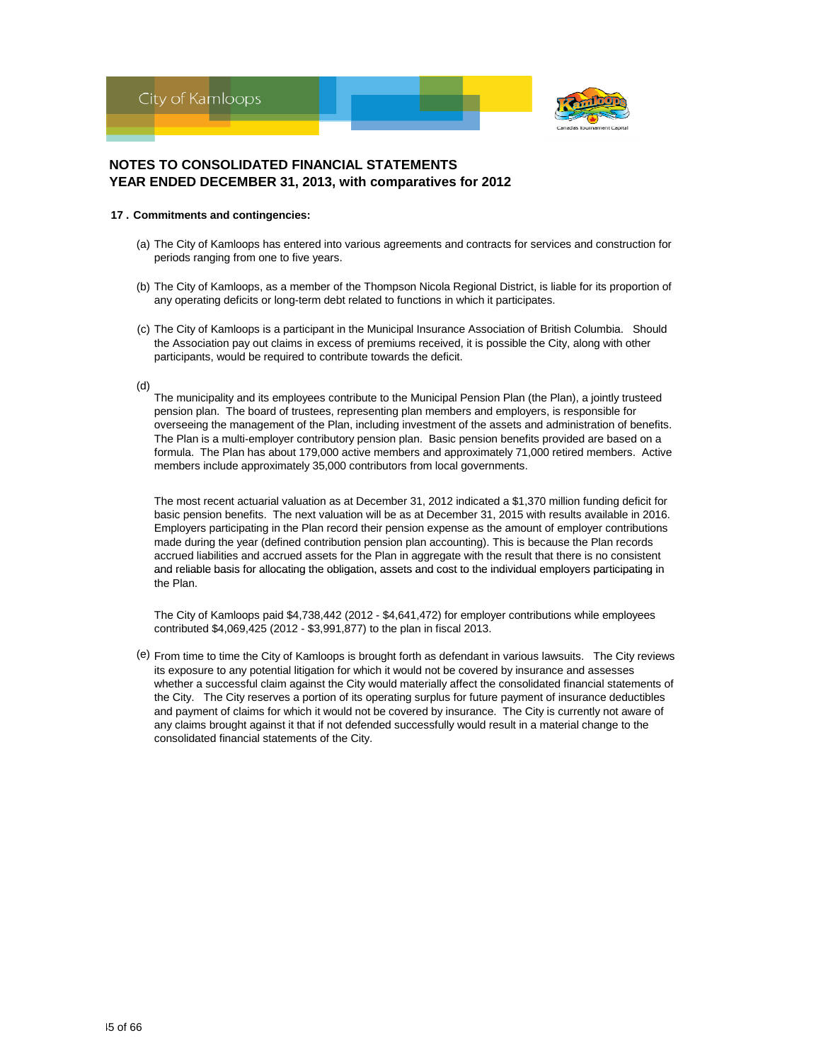## NOTES TO CONSOLIDATED FINANCIAL STATEMENTS
## YEAR ENDED DECEMBER 31, 2013, with comparatives for 2012

**17 . Commitments and contingencies:**

(a) The City of Kamloops has entered into various agreements and contracts for services and construction for periods ranging from one to five years.

(b) The City of Kamloops, as a member of the Thompson Nicola Regional District, is liable for its proportion of any operating deficits or long-term debt related to functions in which it participates.

(c) The City of Kamloops is a participant in the Municipal Insurance Association of British Columbia. Should the Association pay out claims in excess of premiums received, it is possible the City, along with other participants, would be required to contribute towards the deficit.

(d) The municipality and its employees contribute to the Municipal Pension Plan (the Plan), a jointly trusteed pension plan. The board of trustees, representing plan members and employers, is responsible for overseeing the management of the Plan, including investment of the assets and administration of benefits. The Plan is a multi-employer contributory pension plan. Basic pension benefits provided are based on a formula. The Plan has about 179,000 active members and approximately 71,000 retired members. Active members include approximately 35,000 contributors from local governments.

The most recent actuarial valuation as at December 31, 2012 indicated a $1,370 million funding deficit for basic pension benefits. The next valuation will be as at December 31, 2015 with results available in 2016. Employers participating in the Plan record their pension expense as the amount of employer contributions made during the year (defined contribution pension plan accounting). This is because the Plan records accrued liabilities and accrued assets for the Plan in aggregate with the result that there is no consistent and reliable basis for allocating the obligation, assets and cost to the individual employers participating in the Plan.

The City of Kamloops paid $4,738,442 (2012 - $4,641,472) for employer contributions while employees contributed $4,069,425 (2012 - $3,991,877) to the plan in fiscal 2013.

(e) From time to time the City of Kamloops is brought forth as defendant in various lawsuits. The City reviews its exposure to any potential litigation for which it would not be covered by insurance and assesses whether a successful claim against the City would materially affect the consolidated financial statements of the City. The City reserves a portion of its operating surplus for future payment of insurance deductibles and payment of claims for which it would not be covered by insurance. The City is currently not aware of any claims brought against it that if not defended successfully would result in a material change to the consolidated financial statements of the City.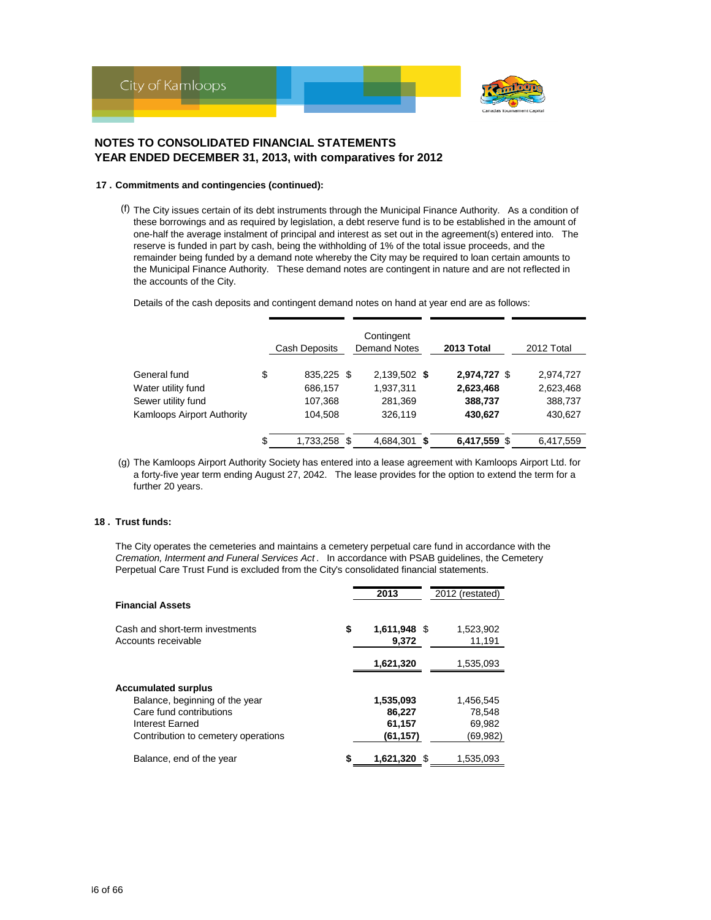# NOTES TO CONSOLIDATED FINANCIAL STATEMENTS
# YEAR ENDED DECEMBER 31, 2013, with comparatives for 2012

### 17 . Commitments and contingencies (continued):

(f) The City issues certain of its debt instruments through the Municipal Finance Authority. As a condition of these borrowings and as required by legislation, a debt reserve fund is to be established in the amount of one-half the average instalment of principal and interest as set out in the agreement(s) entered into. The reserve is funded in part by cash, being the withholding of 1% of the total issue proceeds, and the remainder being funded by a demand note whereby the City may be required to loan certain amounts to the Municipal Finance Authority. These demand notes are contingent in nature and are not reflected in the accounts of the City.

Details of the cash deposits and contingent demand notes on hand at year end are as follows:

| | Cash Deposits | Contingent Demand Notes | **2013 Total** | 2012 Total |
|---|---|---|---|---|
| General fund | $ 835,225 | $ 2,139,502 | **$ 2,974,727** | $ 2,974,727 |
| Water utility fund | 686,157 | 1,937,311 | **2,623,468** | 2,623,468 |
| Sewer utility fund | 107,368 | 281,369 | **388,737** | 388,737 |
| Kamloops Airport Authority | 104,508 | 326,119 | **430,627** | 430,627 |
| | $ 1,733,258 | $ 4,684,301 | **$ 6,417,559** | $ 6,417,559 |

(g) The Kamloops Airport Authority Society has entered into a lease agreement with Kamloops Airport Ltd. for a forty-five year term ending August 27, 2042. The lease provides for the option to extend the term for a further 20 years.

### 18 . Trust funds:

The City operates the cemeteries and maintains a cemetery perpetual care fund in accordance with the *Cremation, Interment and Funeral Services Act*. In accordance with PSAB guidelines, the Cemetery Perpetual Care Trust Fund is excluded from the City's consolidated financial statements.

| | **2013** | 2012 (restated) |
|---|---|---|
| **Financial Assets** | | |
| Cash and short-term investments | **$ 1,611,948** | $ 1,523,902 |
| Accounts receivable | **9,372** | 11,191 |
| | **1,621,320** | 1,535,093 |
| **Accumulated surplus** | | |
| Balance, beginning of the year | **1,535,093** | 1,456,545 |
| Care fund contributions | **86,227** | 78,548 |
| Interest Earned | **61,157** | 69,982 |
| Contribution to cemetery operations | **(61,157)** | (69,982) |
| Balance, end of the year | **$ 1,621,320** | $ 1,535,093 |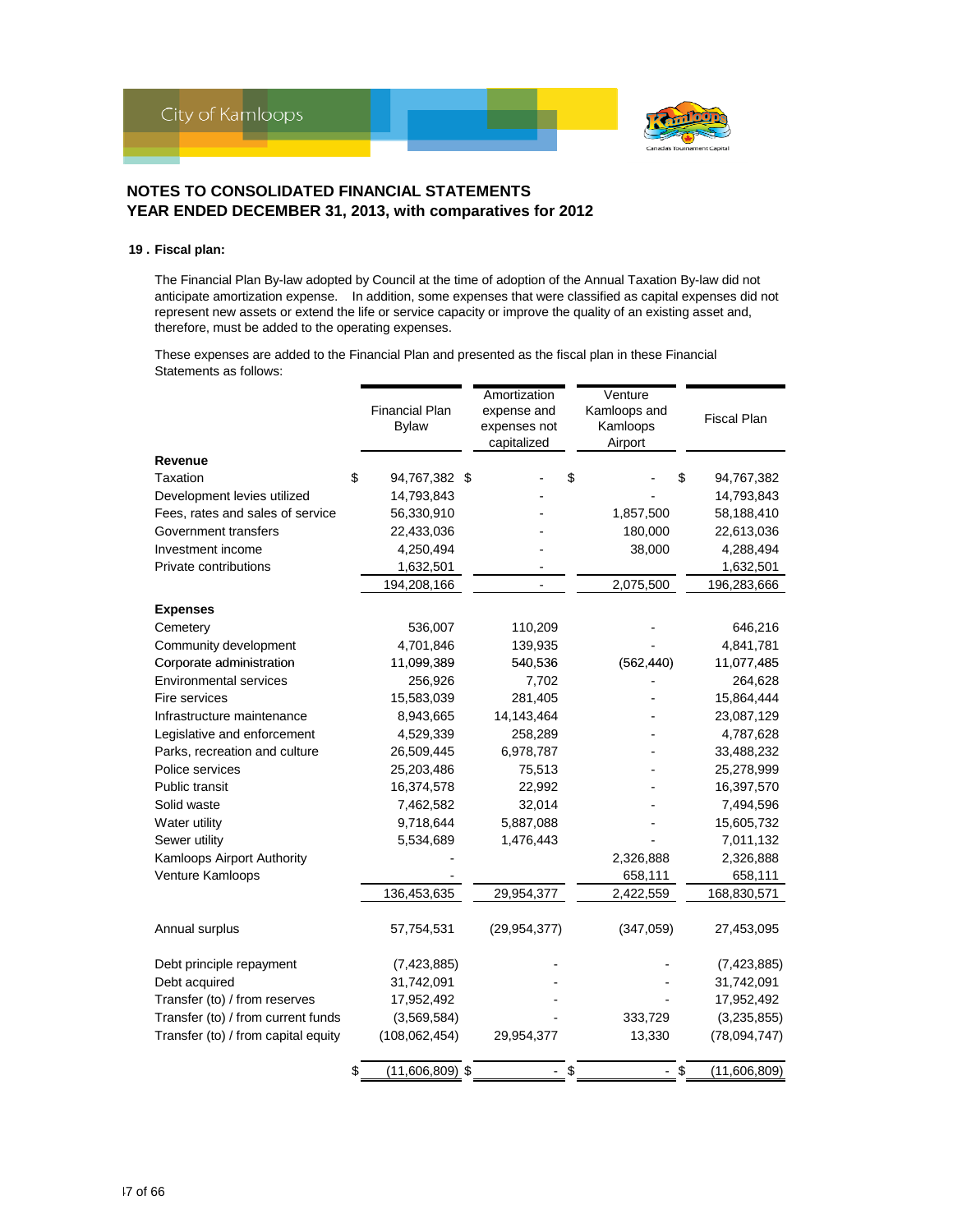## NOTES TO CONSOLIDATED FINANCIAL STATEMENTS
## YEAR ENDED DECEMBER 31, 2013, with comparatives for 2012

**19 . Fiscal plan:**

The Financial Plan By-law adopted by Council at the time of adoption of the Annual Taxation By-law did not anticipate amortization expense. In addition, some expenses that were classified as capital expenses did not represent new assets or extend the life or service capacity or improve the quality of an existing asset and, therefore, must be added to the operating expenses.

These expenses are added to the Financial Plan and presented as the fiscal plan in these Financial Statements as follows:

| | Financial Plan Bylaw | Amortization expense and expenses not capitalized | Venture Kamloops and Kamloops Airport | Fiscal Plan |
|---|---|---|---|---|
| **Revenue** | | | | |
| Taxation | $ 94,767,382 | $ - | $ - | $ 94,767,382 |
| Development levies utilized | 14,793,843 | - | - | 14,793,843 |
| Fees, rates and sales of service | 56,330,910 | - | 1,857,500 | 58,188,410 |
| Government transfers | 22,433,036 | - | 180,000 | 22,613,036 |
| Investment income | 4,250,494 | - | 38,000 | 4,288,494 |
| Private contributions | 1,632,501 | - | | 1,632,501 |
| | 194,208,166 | - | 2,075,500 | 196,283,666 |
| **Expenses** | | | | |
| Cemetery | 536,007 | 110,209 | - | 646,216 |
| Community development | 4,701,846 | 139,935 | - | 4,841,781 |
| Corporate administration | 11,099,389 | 540,536 | (562,440) | 11,077,485 |
| Environmental services | 256,926 | 7,702 | - | 264,628 |
| Fire services | 15,583,039 | 281,405 | - | 15,864,444 |
| Infrastructure maintenance | 8,943,665 | 14,143,464 | - | 23,087,129 |
| Legislative and enforcement | 4,529,339 | 258,289 | - | 4,787,628 |
| Parks, recreation and culture | 26,509,445 | 6,978,787 | - | 33,488,232 |
| Police services | 25,203,486 | 75,513 | - | 25,278,999 |
| Public transit | 16,374,578 | 22,992 | - | 16,397,570 |
| Solid waste | 7,462,582 | 32,014 | - | 7,494,596 |
| Water utility | 9,718,644 | 5,887,088 | - | 15,605,732 |
| Sewer utility | 5,534,689 | 1,476,443 | - | 7,011,132 |
| Kamloops Airport Authority | - | | 2,326,888 | 2,326,888 |
| Venture Kamloops | - | | 658,111 | 658,111 |
| | 136,453,635 | 29,954,377 | 2,422,559 | 168,830,571 |
| Annual surplus | 57,754,531 | (29,954,377) | (347,059) | 27,453,095 |
| Debt principle repayment | (7,423,885) | - | - | (7,423,885) |
| Debt acquired | 31,742,091 | - | - | 31,742,091 |
| Transfer (to) / from reserves | 17,952,492 | - | - | 17,952,492 |
| Transfer (to) / from current funds | (3,569,584) | - | 333,729 | (3,235,855) |
| Transfer (to) / from capital equity | (108,062,454) | 29,954,377 | 13,330 | (78,094,747) |
| | $ (11,606,809) | $ - | $ - | $ (11,606,809) |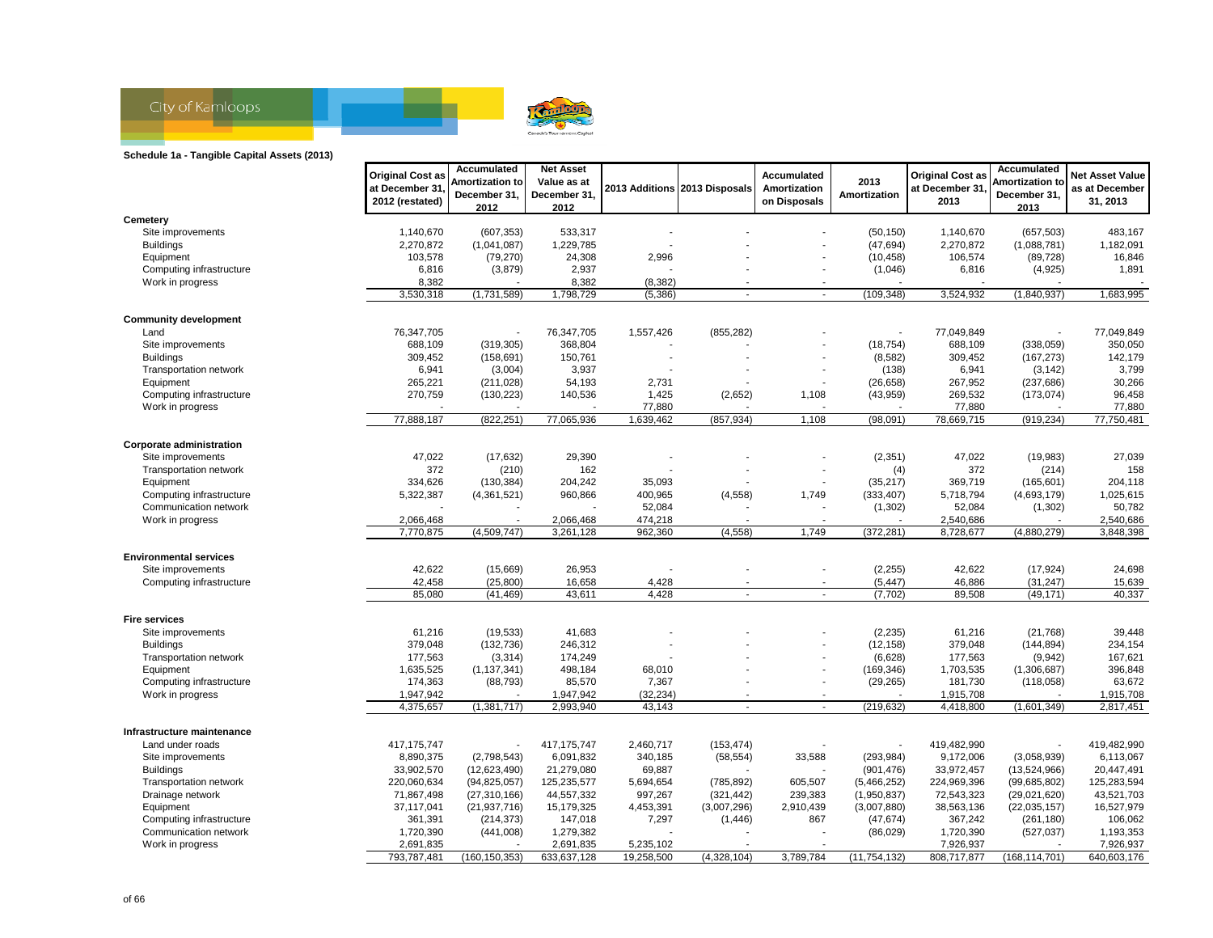## Schedule 1a - Tangible Capital Assets (2013)

| | Original Cost as at December 31, 2012 (restated) | Accumulated Amortization to December 31, 2012 | Net Asset Value as at December 31, 2012 | 2013 Additions | 2013 Disposals | Accumulated Amortization on Disposals | 2013 Amortization | Original Cost as at December 31, 2013 | Accumulated Amortization to December 31, 2013 | Net Asset Value as at December 31, 2013 |
|---|---|---|---|---|---|---|---|---|---|---|
| **Cemetery** | | | | | | | | | | |
| Site improvements | 1,140,670 | (607,353) | 533,317 | - | - | - | (50,150) | 1,140,670 | (657,503) | 483,167 |
| Buildings | 2,270,872 | (1,041,087) | 1,229,785 | - | - | - | (47,694) | 2,270,872 | (1,088,781) | 1,182,091 |
| Equipment | 103,578 | (79,270) | 24,308 | 2,996 | - | - | (10,458) | 106,574 | (89,728) | 16,846 |
| Computing infrastructure | 6,816 | (3,879) | 2,937 | - | - | - | (1,046) | 6,816 | (4,925) | 1,891 |
| Work in progress | 8,382 | - | 8,382 | (8,382) | - | - | - | - | - | - |
| | 3,530,318 | (1,731,589) | 1,798,729 | (5,386) | - | - | (109,348) | 3,524,932 | (1,840,937) | 1,683,995 |
| **Community development** | | | | | | | | | | |
| Land | 76,347,705 | - | 76,347,705 | 1,557,426 | (855,282) | - | - | 77,049,849 | - | 77,049,849 |
| Site improvements | 688,109 | (319,305) | 368,804 | - | - | - | (18,754) | 688,109 | (338,059) | 350,050 |
| Buildings | 309,452 | (158,691) | 150,761 | - | - | - | (8,582) | 309,452 | (167,273) | 142,179 |
| Transportation network | 6,941 | (3,004) | 3,937 | - | - | - | (138) | 6,941 | (3,142) | 3,799 |
| Equipment | 265,221 | (211,028) | 54,193 | 2,731 | - | - | (26,658) | 267,952 | (237,686) | 30,266 |
| Computing infrastructure | 270,759 | (130,223) | 140,536 | 1,425 | (2,652) | 1,108 | (43,959) | 269,532 | (173,074) | 96,458 |
| Work in progress | - | - | - | 77,880 | - | - | - | 77,880 | - | 77,880 |
| | 77,888,187 | (822,251) | 77,065,936 | 1,639,462 | (857,934) | 1,108 | (98,091) | 78,669,715 | (919,234) | 77,750,481 |
| **Corporate administration** | | | | | | | | | | |
| Site improvements | 47,022 | (17,632) | 29,390 | - | - | - | (2,351) | 47,022 | (19,983) | 27,039 |
| Transportation network | 372 | (210) | 162 | - | - | - | (4) | 372 | (214) | 158 |
| Equipment | 334,626 | (130,384) | 204,242 | 35,093 | - | - | (35,217) | 369,719 | (165,601) | 204,118 |
| Computing infrastructure | 5,322,387 | (4,361,521) | 960,866 | 400,965 | (4,558) | 1,749 | (333,407) | 5,718,794 | (4,693,179) | 1,025,615 |
| Communication network | - | - | - | 52,084 | - | - | (1,302) | 52,084 | (1,302) | 50,782 |
| Work in progress | 2,066,468 | - | 2,066,468 | 474,218 | - | - | - | 2,540,686 | - | 2,540,686 |
| | 7,770,875 | (4,509,747) | 3,261,128 | 962,360 | (4,558) | 1,749 | (372,281) | 8,728,677 | (4,880,279) | 3,848,398 |
| **Environmental services** | | | | | | | | | | |
| Site improvements | 42,622 | (15,669) | 26,953 | - | - | - | (2,255) | 42,622 | (17,924) | 24,698 |
| Computing infrastructure | 42,458 | (25,800) | 16,658 | 4,428 | - | - | (5,447) | 46,886 | (31,247) | 15,639 |
| | 85,080 | (41,469) | 43,611 | 4,428 | - | - | (7,702) | 89,508 | (49,171) | 40,337 |
| **Fire services** | | | | | | | | | | |
| Site improvements | 61,216 | (19,533) | 41,683 | - | - | - | (2,235) | 61,216 | (21,768) | 39,448 |
| Buildings | 379,048 | (132,736) | 246,312 | - | - | - | (12,158) | 379,048 | (144,894) | 234,154 |
| Transportation network | 177,563 | (3,314) | 174,249 | - | - | - | (6,628) | 177,563 | (9,942) | 167,621 |
| Equipment | 1,635,525 | (1,137,341) | 498,184 | 68,010 | - | - | (169,346) | 1,703,535 | (1,306,687) | 396,848 |
| Computing infrastructure | 174,363 | (88,793) | 85,570 | 7,367 | - | - | (29,265) | 181,730 | (118,058) | 63,672 |
| Work in progress | 1,947,942 | - | 1,947,942 | (32,234) | - | - | - | 1,915,708 | - | 1,915,708 |
| | 4,375,657 | (1,381,717) | 2,993,940 | 43,143 | - | - | (219,632) | 4,418,800 | (1,601,349) | 2,817,451 |
| **Infrastructure maintenance** | | | | | | | | | | |
| Land under roads | 417,175,747 | - | 417,175,747 | 2,460,717 | (153,474) | - | - | 419,482,990 | - | 419,482,990 |
| Site improvements | 8,890,375 | (2,798,543) | 6,091,832 | 340,185 | (58,554) | 33,588 | (293,984) | 9,172,006 | (3,058,939) | 6,113,067 |
| Buildings | 33,902,570 | (12,623,490) | 21,279,080 | 69,887 | - | - | (901,476) | 33,972,457 | (13,524,966) | 20,447,491 |
| Transportation network | 220,060,634 | (94,825,057) | 125,235,577 | 5,694,654 | (785,892) | 605,507 | (5,466,252) | 224,969,396 | (99,685,802) | 125,283,594 |
| Drainage network | 71,867,498 | (27,310,166) | 44,557,332 | 997,267 | (321,442) | 239,383 | (1,950,837) | 72,543,323 | (29,021,620) | 43,521,703 |
| Equipment | 37,117,041 | (21,937,716) | 15,179,325 | 4,453,391 | (3,007,296) | 2,910,439 | (3,007,880) | 38,563,136 | (22,035,157) | 16,527,979 |
| Computing infrastructure | 361,391 | (214,373) | 147,018 | 7,297 | (1,446) | 867 | (47,674) | 367,242 | (261,180) | 106,062 |
| Communication network | 1,720,390 | (441,008) | 1,279,382 | - | - | - | (86,029) | 1,720,390 | (527,037) | 1,193,353 |
| Work in progress | 2,691,835 | - | 2,691,835 | 5,235,102 | - | - | - | 7,926,937 | - | 7,926,937 |
| | 793,787,481 | (160,150,353) | 633,637,128 | 19,258,500 | (4,328,104) | 3,789,784 | (11,754,132) | 808,717,877 | (168,114,701) | 640,603,176 |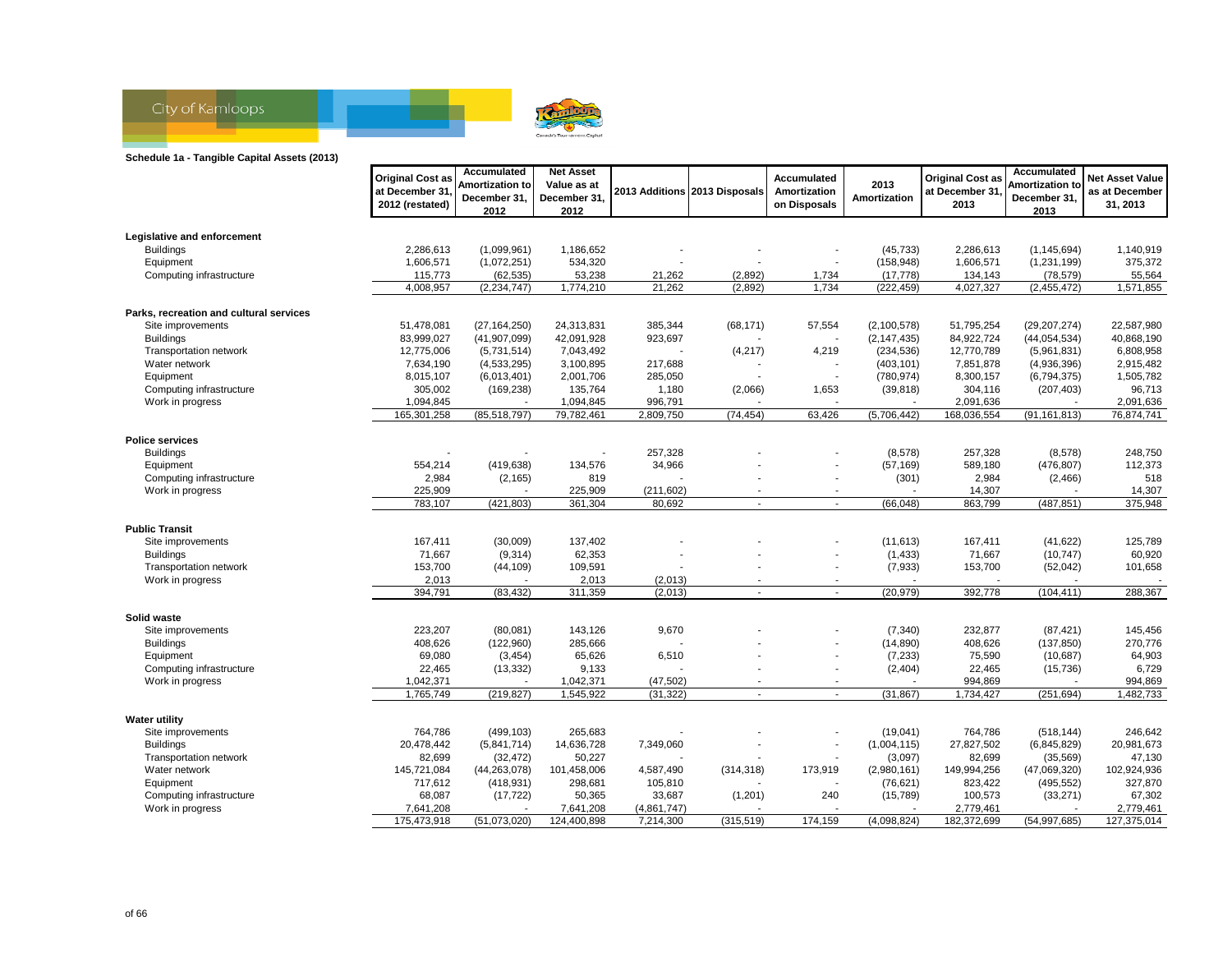**Schedule 1a - Tangible Capital Assets (2013)**

| | Original Cost as at December 31, 2012 (restated) | Accumulated Amortization to December 31, 2012 | Net Asset Value as at December 31, 2012 | 2013 Additions | 2013 Disposals | Accumulated Amortization on Disposals | 2013 Amortization | Original Cost as at December 31, 2013 | Accumulated Amortization to December 31, 2013 | Net Asset Value as at December 31, 2013 |
|---|---|---|---|---|---|---|---|---|---|---|
| **Legislative and enforcement** | | | | | | | | | | |
| Buildings | 2,286,613 | (1,099,961) | 1,186,652 | - | - | - | (45,733) | 2,286,613 | (1,145,694) | 1,140,919 |
| Equipment | 1,606,571 | (1,072,251) | 534,320 | - | - | - | (158,948) | 1,606,571 | (1,231,199) | 375,372 |
| Computing infrastructure | 115,773 | (62,535) | 53,238 | 21,262 | (2,892) | 1,734 | (17,778) | 134,143 | (78,579) | 55,564 |
| | 4,008,957 | (2,234,747) | 1,774,210 | 21,262 | (2,892) | 1,734 | (222,459) | 4,027,327 | (2,455,472) | 1,571,855 |
| **Parks, recreation and cultural services** | | | | | | | | | | |
| Site improvements | 51,478,081 | (27,164,250) | 24,313,831 | 385,344 | (68,171) | 57,554 | (2,100,578) | 51,795,254 | (29,207,274) | 22,587,980 |
| Buildings | 83,999,027 | (41,907,099) | 42,091,928 | 923,697 | - | - | (2,147,435) | 84,922,724 | (44,054,534) | 40,868,190 |
| Transportation network | 12,775,006 | (5,731,514) | 7,043,492 | - | (4,217) | 4,219 | (234,536) | 12,770,789 | (5,961,831) | 6,808,958 |
| Water network | 7,634,190 | (4,533,295) | 3,100,895 | 217,688 | - | - | (403,101) | 7,851,878 | (4,936,396) | 2,915,482 |
| Equipment | 8,015,107 | (6,013,401) | 2,001,706 | 285,050 | - | - | (780,974) | 8,300,157 | (6,794,375) | 1,505,782 |
| Computing infrastructure | 305,002 | (169,238) | 135,764 | 1,180 | (2,066) | 1,653 | (39,818) | 304,116 | (207,403) | 96,713 |
| Work in progress | 1,094,845 | - | 1,094,845 | 996,791 | - | - | - | 2,091,636 | - | 2,091,636 |
| | 165,301,258 | (85,518,797) | 79,782,461 | 2,809,750 | (74,454) | 63,426 | (5,706,442) | 168,036,554 | (91,161,813) | 76,874,741 |
| **Police services** | | | | | | | | | | |
| Buildings | - | - | - | 257,328 | - | - | (8,578) | 257,328 | (8,578) | 248,750 |
| Equipment | 554,214 | (419,638) | 134,576 | 34,966 | - | - | (57,169) | 589,180 | (476,807) | 112,373 |
| Computing infrastructure | 2,984 | (2,165) | 819 | - | - | - | (301) | 2,984 | (2,466) | 518 |
| Work in progress | 225,909 | - | 225,909 | (211,602) | - | - | - | 14,307 | - | 14,307 |
| | 783,107 | (421,803) | 361,304 | 80,692 | - | - | (66,048) | 863,799 | (487,851) | 375,948 |
| **Public Transit** | | | | | | | | | | |
| Site improvements | 167,411 | (30,009) | 137,402 | - | - | - | (11,613) | 167,411 | (41,622) | 125,789 |
| Buildings | 71,667 | (9,314) | 62,353 | - | - | - | (1,433) | 71,667 | (10,747) | 60,920 |
| Transportation network | 153,700 | (44,109) | 109,591 | - | - | - | (7,933) | 153,700 | (52,042) | 101,658 |
| Work in progress | 2,013 | - | 2,013 | (2,013) | - | - | - | - | - | - |
| | 394,791 | (83,432) | 311,359 | (2,013) | - | - | (20,979) | 392,778 | (104,411) | 288,367 |
| **Solid waste** | | | | | | | | | | |
| Site improvements | 223,207 | (80,081) | 143,126 | 9,670 | - | - | (7,340) | 232,877 | (87,421) | 145,456 |
| Buildings | 408,626 | (122,960) | 285,666 | - | - | - | (14,890) | 408,626 | (137,850) | 270,776 |
| Equipment | 69,080 | (3,454) | 65,626 | 6,510 | - | - | (7,233) | 75,590 | (10,687) | 64,903 |
| Computing infrastructure | 22,465 | (13,332) | 9,133 | - | - | - | (2,404) | 22,465 | (15,736) | 6,729 |
| Work in progress | 1,042,371 | - | 1,042,371 | (47,502) | - | - | - | 994,869 | - | 994,869 |
| | 1,765,749 | (219,827) | 1,545,922 | (31,322) | - | - | (31,867) | 1,734,427 | (251,694) | 1,482,733 |
| **Water utility** | | | | | | | | | | |
| Site improvements | 764,786 | (499,103) | 265,683 | - | - | - | (19,041) | 764,786 | (518,144) | 246,642 |
| Buildings | 20,478,442 | (5,841,714) | 14,636,728 | 7,349,060 | - | - | (1,004,115) | 27,827,502 | (6,845,829) | 20,981,673 |
| Transportation network | 82,699 | (32,472) | 50,227 | - | - | - | (3,097) | 82,699 | (35,569) | 47,130 |
| Water network | 145,721,084 | (44,263,078) | 101,458,006 | 4,587,490 | (314,318) | 173,919 | (2,980,161) | 149,994,256 | (47,069,320) | 102,924,936 |
| Equipment | 717,612 | (418,931) | 298,681 | 105,810 | - | - | (76,621) | 823,422 | (495,552) | 327,870 |
| Computing infrastructure | 68,087 | (17,722) | 50,365 | 33,687 | (1,201) | 240 | (15,789) | 100,573 | (33,271) | 67,302 |
| Work in progress | 7,641,208 | - | 7,641,208 | (4,861,747) | - | - | - | 2,779,461 | - | 2,779,461 |
| | 175,473,918 | (51,073,020) | 124,400,898 | 7,214,300 | (315,519) | 174,159 | (4,098,824) | 182,372,699 | (54,997,685) | 127,375,014 |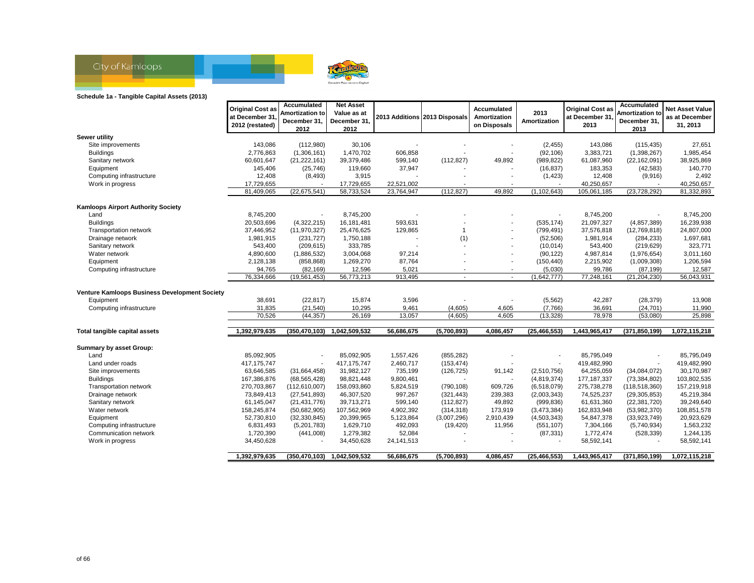City of Kamloops

## Schedule 1a - Tangible Capital Assets (2013)

| | Original Cost as at December 31, 2012 (restated) | Accumulated Amortization to December 31, 2012 | Net Asset Value as at December 31, 2012 | 2013 Additions | 2013 Disposals | Accumulated Amortization on Disposals | 2013 Amortization | Original Cost as at December 31, 2013 | Accumulated Amortization to December 31, 2013 | Net Asset Value as at December 31, 2013 |
|---|---|---|---|---|---|---|---|---|---|---|
| **Sewer utility** | | | | | | | | | | |
| Site improvements | 143,086 | (112,980) | 30,106 | - | - | - | (2,455) | 143,086 | (115,435) | 27,651 |
| Buildings | 2,776,863 | (1,306,161) | 1,470,702 | 606,858 | - | - | (92,106) | 3,383,721 | (1,398,267) | 1,985,454 |
| Sanitary network | 60,601,647 | (21,222,161) | 39,379,486 | 599,140 | (112,827) | 49,892 | (989,822) | 61,087,960 | (22,162,091) | 38,925,869 |
| Equipment | 145,406 | (25,746) | 119,660 | 37,947 | - | - | (16,837) | 183,353 | (42,583) | 140,770 |
| Computing infrastructure | 12,408 | (8,493) | 3,915 | - | - | - | (1,423) | 12,408 | (9,916) | 2,492 |
| Work in progress | 17,729,655 | - | 17,729,655 | 22,521,002 | - | - | - | 40,250,657 | - | 40,250,657 |
| | 81,409,065 | (22,675,541) | 58,733,524 | 23,764,947 | (112,827) | 49,892 | (1,102,643) | 105,061,185 | (23,728,292) | 81,332,893 |
| **Kamloops Airport Authority Society** | | | | | | | | | | |
| Land | 8,745,200 | - | 8,745,200 | - | - | - | - | 8,745,200 | - | 8,745,200 |
| Buildings | 20,503,696 | (4,322,215) | 16,181,481 | 593,631 | - | - | (535,174) | 21,097,327 | (4,857,389) | 16,239,938 |
| Transportation network | 37,446,952 | (11,970,327) | 25,476,625 | 129,865 | 1 | - | (799,491) | 37,576,818 | (12,769,818) | 24,807,000 |
| Drainage network | 1,981,915 | (231,727) | 1,750,188 | - | (1) | - | (52,506) | 1,981,914 | (284,233) | 1,697,681 |
| Sanitary network | 543,400 | (209,615) | 333,785 | - | - | - | (10,014) | 543,400 | (219,629) | 323,771 |
| Water network | 4,890,600 | (1,886,532) | 3,004,068 | 97,214 | - | - | (90,122) | 4,987,814 | (1,976,654) | 3,011,160 |
| Equipment | 2,128,138 | (858,868) | 1,269,270 | 87,764 | - | - | (150,440) | 2,215,902 | (1,009,308) | 1,206,594 |
| Computing infrastructure | 94,765 | (82,169) | 12,596 | 5,021 | - | - | (5,030) | 99,786 | (87,199) | 12,587 |
| | 76,334,666 | (19,561,453) | 56,773,213 | 913,495 | - | - | (1,642,777) | 77,248,161 | (21,204,230) | 56,043,931 |
| **Venture Kamloops Business Development Society** | | | | | | | | | | |
| Equipment | 38,691 | (22,817) | 15,874 | 3,596 | - | - | (5,562) | 42,287 | (28,379) | 13,908 |
| Computing infrastructure | 31,835 | (21,540) | 10,295 | 9,461 | (4,605) | 4,605 | (7,766) | 36,691 | (24,701) | 11,990 |
| | 70,526 | (44,357) | 26,169 | 13,057 | (4,605) | 4,605 | (13,328) | 78,978 | (53,080) | 25,898 |
| **Total tangible capital assets** | **1,392,979,635** | **(350,470,103)** | **1,042,509,532** | **56,686,675** | **(5,700,893)** | **4,086,457** | **(25,466,553)** | **1,443,965,417** | **(371,850,199)** | **1,072,115,218** |
| **Summary by asset Group:** | | | | | | | | | | |
| Land | 85,092,905 | - | 85,092,905 | 1,557,426 | (855,282) | - | - | 85,795,049 | - | 85,795,049 |
| Land under roads | 417,175,747 | - | 417,175,747 | 2,460,717 | (153,474) | - | - | 419,482,990 | - | 419,482,990 |
| Site improvements | 63,646,585 | (31,664,458) | 31,982,127 | 735,199 | (126,725) | 91,142 | (2,510,756) | 64,255,059 | (34,084,072) | 30,170,987 |
| Buildings | 167,386,876 | (68,565,428) | 98,821,448 | 9,800,461 | - | - | (4,819,374) | 177,187,337 | (73,384,802) | 103,802,535 |
| Transportation network | 270,703,867 | (112,610,007) | 158,093,860 | 5,824,519 | (790,108) | 609,726 | (6,518,079) | 275,738,278 | (118,518,360) | 157,219,918 |
| Drainage network | 73,849,413 | (27,541,893) | 46,307,520 | 997,267 | (321,443) | 239,383 | (2,003,343) | 74,525,237 | (29,305,853) | 45,219,384 |
| Sanitary network | 61,145,047 | (21,431,776) | 39,713,271 | 599,140 | (112,827) | 49,892 | (999,836) | 61,631,360 | (22,381,720) | 39,249,640 |
| Water network | 158,245,874 | (50,682,905) | 107,562,969 | 4,902,392 | (314,318) | 173,919 | (3,473,384) | 162,833,948 | (53,982,370) | 108,851,578 |
| Equipment | 52,730,810 | (32,330,845) | 20,399,965 | 5,123,864 | (3,007,296) | 2,910,439 | (4,503,343) | 54,847,378 | (33,923,749) | 20,923,629 |
| Computing infrastructure | 6,831,493 | (5,201,783) | 1,629,710 | 492,093 | (19,420) | 11,956 | (551,107) | 7,304,166 | (5,740,934) | 1,563,232 |
| Communication network | 1,720,390 | (441,008) | 1,279,382 | 52,084 | - | - | (87,331) | 1,772,474 | (528,339) | 1,244,135 |
| Work in progress | 34,450,628 | - | 34,450,628 | 24,141,513 | - | - | - | 58,592,141 | - | 58,592,141 |
| | **1,392,979,635** | **(350,470,103)** | **1,042,509,532** | **56,686,675** | **(5,700,893)** | **4,086,457** | **(25,466,553)** | **1,443,965,417** | **(371,850,199)** | **1,072,115,218** |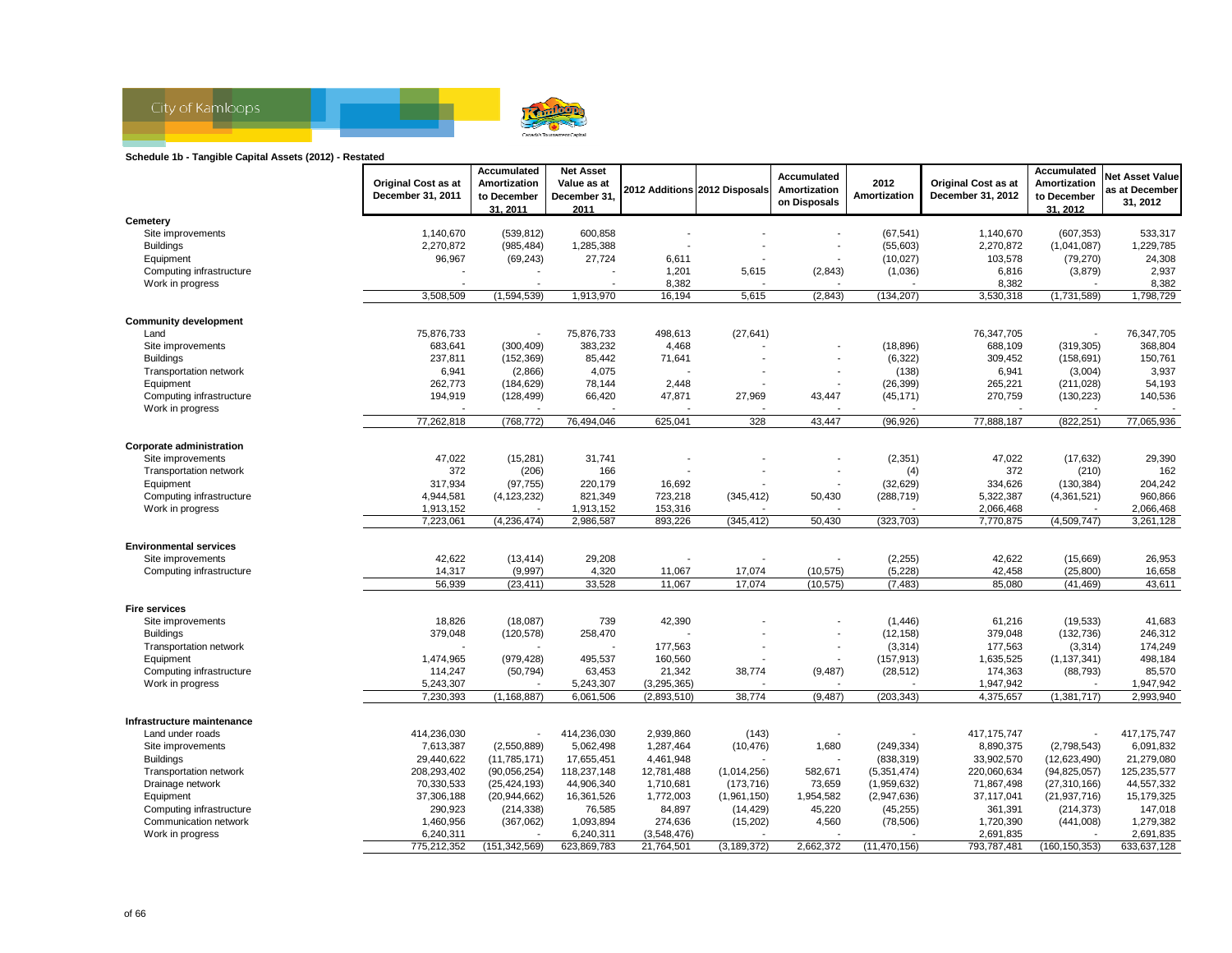### Schedule 1b - Tangible Capital Assets (2012) - Restated

| | Original Cost as at December 31, 2011 | Accumulated Amortization to December 31, 2011 | Net Asset Value as at December 31, 2011 | 2012 Additions | 2012 Disposals | Accumulated Amortization on Disposals | 2012 Amortization | Original Cost as at December 31, 2012 | Accumulated Amortization to December 31, 2012 | Net Asset Value as at December 31, 2012 |
|---|---|---|---|---|---|---|---|---|---|---|
| **Cemetery** | | | | | | | | | | |
| Site improvements | 1,140,670 | (539,812) | 600,858 | - | - | - | (67,541) | 1,140,670 | (607,353) | 533,317 |
| Buildings | 2,270,872 | (985,484) | 1,285,388 | - | - | - | (55,603) | 2,270,872 | (1,041,087) | 1,229,785 |
| Equipment | 96,967 | (69,243) | 27,724 | 6,611 | - | - | (10,027) | 103,578 | (79,270) | 24,308 |
| Computing infrastructure | - | - | - | 1,201 | 5,615 | (2,843) | (1,036) | 6,816 | (3,879) | 2,937 |
| Work in progress | - | - | - | 8,382 | - | - | - | 8,382 | - | 8,382 |
| | 3,508,509 | (1,594,539) | 1,913,970 | 16,194 | 5,615 | (2,843) | (134,207) | 3,530,318 | (1,731,589) | 1,798,729 |
| **Community development** | | | | | | | | | | |
| Land | 75,876,733 | - | 75,876,733 | 498,613 | (27,641) | | | 76,347,705 | - | 76,347,705 |
| Site improvements | 683,641 | (300,409) | 383,232 | 4,468 | - | - | (18,896) | 688,109 | (319,305) | 368,804 |
| Buildings | 237,811 | (152,369) | 85,442 | 71,641 | - | - | (6,322) | 309,452 | (158,691) | 150,761 |
| Transportation network | 6,941 | (2,866) | 4,075 | - | - | - | (138) | 6,941 | (3,004) | 3,937 |
| Equipment | 262,773 | (184,629) | 78,144 | 2,448 | - | - | (26,399) | 265,221 | (211,028) | 54,193 |
| Computing infrastructure | 194,919 | (128,499) | 66,420 | 47,871 | 27,969 | 43,447 | (45,171) | 270,759 | (130,223) | 140,536 |
| Work in progress | - | - | - | - | - | - | - | - | - | - |
| | 77,262,818 | (768,772) | 76,494,046 | 625,041 | 328 | 43,447 | (96,926) | 77,888,187 | (822,251) | 77,065,936 |
| **Corporate administration** | | | | | | | | | | |
| Site improvements | 47,022 | (15,281) | 31,741 | - | - | - | (2,351) | 47,022 | (17,632) | 29,390 |
| Transportation network | 372 | (206) | 166 | - | - | - | (4) | 372 | (210) | 162 |
| Equipment | 317,934 | (97,755) | 220,179 | 16,692 | - | - | (32,629) | 334,626 | (130,384) | 204,242 |
| Computing infrastructure | 4,944,581 | (4,123,232) | 821,349 | 723,218 | (345,412) | 50,430 | (288,719) | 5,322,387 | (4,361,521) | 960,866 |
| Work in progress | 1,913,152 | - | 1,913,152 | 153,316 | - | - | - | 2,066,468 | - | 2,066,468 |
| | 7,223,061 | (4,236,474) | 2,986,587 | 893,226 | (345,412) | 50,430 | (323,703) | 7,770,875 | (4,509,747) | 3,261,128 |
| **Environmental services** | | | | | | | | | | |
| Site improvements | 42,622 | (13,414) | 29,208 | - | - | - | (2,255) | 42,622 | (15,669) | 26,953 |
| Computing infrastructure | 14,317 | (9,997) | 4,320 | 11,067 | 17,074 | (10,575) | (5,228) | 42,458 | (25,800) | 16,658 |
| | 56,939 | (23,411) | 33,528 | 11,067 | 17,074 | (10,575) | (7,483) | 85,080 | (41,469) | 43,611 |
| **Fire services** | | | | | | | | | | |
| Site improvements | 18,826 | (18,087) | 739 | 42,390 | - | - | (1,446) | 61,216 | (19,533) | 41,683 |
| Buildings | 379,048 | (120,578) | 258,470 | - | - | - | (12,158) | 379,048 | (132,736) | 246,312 |
| Transportation network | - | - | - | 177,563 | - | - | (3,314) | 177,563 | (3,314) | 174,249 |
| Equipment | 1,474,965 | (979,428) | 495,537 | 160,560 | - | - | (157,913) | 1,635,525 | (1,137,341) | 498,184 |
| Computing infrastructure | 114,247 | (50,794) | 63,453 | 21,342 | 38,774 | (9,487) | (28,512) | 174,363 | (88,793) | 85,570 |
| Work in progress | 5,243,307 | - | 5,243,307 | (3,295,365) | - | - | - | 1,947,942 | - | 1,947,942 |
| | 7,230,393 | (1,168,887) | 6,061,506 | (2,893,510) | 38,774 | (9,487) | (203,343) | 4,375,657 | (1,381,717) | 2,993,940 |
| **Infrastructure maintenance** | | | | | | | | | | |
| Land under roads | 414,236,030 | - | 414,236,030 | 2,939,860 | (143) | - | - | 417,175,747 | - | 417,175,747 |
| Site improvements | 7,613,387 | (2,550,889) | 5,062,498 | 1,287,464 | (10,476) | 1,680 | (249,334) | 8,890,375 | (2,798,543) | 6,091,832 |
| Buildings | 29,440,622 | (11,785,171) | 17,655,451 | 4,461,948 | - | - | (838,319) | 33,902,570 | (12,623,490) | 21,279,080 |
| Transportation network | 208,293,402 | (90,056,254) | 118,237,148 | 12,781,488 | (1,014,256) | 582,671 | (5,351,474) | 220,060,634 | (94,825,057) | 125,235,577 |
| Drainage network | 70,330,533 | (25,424,193) | 44,906,340 | 1,710,681 | (173,716) | 73,659 | (1,959,632) | 71,867,498 | (27,310,166) | 44,557,332 |
| Equipment | 37,306,188 | (20,944,662) | 16,361,526 | 1,772,003 | (1,961,150) | 1,954,582 | (2,947,636) | 37,117,041 | (21,937,716) | 15,179,325 |
| Computing infrastructure | 290,923 | (214,338) | 76,585 | 84,897 | (14,429) | 45,220 | (45,255) | 361,391 | (214,373) | 147,018 |
| Communication network | 1,460,956 | (367,062) | 1,093,894 | 274,636 | (15,202) | 4,560 | (78,506) | 1,720,390 | (441,008) | 1,279,382 |
| Work in progress | 6,240,311 | - | 6,240,311 | (3,548,476) | - | - | - | 2,691,835 | - | 2,691,835 |
| | 775,212,352 | (151,342,569) | 623,869,783 | 21,764,501 | (3,189,372) | 2,662,372 | (11,470,156) | 793,787,481 | (160,150,353) | 633,637,128 |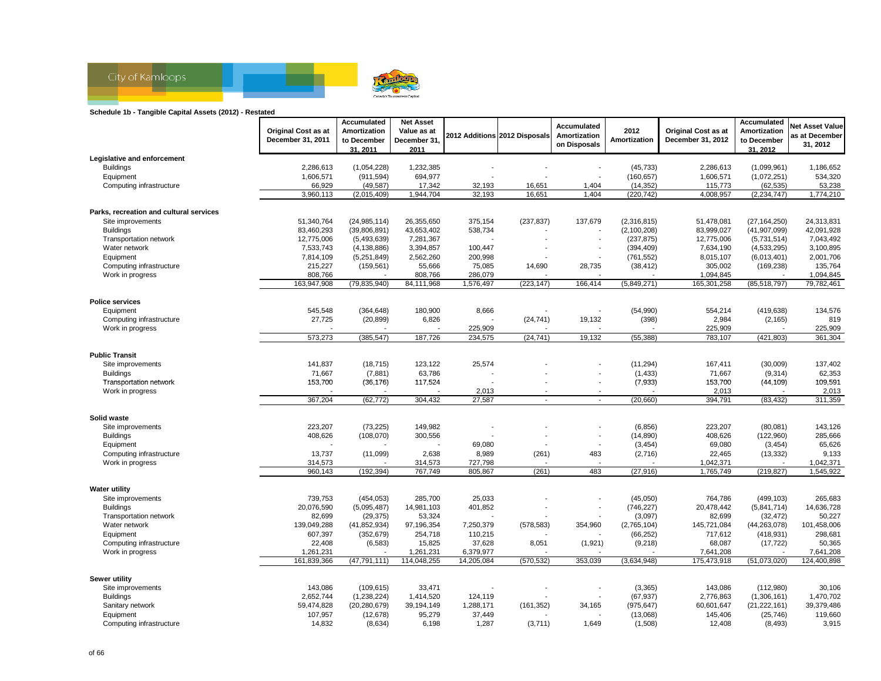**Schedule 1b - Tangible Capital Assets (2012) - Restated**

| | Original Cost as at December 31, 2011 | Accumulated Amortization to December 31, 2011 | Net Asset Value as at December 31, 2011 | 2012 Additions | 2012 Disposals | Accumulated Amortization on Disposals | 2012 Amortization | Original Cost as at December 31, 2012 | Accumulated Amortization to December 31, 2012 | Net Asset Value as at December 31, 2012 |
|---|---|---|---|---|---|---|---|---|---|---|
| **Legislative and enforcement** | | | | | | | | | | |
| Buildings | 2,286,613 | (1,054,228) | 1,232,385 | - | - | - | (45,733) | 2,286,613 | (1,099,961) | 1,186,652 |
| Equipment | 1,606,571 | (911,594) | 694,977 | - | - | - | (160,657) | 1,606,571 | (1,072,251) | 534,320 |
| Computing infrastructure | 66,929 | (49,587) | 17,342 | 32,193 | 16,651 | 1,404 | (14,352) | 115,773 | (62,535) | 53,238 |
| | 3,960,113 | (2,015,409) | 1,944,704 | 32,193 | 16,651 | 1,404 | (220,742) | 4,008,957 | (2,234,747) | 1,774,210 |
| **Parks, recreation and cultural services** | | | | | | | | | | |
| Site improvements | 51,340,764 | (24,985,114) | 26,355,650 | 375,154 | (237,837) | 137,679 | (2,316,815) | 51,478,081 | (27,164,250) | 24,313,831 |
| Buildings | 83,460,293 | (39,806,891) | 43,653,402 | 538,734 | - | - | (2,100,208) | 83,999,027 | (41,907,099) | 42,091,928 |
| Transportation network | 12,775,006 | (5,493,639) | 7,281,367 | - | - | - | (237,875) | 12,775,006 | (5,731,514) | 7,043,492 |
| Water network | 7,533,743 | (4,138,886) | 3,394,857 | 100,447 | - | - | (394,409) | 7,634,190 | (4,533,295) | 3,100,895 |
| Equipment | 7,814,109 | (5,251,849) | 2,562,260 | 200,998 | - | - | (761,552) | 8,015,107 | (6,013,401) | 2,001,706 |
| Computing infrastructure | 215,227 | (159,561) | 55,666 | 75,085 | 14,690 | 28,735 | (38,412) | 305,002 | (169,238) | 135,764 |
| Work in progress | 808,766 | - | 808,766 | 286,079 | - | - | - | 1,094,845 | - | 1,094,845 |
| | 163,947,908 | (79,835,940) | 84,111,968 | 1,576,497 | (223,147) | 166,414 | (5,849,271) | 165,301,258 | (85,518,797) | 79,782,461 |
| **Police services** | | | | | | | | | | |
| Equipment | 545,548 | (364,648) | 180,900 | 8,666 | - | - | (54,990) | 554,214 | (419,638) | 134,576 |
| Computing infrastructure | 27,725 | (20,899) | 6,826 | - | (24,741) | 19,132 | (398) | 2,984 | (2,165) | 819 |
| Work in progress | - | - | - | 225,909 | - | - | - | 225,909 | - | 225,909 |
| | 573,273 | (385,547) | 187,726 | 234,575 | (24,741) | 19,132 | (55,388) | 783,107 | (421,803) | 361,304 |
| **Public Transit** | | | | | | | | | | |
| Site improvements | 141,837 | (18,715) | 123,122 | 25,574 | - | - | (11,294) | 167,411 | (30,009) | 137,402 |
| Buildings | 71,667 | (7,881) | 63,786 | - | - | - | (1,433) | 71,667 | (9,314) | 62,353 |
| Transportation network | 153,700 | (36,176) | 117,524 | - | - | - | (7,933) | 153,700 | (44,109) | 109,591 |
| Work in progress | - | - | - | 2,013 | - | - | - | 2,013 | - | 2,013 |
| | 367,204 | (62,772) | 304,432 | 27,587 | - | - | (20,660) | 394,791 | (83,432) | 311,359 |
| **Solid waste** | | | | | | | | | | |
| Site improvements | 223,207 | (73,225) | 149,982 | - | - | - | (6,856) | 223,207 | (80,081) | 143,126 |
| Buildings | 408,626 | (108,070) | 300,556 | - | - | - | (14,890) | 408,626 | (122,960) | 285,666 |
| Equipment | - | - | - | 69,080 | - | - | (3,454) | 69,080 | (3,454) | 65,626 |
| Computing infrastructure | 13,737 | (11,099) | 2,638 | 8,989 | (261) | 483 | (2,716) | 22,465 | (13,332) | 9,133 |
| Work in progress | 314,573 | - | 314,573 | 727,798 | - | - | - | 1,042,371 | - | 1,042,371 |
| | 960,143 | (192,394) | 767,749 | 805,867 | (261) | 483 | (27,916) | 1,765,749 | (219,827) | 1,545,922 |
| **Water utility** | | | | | | | | | | |
| Site improvements | 739,753 | (454,053) | 285,700 | 25,033 | - | - | (45,050) | 764,786 | (499,103) | 265,683 |
| Buildings | 20,076,590 | (5,095,487) | 14,981,103 | 401,852 | - | - | (746,227) | 20,478,442 | (5,841,714) | 14,636,728 |
| Transportation network | 82,699 | (29,375) | 53,324 | - | - | - | (3,097) | 82,699 | (32,472) | 50,227 |
| Water network | 139,049,288 | (41,852,934) | 97,196,354 | 7,250,379 | (578,583) | 354,960 | (2,765,104) | 145,721,084 | (44,263,078) | 101,458,006 |
| Equipment | 607,397 | (352,679) | 254,718 | 110,215 | - | - | (66,252) | 717,612 | (418,931) | 298,681 |
| Computing infrastructure | 22,408 | (6,583) | 15,825 | 37,628 | 8,051 | (1,921) | (9,218) | 68,087 | (17,722) | 50,365 |
| Work in progress | 1,261,231 | - | 1,261,231 | 6,379,977 | - | - | - | 7,641,208 | - | 7,641,208 |
| | 161,839,366 | (47,791,111) | 114,048,255 | 14,205,084 | (570,532) | 353,039 | (3,634,948) | 175,473,918 | (51,073,020) | 124,400,898 |
| **Sewer utility** | | | | | | | | | | |
| Site improvements | 143,086 | (109,615) | 33,471 | - | - | - | (3,365) | 143,086 | (112,980) | 30,106 |
| Buildings | 2,652,744 | (1,238,224) | 1,414,520 | 124,119 | - | - | (67,937) | 2,776,863 | (1,306,161) | 1,470,702 |
| Sanitary network | 59,474,828 | (20,280,679) | 39,194,149 | 1,288,171 | (161,352) | 34,165 | (975,647) | 60,601,647 | (21,222,161) | 39,379,486 |
| Equipment | 107,957 | (12,678) | 95,279 | 37,449 | - | - | (13,068) | 145,406 | (25,746) | 119,660 |
| Computing infrastructure | 14,832 | (8,634) | 6,198 | 1,287 | (3,711) | 1,649 | (1,508) | 12,408 | (8,493) | 3,915 |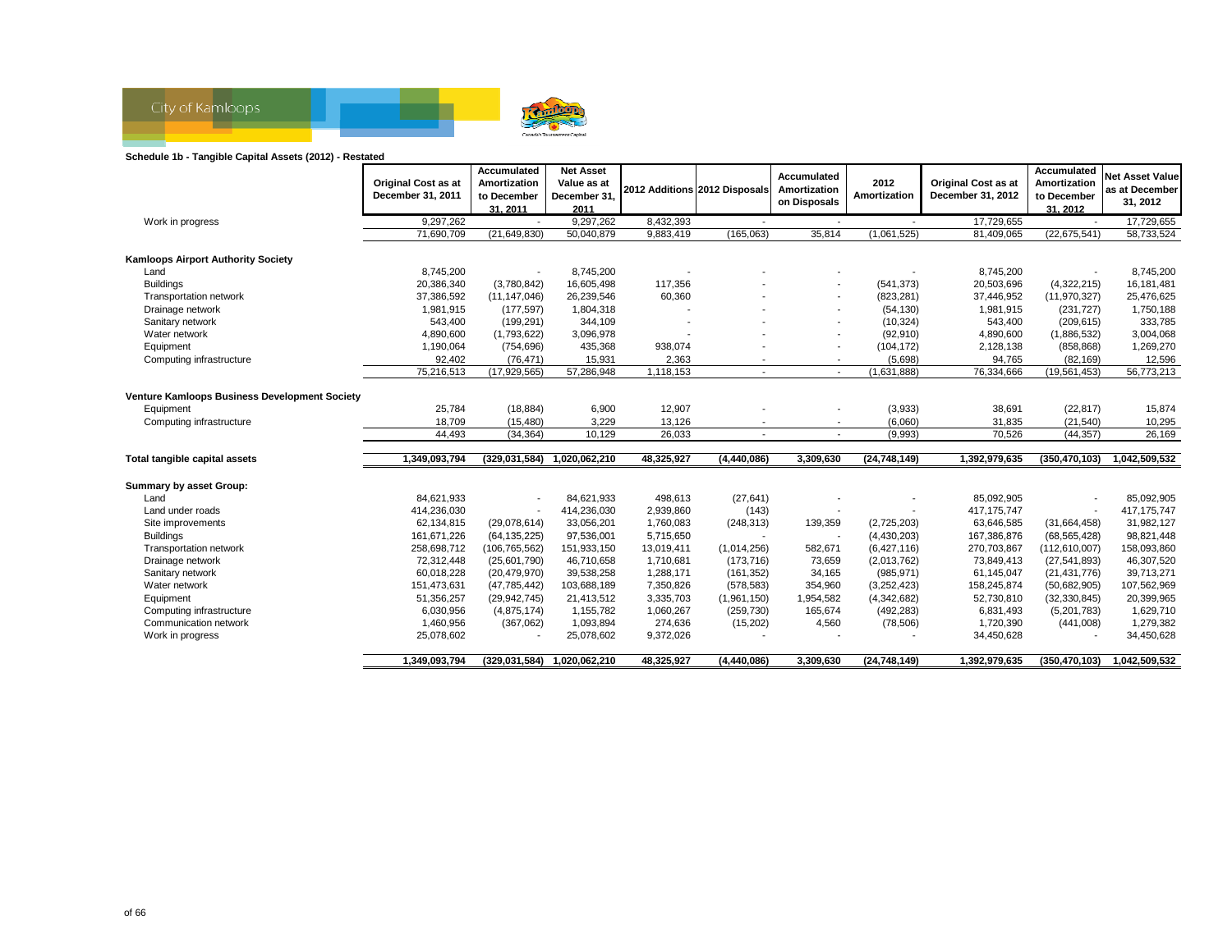**Schedule 1b - Tangible Capital Assets (2012) - Restated**

| | Original Cost as at December 31, 2011 | Accumulated Amortization to December 31, 2011 | Net Asset Value as at December 31, 2011 | 2012 Additions | 2012 Disposals | Accumulated Amortization on Disposals | 2012 Amortization | Original Cost as at December 31, 2012 | Accumulated Amortization to December 31, 2012 | Net Asset Value as at December 31, 2012 |
|---|---|---|---|---|---|---|---|---|---|---|
| Work in progress | 9,297,262 | - | 9,297,262 | 8,432,393 | - | - | - | 17,729,655 | - | 17,729,655 |
| | 71,690,709 | (21,649,830) | 50,040,879 | 9,883,419 | (165,063) | 35,814 | (1,061,525) | 81,409,065 | (22,675,541) | 58,733,524 |
| **Kamloops Airport Authority Society** | | | | | | | | | | |
| Land | 8,745,200 | - | 8,745,200 | - | - | - | - | 8,745,200 | - | 8,745,200 |
| Buildings | 20,386,340 | (3,780,842) | 16,605,498 | 117,356 | - | - | (541,373) | 20,503,696 | (4,322,215) | 16,181,481 |
| Transportation network | 37,386,592 | (11,147,046) | 26,239,546 | 60,360 | - | - | (823,281) | 37,446,952 | (11,970,327) | 25,476,625 |
| Drainage network | 1,981,915 | (177,597) | 1,804,318 | - | - | - | (54,130) | 1,981,915 | (231,727) | 1,750,188 |
| Sanitary network | 543,400 | (199,291) | 344,109 | - | - | - | (10,324) | 543,400 | (209,615) | 333,785 |
| Water network | 4,890,600 | (1,793,622) | 3,096,978 | - | - | - | (92,910) | 4,890,600 | (1,886,532) | 3,004,068 |
| Equipment | 1,190,064 | (754,696) | 435,368 | 938,074 | - | - | (104,172) | 2,128,138 | (858,868) | 1,269,270 |
| Computing infrastructure | 92,402 | (76,471) | 15,931 | 2,363 | - | - | (5,698) | 94,765 | (82,169) | 12,596 |
| | 75,216,513 | (17,929,565) | 57,286,948 | 1,118,153 | - | - | (1,631,888) | 76,334,666 | (19,561,453) | 56,773,213 |
| **Venture Kamloops Business Development Society** | | | | | | | | | | |
| Equipment | 25,784 | (18,884) | 6,900 | 12,907 | - | - | (3,933) | 38,691 | (22,817) | 15,874 |
| Computing infrastructure | 18,709 | (15,480) | 3,229 | 13,126 | - | - | (6,060) | 31,835 | (21,540) | 10,295 |
| | 44,493 | (34,364) | 10,129 | 26,033 | - | - | (9,993) | 70,526 | (44,357) | 26,169 |
| **Total tangible capital assets** | **1,349,093,794** | **(329,031,584)** | **1,020,062,210** | **48,325,927** | **(4,440,086)** | **3,309,630** | **(24,748,149)** | **1,392,979,635** | **(350,470,103)** | **1,042,509,532** |
| **Summary by asset Group:** | | | | | | | | | | |
| Land | 84,621,933 | - | 84,621,933 | 498,613 | (27,641) | - | - | 85,092,905 | - | 85,092,905 |
| Land under roads | 414,236,030 | - | 414,236,030 | 2,939,860 | (143) | - | - | 417,175,747 | - | 417,175,747 |
| Site improvements | 62,134,815 | (29,078,614) | 33,056,201 | 1,760,083 | (248,313) | 139,359 | (2,725,203) | 63,646,585 | (31,664,458) | 31,982,127 |
| Buildings | 161,671,226 | (64,135,225) | 97,536,001 | 5,715,650 | - | - | (4,430,203) | 167,386,876 | (68,565,428) | 98,821,448 |
| Transportation network | 258,698,712 | (106,765,562) | 151,933,150 | 13,019,411 | (1,014,256) | 582,671 | (6,427,116) | 270,703,867 | (112,610,007) | 158,093,860 |
| Drainage network | 72,312,448 | (25,601,790) | 46,710,658 | 1,710,681 | (173,716) | 73,659 | (2,013,762) | 73,849,413 | (27,541,893) | 46,307,520 |
| Sanitary network | 60,018,228 | (20,479,970) | 39,538,258 | 1,288,171 | (161,352) | 34,165 | (985,971) | 61,145,047 | (21,431,776) | 39,713,271 |
| Water network | 151,473,631 | (47,785,442) | 103,688,189 | 7,350,826 | (578,583) | 354,960 | (3,252,423) | 158,245,874 | (50,682,905) | 107,562,969 |
| Equipment | 51,356,257 | (29,942,745) | 21,413,512 | 3,335,703 | (1,961,150) | 1,954,582 | (4,342,682) | 52,730,810 | (32,330,845) | 20,399,965 |
| Computing infrastructure | 6,030,956 | (4,875,174) | 1,155,782 | 1,060,267 | (259,730) | 165,674 | (492,283) | 6,831,493 | (5,201,783) | 1,629,710 |
| Communication network | 1,460,956 | (367,062) | 1,093,894 | 274,636 | (15,202) | 4,560 | (78,506) | 1,720,390 | (441,008) | 1,279,382 |
| Work in progress | 25,078,602 | - | 25,078,602 | 9,372,026 | - | - | - | 34,450,628 | - | 34,450,628 |
| | **1,349,093,794** | **(329,031,584)** | **1,020,062,210** | **48,325,927** | **(4,440,086)** | **3,309,630** | **(24,748,149)** | **1,392,979,635** | **(350,470,103)** | **1,042,509,532** |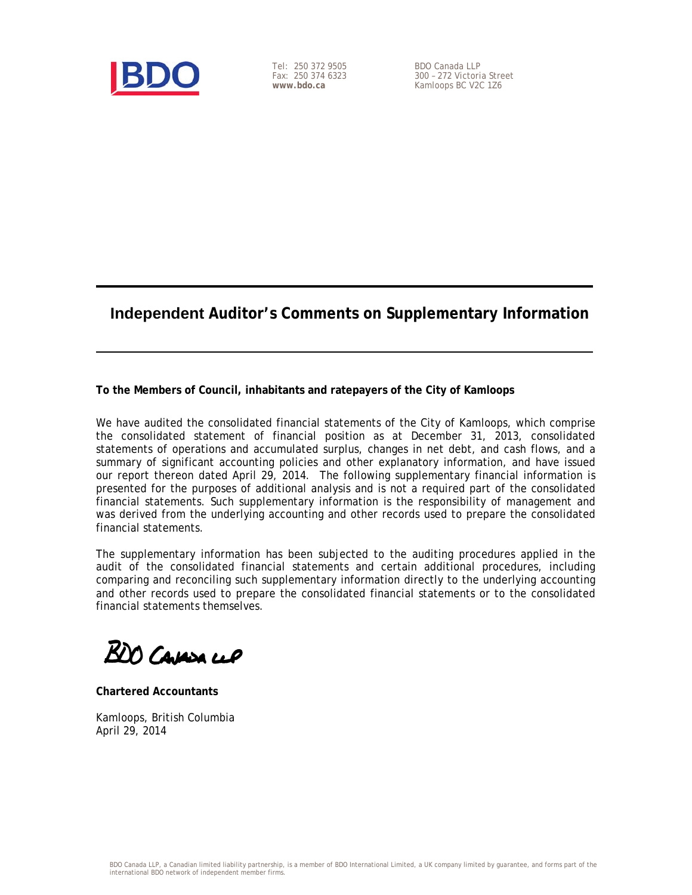BDO

Tel: 250 372 9505
Fax: 250 374 6323
**www.bdo.ca**

BDO Canada LLP
300 – 272 Victoria Street
Kamloops BC V2C 1Z6

## Independent Auditor's Comments on Supplementary Information

**To the Members of Council, inhabitants and ratepayers of the City of Kamloops**

We have audited the consolidated financial statements of the City of Kamloops, which comprise the consolidated statement of financial position as at December 31, 2013, consolidated statements of operations and accumulated surplus, changes in net debt, and cash flows, and a summary of significant accounting policies and other explanatory information, and have issued our report thereon dated April 29, 2014. The following supplementary financial information is presented for the purposes of additional analysis and is not a required part of the consolidated financial statements. Such supplementary information is the responsibility of management and was derived from the underlying accounting and other records used to prepare the consolidated financial statements.

The supplementary information has been subjected to the auditing procedures applied in the audit of the consolidated financial statements and certain additional procedures, including comparing and reconciling such supplementary information directly to the underlying accounting and other records used to prepare the consolidated financial statements or to the consolidated financial statements themselves.

BDO Canada LLP

**Chartered Accountants**

Kamloops, British Columbia
April 29, 2014

BDO Canada LLP, a Canadian limited liability partnership, is a member of BDO International Limited, a UK company limited by guarantee, and forms part of the international BDO network of independent member firms.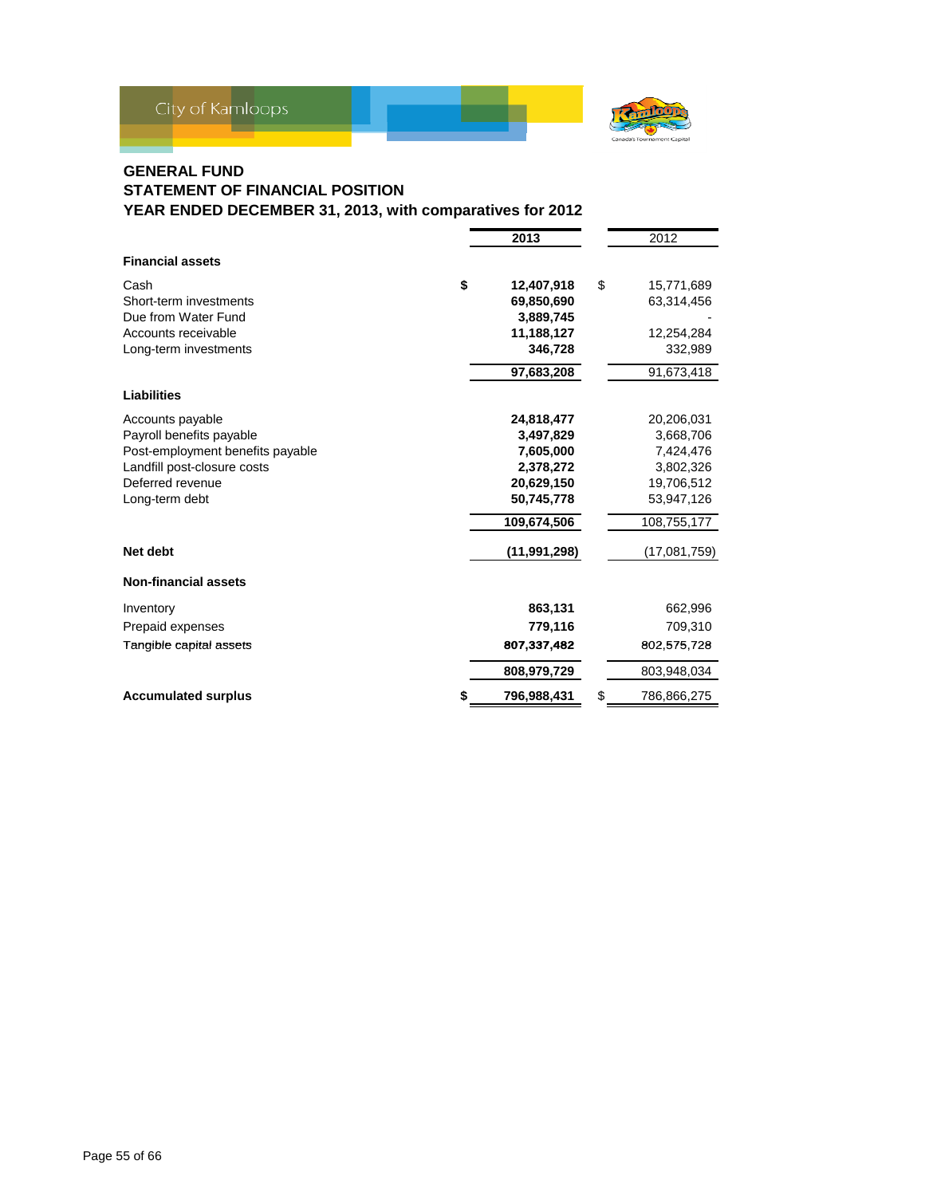City of Kamloops

## GENERAL FUND
## STATEMENT OF FINANCIAL POSITION
## YEAR ENDED DECEMBER 31, 2013, with comparatives for 2012

| | 2013 | 2012 |
|---|---|---|
| **Financial assets** | | |
| Cash | $ 12,407,918 | $ 15,771,689 |
| Short-term investments | 69,850,690 | 63,314,456 |
| Due from Water Fund | 3,889,745 | - |
| Accounts receivable | 11,188,127 | 12,254,284 |
| Long-term investments | 346,728 | 332,989 |
| | 97,683,208 | 91,673,418 |
| **Liabilities** | | |
| Accounts payable | 24,818,477 | 20,206,031 |
| Payroll benefits payable | 3,497,829 | 3,668,706 |
| Post-employment benefits payable | 7,605,000 | 7,424,476 |
| Landfill post-closure costs | 2,378,272 | 3,802,326 |
| Deferred revenue | 20,629,150 | 19,706,512 |
| Long-term debt | 50,745,778 | 53,947,126 |
| | 109,674,506 | 108,755,177 |
| **Net debt** | (11,991,298) | (17,081,759) |
| **Non-financial assets** | | |
| Inventory | 863,131 | 662,996 |
| Prepaid expenses | 779,116 | 709,310 |
| Tangible capital assets | 807,337,482 | 802,575,728 |
| | 808,979,729 | 803,948,034 |
| **Accumulated surplus** | $ 796,988,431 | $ 786,866,275 |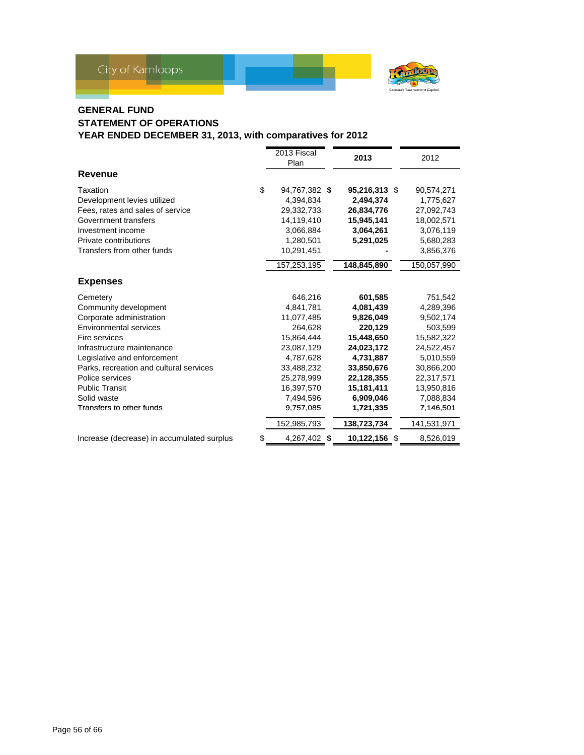City of Kamloops

## GENERAL FUND
## STATEMENT OF OPERATIONS
## YEAR ENDED DECEMBER 31, 2013, with comparatives for 2012

| | 2013 Fiscal Plan | **2013** | 2012 |
|---|---|---|---|
| **Revenue** | | | |
| Taxation | $ 94,767,382 | **$ 95,216,313** | $ 90,574,271 |
| Development levies utilized | 4,394,834 | **2,494,374** | 1,775,627 |
| Fees, rates and sales of service | 29,332,733 | **26,834,776** | 27,092,743 |
| Government transfers | 14,119,410 | **15,945,141** | 18,002,571 |
| Investment income | 3,066,884 | **3,064,261** | 3,076,119 |
| Private contributions | 1,280,501 | **5,291,025** | 5,680,283 |
| Transfers from other funds | 10,291,451 | **-** | 3,856,376 |
| | 157,253,195 | **148,845,890** | 150,057,990 |
| **Expenses** | | | |
| Cemetery | 646,216 | **601,585** | 751,542 |
| Community development | 4,841,781 | **4,081,439** | 4,289,396 |
| Corporate administration | 11,077,485 | **9,826,049** | 9,502,174 |
| Environmental services | 264,628 | **220,129** | 503,599 |
| Fire services | 15,864,444 | **15,448,650** | 15,582,322 |
| Infrastructure maintenance | 23,087,129 | **24,023,172** | 24,522,457 |
| Legislative and enforcement | 4,787,628 | **4,731,887** | 5,010,559 |
| Parks, recreation and cultural services | 33,488,232 | **33,850,676** | 30,866,200 |
| Police services | 25,278,999 | **22,128,355** | 22,317,571 |
| Public Transit | 16,397,570 | **15,181,411** | 13,950,816 |
| Solid waste | 7,494,596 | **6,909,046** | 7,088,834 |
| Transfers to other funds | 9,757,085 | **1,721,335** | 7,146,501 |
| | 152,985,793 | **138,723,734** | 141,531,971 |
| Increase (decrease) in accumulated surplus | $ 4,267,402 | **$ 10,122,156** | $ 8,526,019 |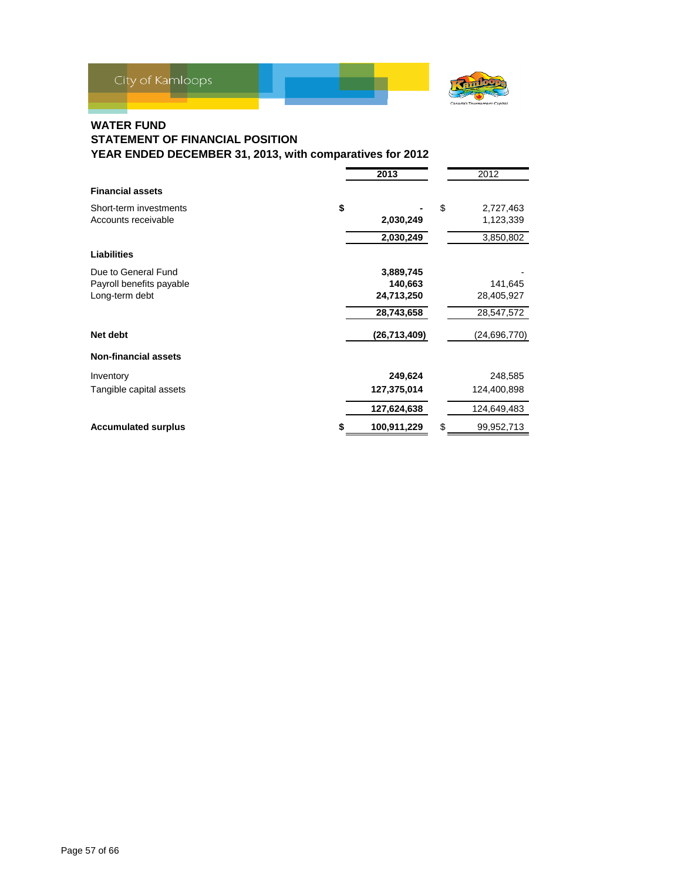## WATER FUND
## STATEMENT OF FINANCIAL POSITION
## YEAR ENDED DECEMBER 31, 2013, with comparatives for 2012

| | 2013 | 2012 |
|---|---|---|
| **Financial assets** | | |
| Short-term investments | $ - | $ 2,727,463 |
| Accounts receivable | 2,030,249 | 1,123,339 |
| | 2,030,249 | 3,850,802 |
| **Liabilities** | | |
| Due to General Fund | 3,889,745 | - |
| Payroll benefits payable | 140,663 | 141,645 |
| Long-term debt | 24,713,250 | 28,405,927 |
| | 28,743,658 | 28,547,572 |
| **Net debt** | (26,713,409) | (24,696,770) |
| **Non-financial assets** | | |
| Inventory | 249,624 | 248,585 |
| Tangible capital assets | 127,375,014 | 124,400,898 |
| | 127,624,638 | 124,649,483 |
| **Accumulated surplus** | $ 100,911,229 | $ 99,952,713 |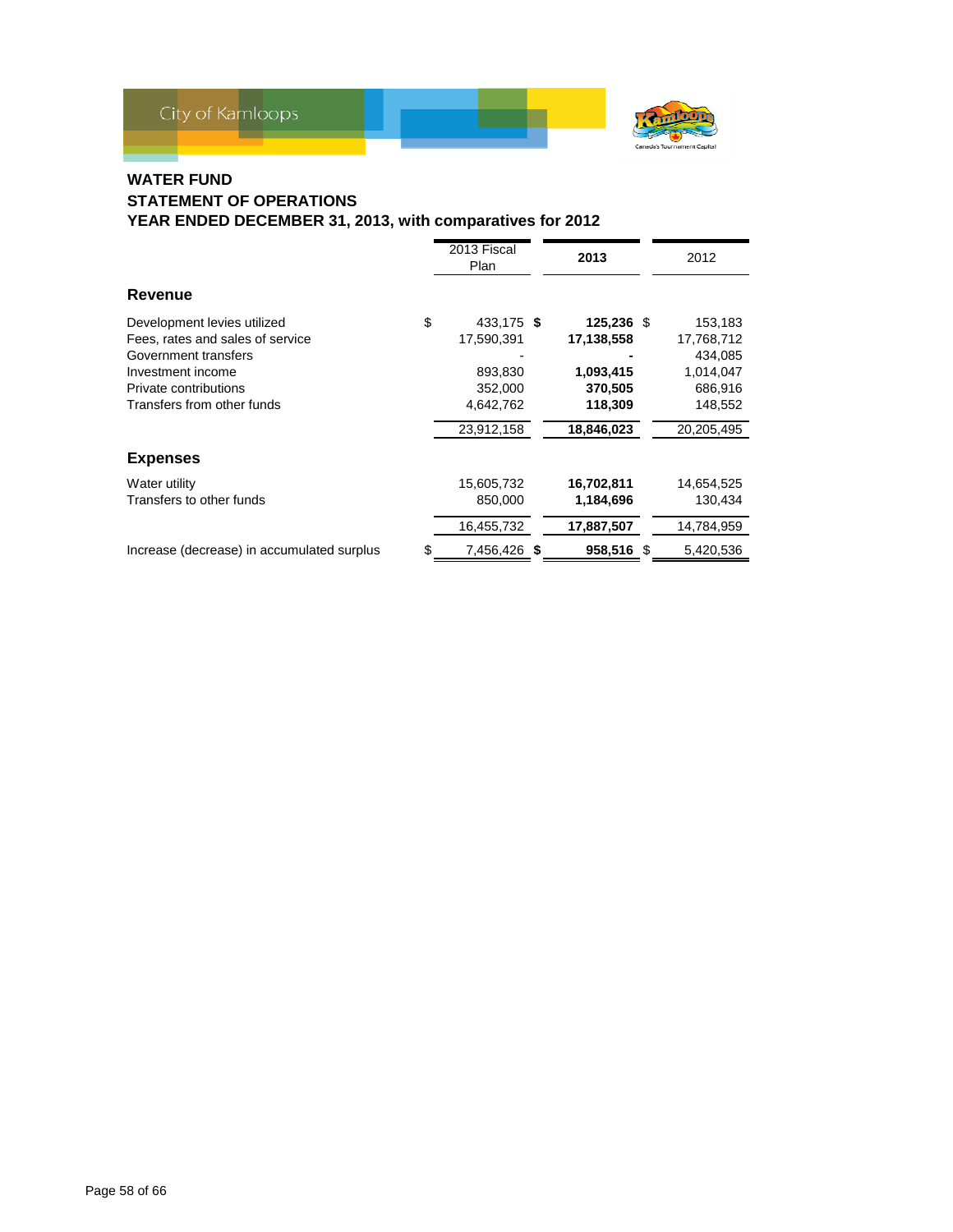## WATER FUND
## STATEMENT OF OPERATIONS
## YEAR ENDED DECEMBER 31, 2013, with comparatives for 2012

| | 2013 Fiscal Plan | **2013** | 2012 |
|---|---|---|---|
| **Revenue** | | | |
| Development levies utilized | $ 433,175 | **$ 125,236** | $ 153,183 |
| Fees, rates and sales of service | 17,590,391 | **17,138,558** | 17,768,712 |
| Government transfers | - | **-** | 434,085 |
| Investment income | 893,830 | **1,093,415** | 1,014,047 |
| Private contributions | 352,000 | **370,505** | 686,916 |
| Transfers from other funds | 4,642,762 | **118,309** | 148,552 |
| | 23,912,158 | **18,846,023** | 20,205,495 |
| **Expenses** | | | |
| Water utility | 15,605,732 | **16,702,811** | 14,654,525 |
| Transfers to other funds | 850,000 | **1,184,696** | 130,434 |
| | 16,455,732 | **17,887,507** | 14,784,959 |
| Increase (decrease) in accumulated surplus | $ 7,456,426 | **$ 958,516** | $ 5,420,536 |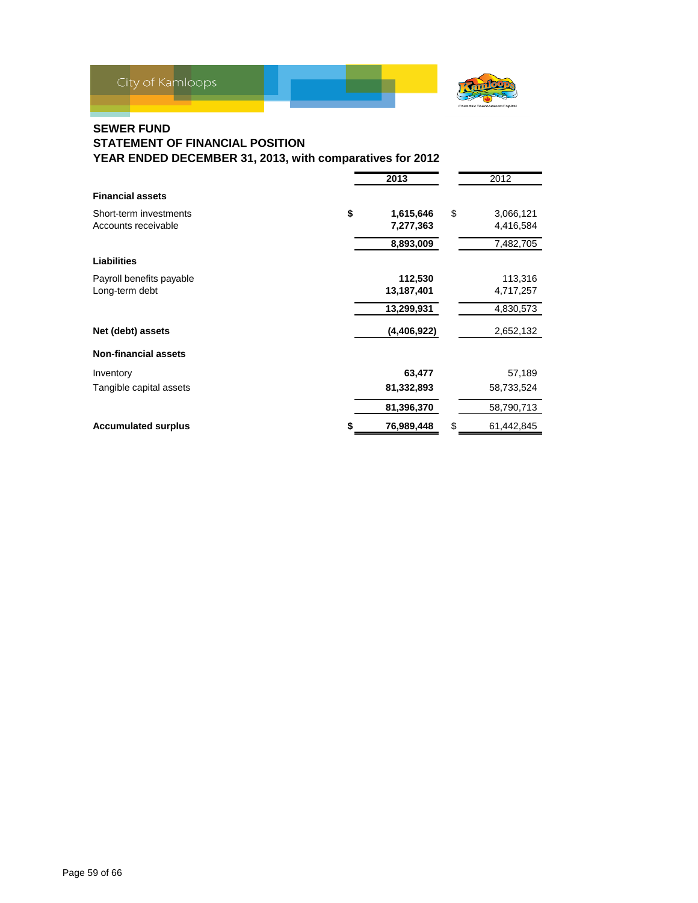City of Kamloops

## SEWER FUND
## STATEMENT OF FINANCIAL POSITION
## YEAR ENDED DECEMBER 31, 2013, with comparatives for 2012

| | 2013 | 2012 |
|---|---|---|
| **Financial assets** | | |
| Short-term investments | $ 1,615,646 | $ 3,066,121 |
| Accounts receivable | 7,277,363 | 4,416,584 |
| | 8,893,009 | 7,482,705 |
| **Liabilities** | | |
| Payroll benefits payable | 112,530 | 113,316 |
| Long-term debt | 13,187,401 | 4,717,257 |
| | 13,299,931 | 4,830,573 |
| **Net (debt) assets** | (4,406,922) | 2,652,132 |
| **Non-financial assets** | | |
| Inventory | 63,477 | 57,189 |
| Tangible capital assets | 81,332,893 | 58,733,524 |
| | 81,396,370 | 58,790,713 |
| **Accumulated surplus** | $ 76,989,448 | $ 61,442,845 |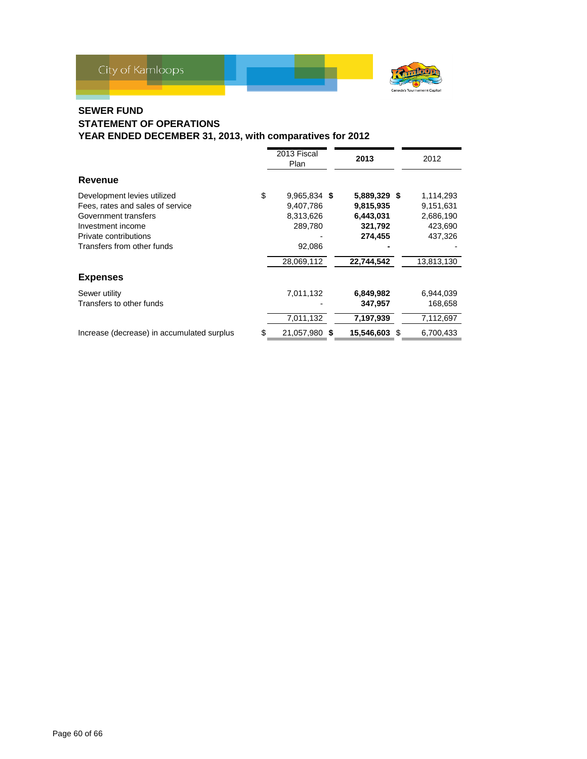## SEWER FUND
## STATEMENT OF OPERATIONS
## YEAR ENDED DECEMBER 31, 2013, with comparatives for 2012

| | 2013 Fiscal Plan | **2013** | 2012 |
|---|---|---|---|
| **Revenue** | | | |
| Development levies utilized | $ 9,965,834 | **$ 5,889,329** | $ 1,114,293 |
| Fees, rates and sales of service | 9,407,786 | **9,815,935** | 9,151,631 |
| Government transfers | 8,313,626 | **6,443,031** | 2,686,190 |
| Investment income | 289,780 | **321,792** | 423,690 |
| Private contributions | - | **274,455** | 437,326 |
| Transfers from other funds | 92,086 | **-** | - |
| | 28,069,112 | **22,744,542** | 13,813,130 |
| **Expenses** | | | |
| Sewer utility | 7,011,132 | **6,849,982** | 6,944,039 |
| Transfers to other funds | - | **347,957** | 168,658 |
| | 7,011,132 | **7,197,939** | 7,112,697 |
| Increase (decrease) in accumulated surplus | $ 21,057,980 | **$ 15,546,603** | $ 6,700,433 |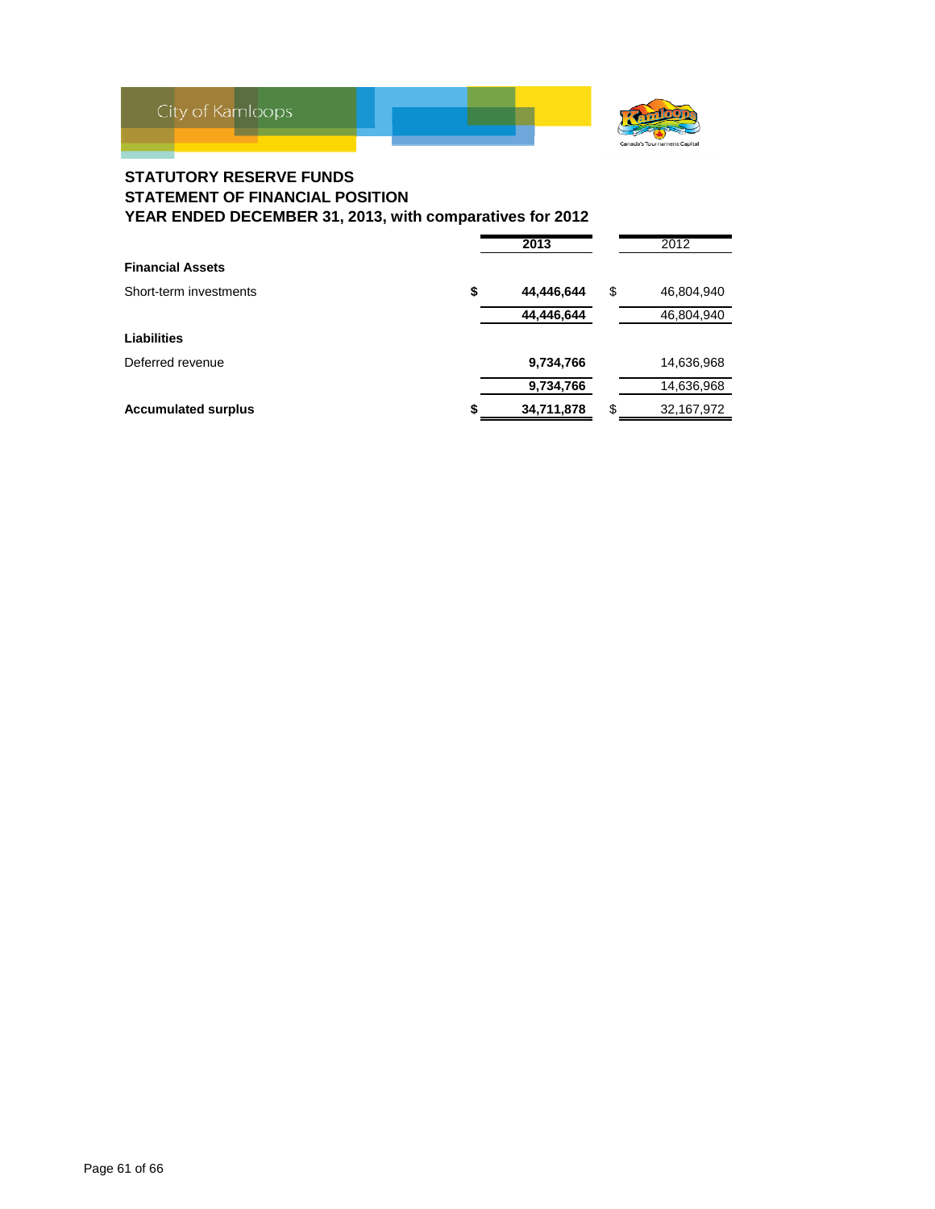City of Kamloops

## STATUTORY RESERVE FUNDS
## STATEMENT OF FINANCIAL POSITION
## YEAR ENDED DECEMBER 31, 2013, with comparatives for 2012

| | 2013 | 2012 |
|---|---|---|
| **Financial Assets** | | |
| Short-term investments | $ **44,446,644** | $ 46,804,940 |
| | **44,446,644** | 46,804,940 |
| **Liabilities** | | |
| Deferred revenue | **9,734,766** | 14,636,968 |
| | **9,734,766** | 14,636,968 |
| **Accumulated surplus** | $ **34,711,878** | $ 32,167,972 |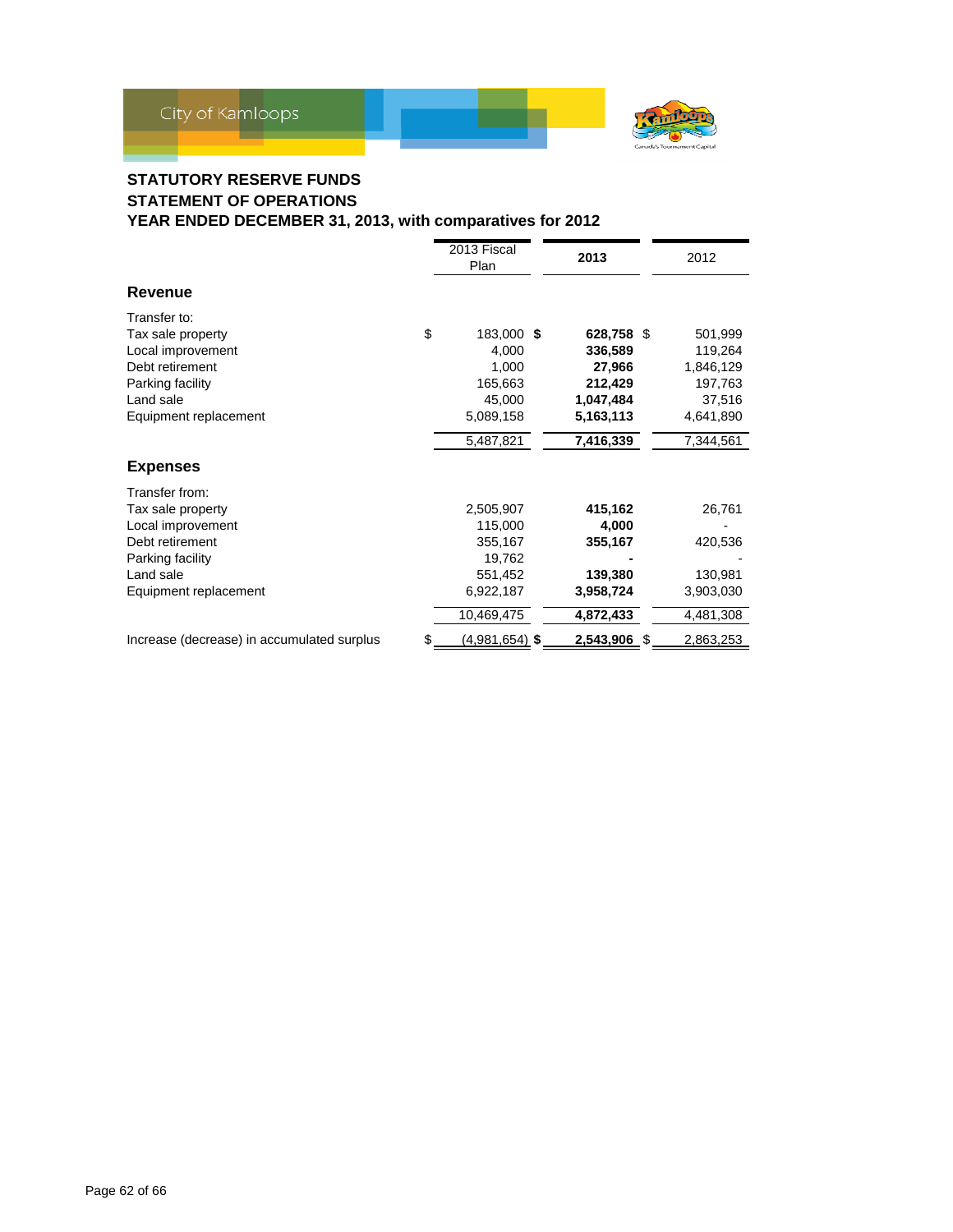City of Kamloops

## STATUTORY RESERVE FUNDS
## STATEMENT OF OPERATIONS
## YEAR ENDED DECEMBER 31, 2013, with comparatives for 2012

| | 2013 Fiscal Plan | **2013** | 2012 |
|---|---|---|---|
| **Revenue** | | | |
| Transfer to: | | | |
| Tax sale property | $ 183,000 | **$ 628,758** | $ 501,999 |
| Local improvement | 4,000 | **336,589** | 119,264 |
| Debt retirement | 1,000 | **27,966** | 1,846,129 |
| Parking facility | 165,663 | **212,429** | 197,763 |
| Land sale | 45,000 | **1,047,484** | 37,516 |
| Equipment replacement | 5,089,158 | **5,163,113** | 4,641,890 |
| | 5,487,821 | **7,416,339** | 7,344,561 |
| **Expenses** | | | |
| Transfer from: | | | |
| Tax sale property | 2,505,907 | **415,162** | 26,761 |
| Local improvement | 115,000 | **4,000** | - |
| Debt retirement | 355,167 | **355,167** | 420,536 |
| Parking facility | 19,762 | **-** | - |
| Land sale | 551,452 | **139,380** | 130,981 |
| Equipment replacement | 6,922,187 | **3,958,724** | 3,903,030 |
| | 10,469,475 | **4,872,433** | 4,481,308 |
| Increase (decrease) in accumulated surplus | $ (4,981,654) | **$ 2,543,906** | $ 2,863,253 |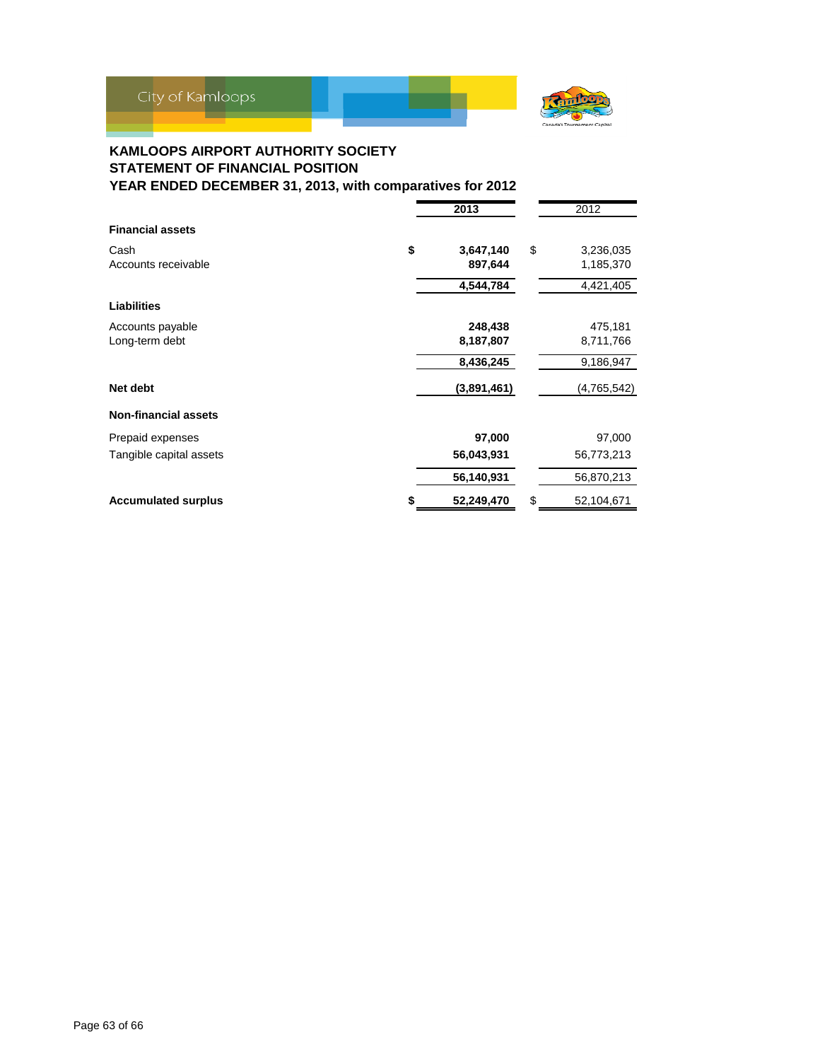## KAMLOOPS AIRPORT AUTHORITY SOCIETY
## STATEMENT OF FINANCIAL POSITION
## YEAR ENDED DECEMBER 31, 2013, with comparatives for 2012

| | 2013 | 2012 |
|---|---|---|
| **Financial assets** | | |
| Cash | $ **3,647,140** | $ 3,236,035 |
| Accounts receivable | **897,644** | 1,185,370 |
| | **4,544,784** | 4,421,405 |
| **Liabilities** | | |
| Accounts payable | **248,438** | 475,181 |
| Long-term debt | **8,187,807** | 8,711,766 |
| | **8,436,245** | 9,186,947 |
| **Net debt** | **(3,891,461)** | (4,765,542) |
| **Non-financial assets** | | |
| Prepaid expenses | **97,000** | 97,000 |
| Tangible capital assets | **56,043,931** | 56,773,213 |
| | **56,140,931** | 56,870,213 |
| **Accumulated surplus** | $ **52,249,470** | $ 52,104,671 |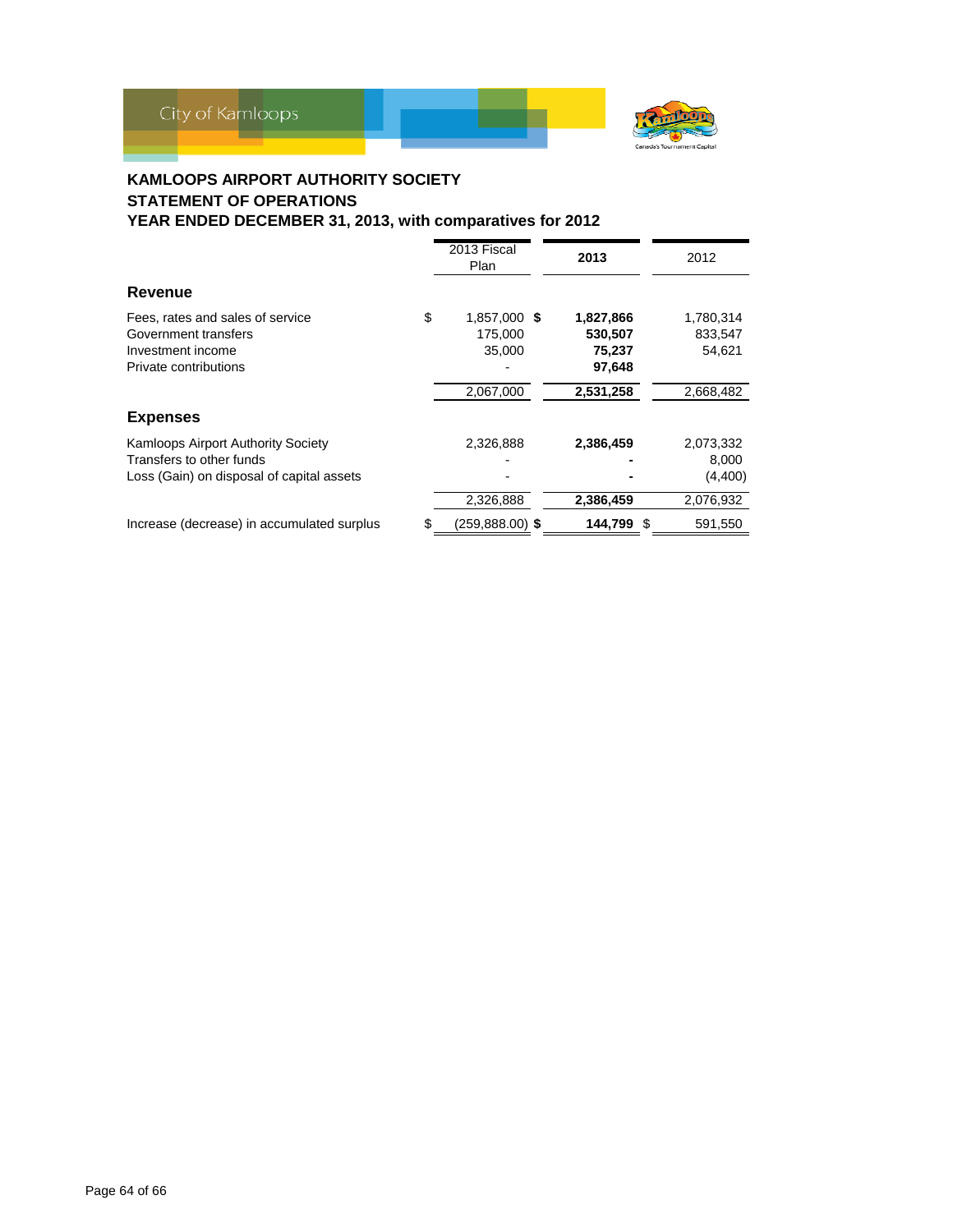# KAMLOOPS AIRPORT AUTHORITY SOCIETY
## STATEMENT OF OPERATIONS
## YEAR ENDED DECEMBER 31, 2013, with comparatives for 2012

| | 2013 Fiscal Plan | 2013 | 2012 |
|---|---|---|---|
| **Revenue** | | | |
| Fees, rates and sales of service | $ 1,857,000 | **$ 1,827,866** | 1,780,314 |
| Government transfers | 175,000 | **530,507** | 833,547 |
| Investment income | 35,000 | **75,237** | 54,621 |
| Private contributions | - | **97,648** | |
| | 2,067,000 | **2,531,258** | 2,668,482 |
| **Expenses** | | | |
| Kamloops Airport Authority Society | 2,326,888 | **2,386,459** | 2,073,332 |
| Transfers to other funds | - | **-** | 8,000 |
| Loss (Gain) on disposal of capital assets | - | **-** | (4,400) |
| | 2,326,888 | **2,386,459** | 2,076,932 |
| Increase (decrease) in accumulated surplus | $ (259,888.00) | **$ 144,799** | $ 591,550 |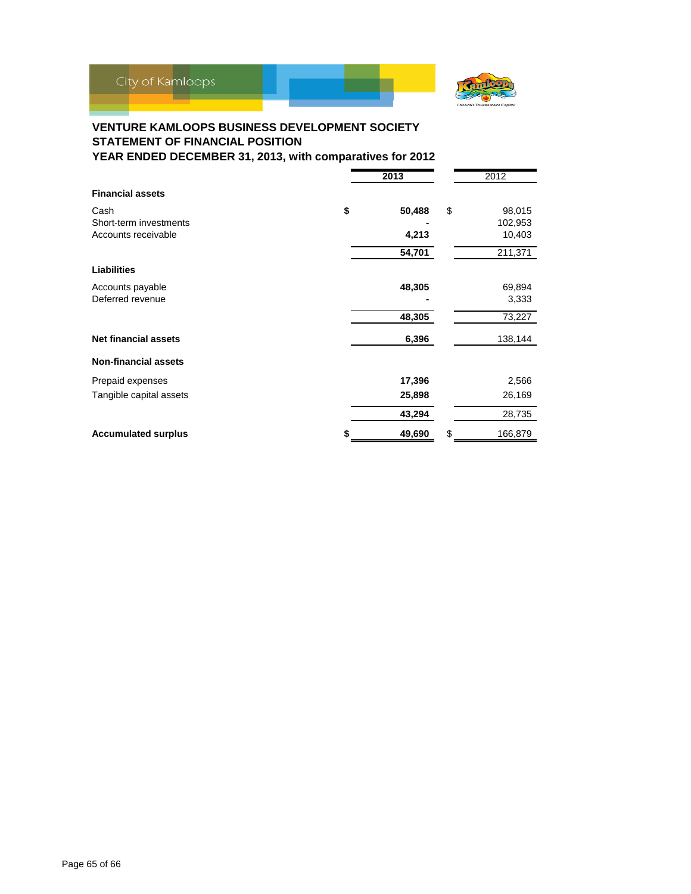## VENTURE KAMLOOPS BUSINESS DEVELOPMENT SOCIETY
## STATEMENT OF FINANCIAL POSITION
## YEAR ENDED DECEMBER 31, 2013, with comparatives for 2012

| | **2013** | 2012 |
|---|---:|---:|
| **Financial assets** | | |
| Cash | **$ 50,488** | $ 98,015 |
| Short-term investments | **-** | 102,953 |
| Accounts receivable | **4,213** | 10,403 |
| | **54,701** | 211,371 |
| **Liabilities** | | |
| Accounts payable | **48,305** | 69,894 |
| Deferred revenue | **-** | 3,333 |
| | **48,305** | 73,227 |
| **Net financial assets** | **6,396** | 138,144 |
| **Non-financial assets** | | |
| Prepaid expenses | **17,396** | 2,566 |
| Tangible capital assets | **25,898** | 26,169 |
| | **43,294** | 28,735 |
| **Accumulated surplus** | **$ 49,690** | $ 166,879 |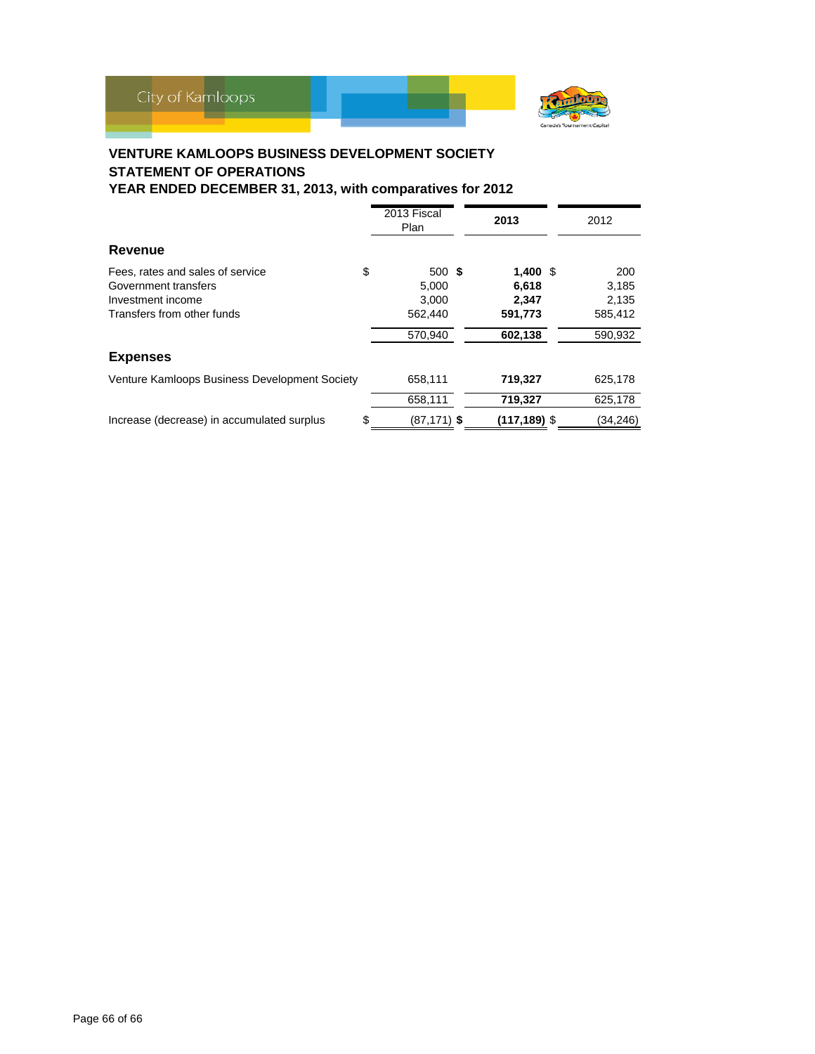**VENTURE KAMLOOPS BUSINESS DEVELOPMENT SOCIETY**
**STATEMENT OF OPERATIONS**
**YEAR ENDED DECEMBER 31, 2013, with comparatives for 2012**

| | 2013 Fiscal Plan | **2013** | 2012 |
|---|---|---|---|
| **Revenue** | | | |
| Fees, rates and sales of service | $ 500 | **$ 1,400** | $ 200 |
| Government transfers | 5,000 | **6,618** | 3,185 |
| Investment income | 3,000 | **2,347** | 2,135 |
| Transfers from other funds | 562,440 | **591,773** | 585,412 |
| | 570,940 | **602,138** | 590,932 |
| **Expenses** | | | |
| Venture Kamloops Business Development Society | 658,111 | **719,327** | 625,178 |
| | 658,111 | **719,327** | 625,178 |
| Increase (decrease) in accumulated surplus | $ (87,171) | **$ (117,189)** | $ (34,246) |